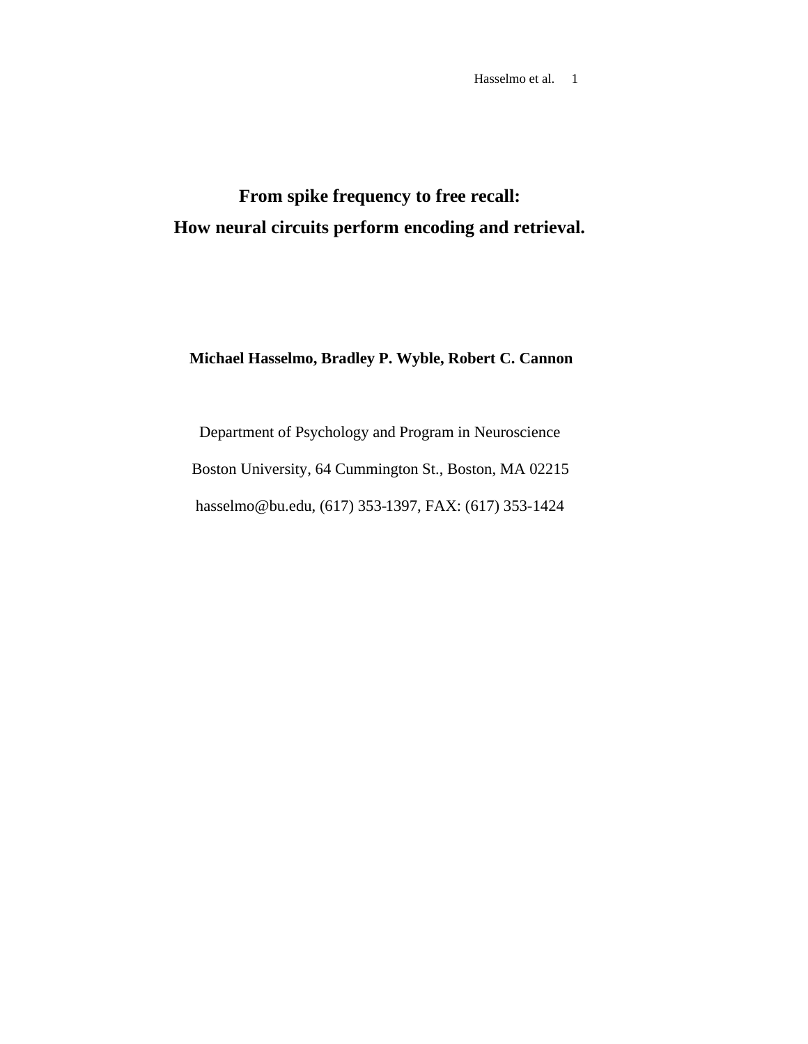# From spike frequency to free recall:
# How neural circuits perform encoding and retrieval.

**Michael Hasselmo, Bradley P. Wyble, Robert C. Cannon**

Department of Psychology and Program in Neuroscience

Boston University, 64 Cummington St., Boston, MA 02215

hasselmo@bu.edu, (617) 353-1397, FAX: (617) 353-1424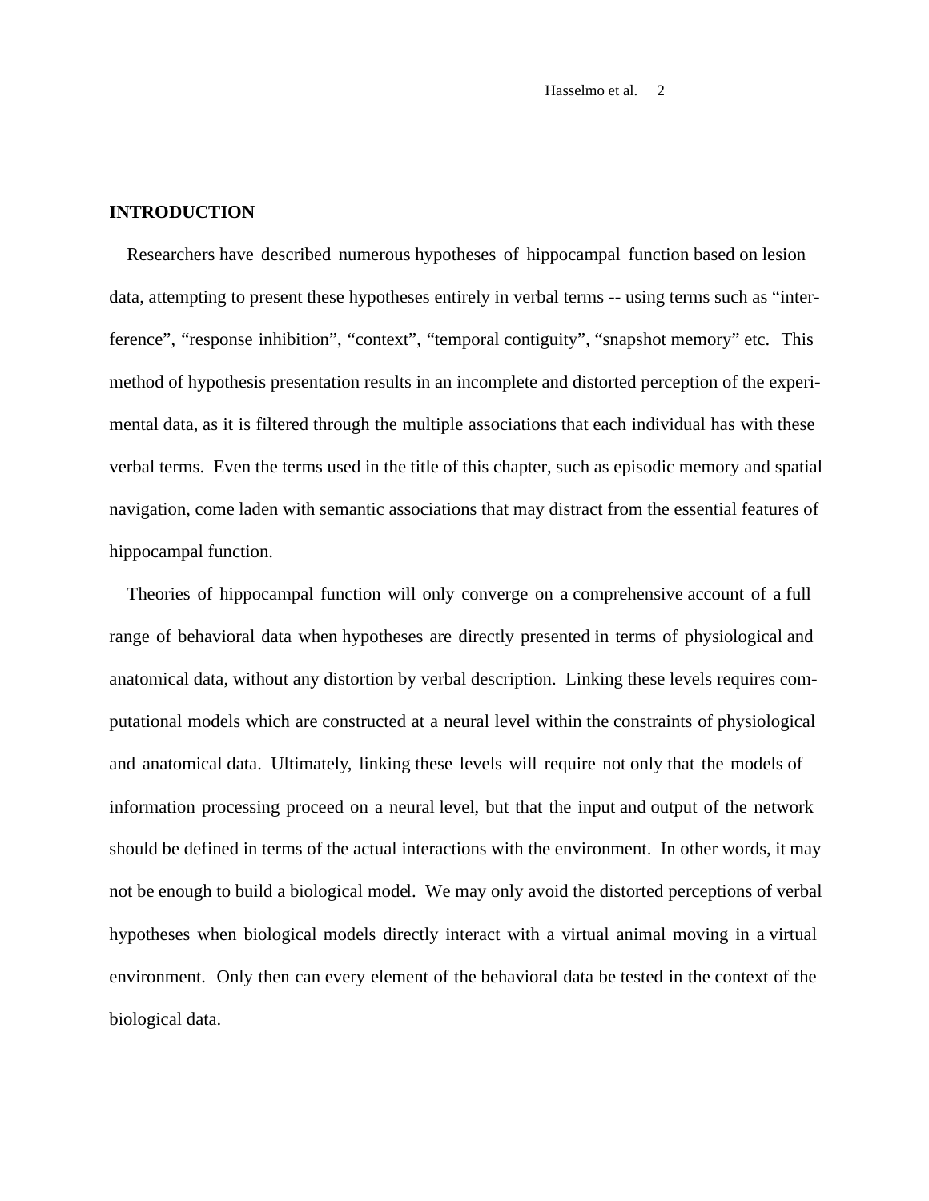## INTRODUCTION

Researchers have described numerous hypotheses of hippocampal function based on lesion data, attempting to present these hypotheses entirely in verbal terms -- using terms such as "interference", "response inhibition", "context", "temporal contiguity", "snapshot memory" etc. This method of hypothesis presentation results in an incomplete and distorted perception of the experimental data, as it is filtered through the multiple associations that each individual has with these verbal terms. Even the terms used in the title of this chapter, such as episodic memory and spatial navigation, come laden with semantic associations that may distract from the essential features of hippocampal function.

Theories of hippocampal function will only converge on a comprehensive account of a full range of behavioral data when hypotheses are directly presented in terms of physiological and anatomical data, without any distortion by verbal description. Linking these levels requires computational models which are constructed at a neural level within the constraints of physiological and anatomical data. Ultimately, linking these levels will require not only that the models of information processing proceed on a neural level, but that the input and output of the network should be defined in terms of the actual interactions with the environment. In other words, it may not be enough to build a biological model. We may only avoid the distorted perceptions of verbal hypotheses when biological models directly interact with a virtual animal moving in a virtual environment. Only then can every element of the behavioral data be tested in the context of the biological data.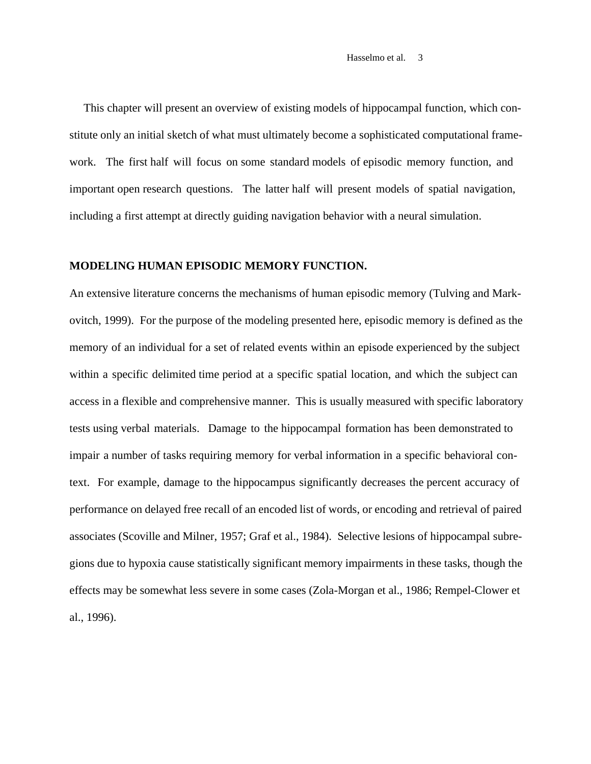This chapter will present an overview of existing models of hippocampal function, which constitute only an initial sketch of what must ultimately become a sophisticated computational framework. The first half will focus on some standard models of episodic memory function, and important open research questions. The latter half will present models of spatial navigation, including a first attempt at directly guiding navigation behavior with a neural simulation.

## MODELING HUMAN EPISODIC MEMORY FUNCTION.

An extensive literature concerns the mechanisms of human episodic memory (Tulving and Markovitch, 1999). For the purpose of the modeling presented here, episodic memory is defined as the memory of an individual for a set of related events within an episode experienced by the subject within a specific delimited time period at a specific spatial location, and which the subject can access in a flexible and comprehensive manner. This is usually measured with specific laboratory tests using verbal materials. Damage to the hippocampal formation has been demonstrated to impair a number of tasks requiring memory for verbal information in a specific behavioral context. For example, damage to the hippocampus significantly decreases the percent accuracy of performance on delayed free recall of an encoded list of words, or encoding and retrieval of paired associates (Scoville and Milner, 1957; Graf et al., 1984). Selective lesions of hippocampal subregions due to hypoxia cause statistically significant memory impairments in these tasks, though the effects may be somewhat less severe in some cases (Zola-Morgan et al., 1986; Rempel-Clower et al., 1996).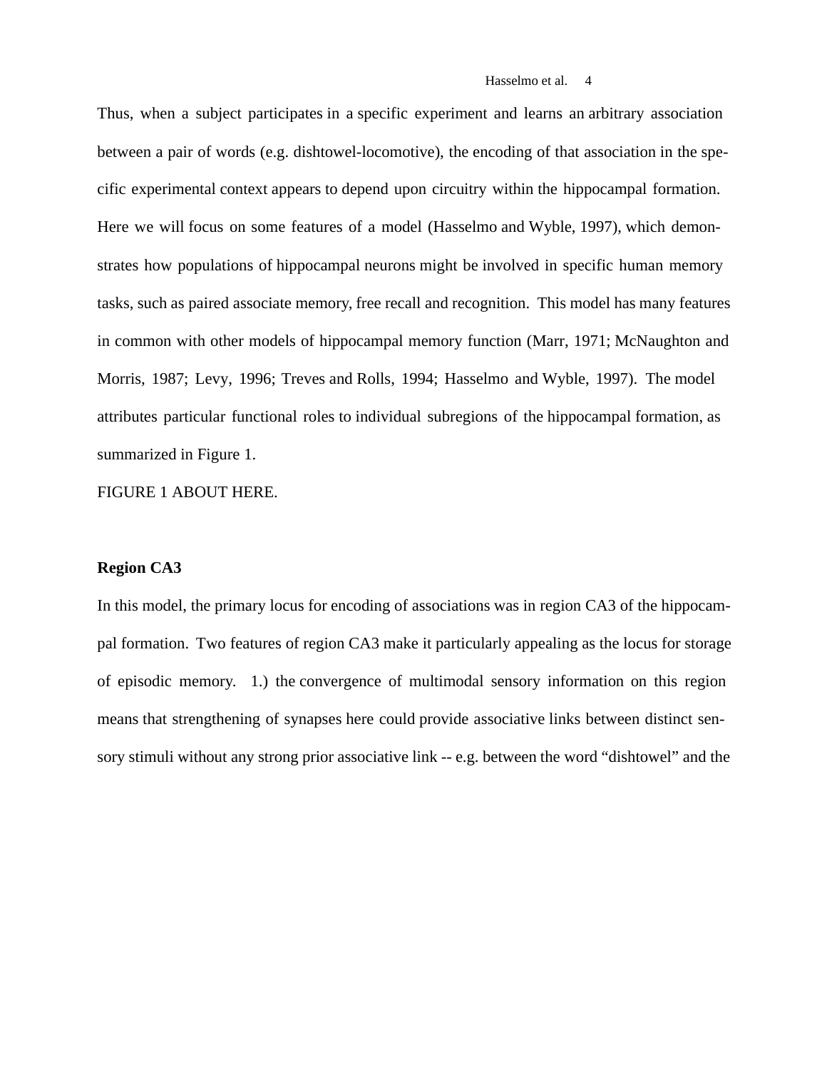Thus, when a subject participates in a specific experiment and learns an arbitrary association between a pair of words (e.g. dishtowel-locomotive), the encoding of that association in the specific experimental context appears to depend upon circuitry within the hippocampal formation. Here we will focus on some features of a model (Hasselmo and Wyble, 1997), which demonstrates how populations of hippocampal neurons might be involved in specific human memory tasks, such as paired associate memory, free recall and recognition. This model has many features in common with other models of hippocampal memory function (Marr, 1971; McNaughton and Morris, 1987; Levy, 1996; Treves and Rolls, 1994; Hasselmo and Wyble, 1997). The model attributes particular functional roles to individual subregions of the hippocampal formation, as summarized in Figure 1.

FIGURE 1 ABOUT HERE.

**Region CA3**

In this model, the primary locus for encoding of associations was in region CA3 of the hippocampal formation. Two features of region CA3 make it particularly appealing as the locus for storage of episodic memory. 1.) the convergence of multimodal sensory information on this region means that strengthening of synapses here could provide associative links between distinct sensory stimuli without any strong prior associative link -- e.g. between the word “dishtowel” and the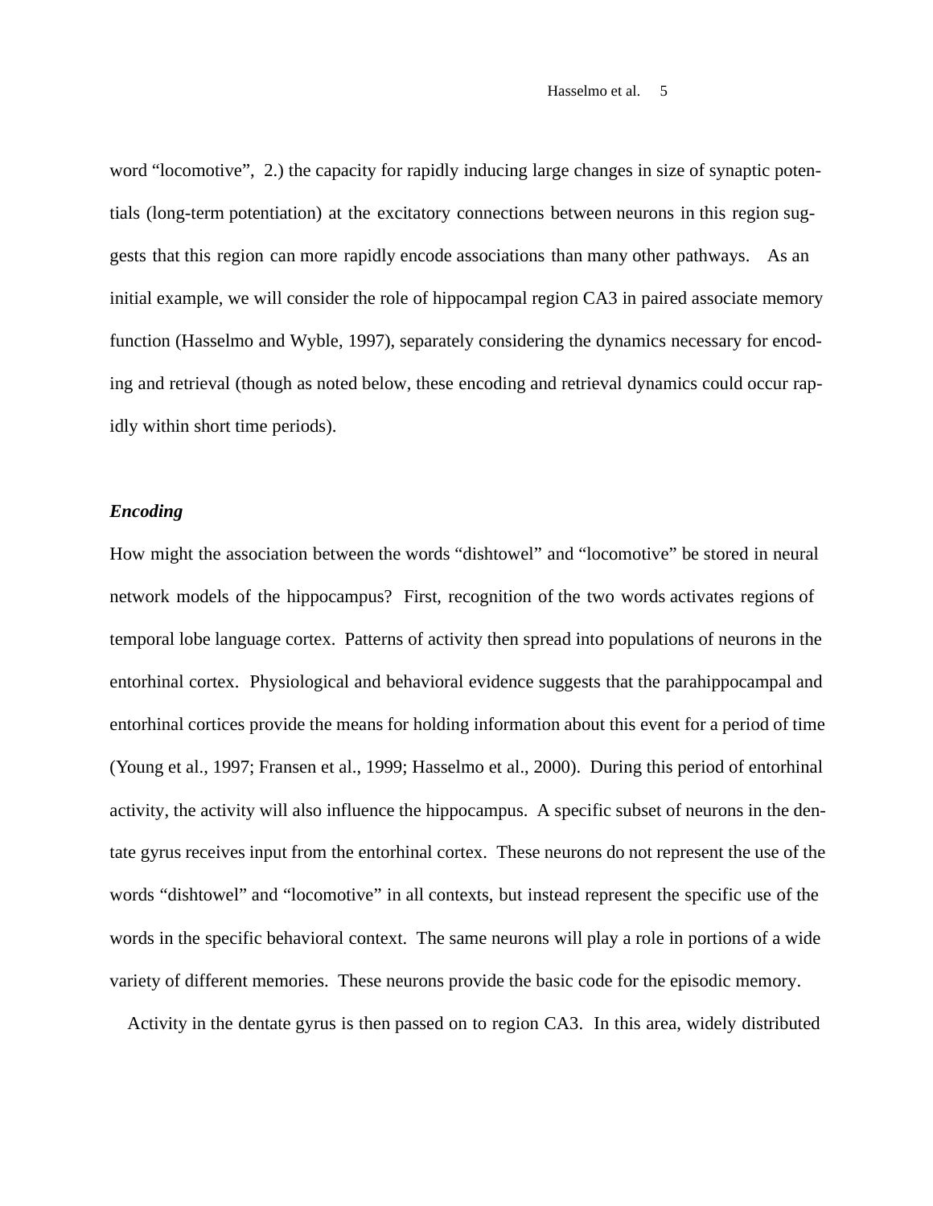word “locomotive”, 2.) the capacity for rapidly inducing large changes in size of synaptic potentials (long-term potentiation) at the excitatory connections between neurons in this region suggests that this region can more rapidly encode associations than many other pathways. As an initial example, we will consider the role of hippocampal region CA3 in paired associate memory function (Hasselmo and Wyble, 1997), separately considering the dynamics necessary for encoding and retrieval (though as noted below, these encoding and retrieval dynamics could occur rapidly within short time periods).

***Encoding***

How might the association between the words “dishtowel” and “locomotive” be stored in neural network models of the hippocampus? First, recognition of the two words activates regions of temporal lobe language cortex. Patterns of activity then spread into populations of neurons in the entorhinal cortex. Physiological and behavioral evidence suggests that the parahippocampal and entorhinal cortices provide the means for holding information about this event for a period of time (Young et al., 1997; Fransen et al., 1999; Hasselmo et al., 2000). During this period of entorhinal activity, the activity will also influence the hippocampus. A specific subset of neurons in the dentate gyrus receives input from the entorhinal cortex. These neurons do not represent the use of the words “dishtowel” and “locomotive” in all contexts, but instead represent the specific use of the words in the specific behavioral context. The same neurons will play a role in portions of a wide variety of different memories. These neurons provide the basic code for the episodic memory.

Activity in the dentate gyrus is then passed on to region CA3. In this area, widely distributed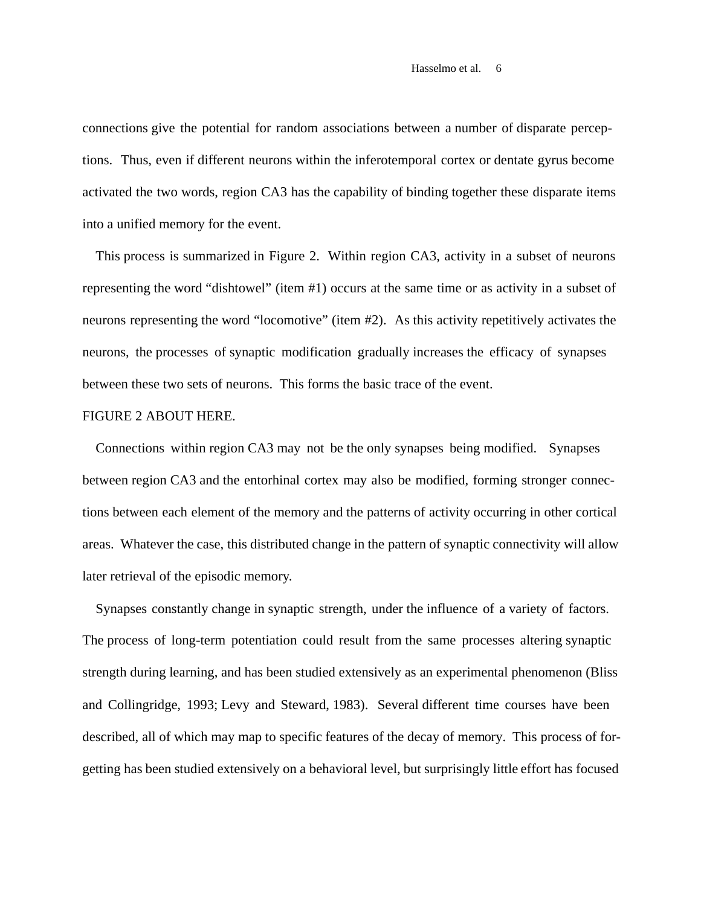connections give the potential for random associations between a number of disparate perceptions. Thus, even if different neurons within the inferotemporal cortex or dentate gyrus become activated the two words, region CA3 has the capability of binding together these disparate items into a unified memory for the event.

This process is summarized in Figure 2. Within region CA3, activity in a subset of neurons representing the word "dishtowel" (item #1) occurs at the same time or as activity in a subset of neurons representing the word "locomotive" (item #2). As this activity repetitively activates the neurons, the processes of synaptic modification gradually increases the efficacy of synapses between these two sets of neurons. This forms the basic trace of the event.

FIGURE 2 ABOUT HERE.

Connections within region CA3 may not be the only synapses being modified. Synapses between region CA3 and the entorhinal cortex may also be modified, forming stronger connections between each element of the memory and the patterns of activity occurring in other cortical areas. Whatever the case, this distributed change in the pattern of synaptic connectivity will allow later retrieval of the episodic memory.

Synapses constantly change in synaptic strength, under the influence of a variety of factors. The process of long-term potentiation could result from the same processes altering synaptic strength during learning, and has been studied extensively as an experimental phenomenon (Bliss and Collingridge, 1993; Levy and Steward, 1983). Several different time courses have been described, all of which may map to specific features of the decay of memory. This process of forgetting has been studied extensively on a behavioral level, but surprisingly little effort has focused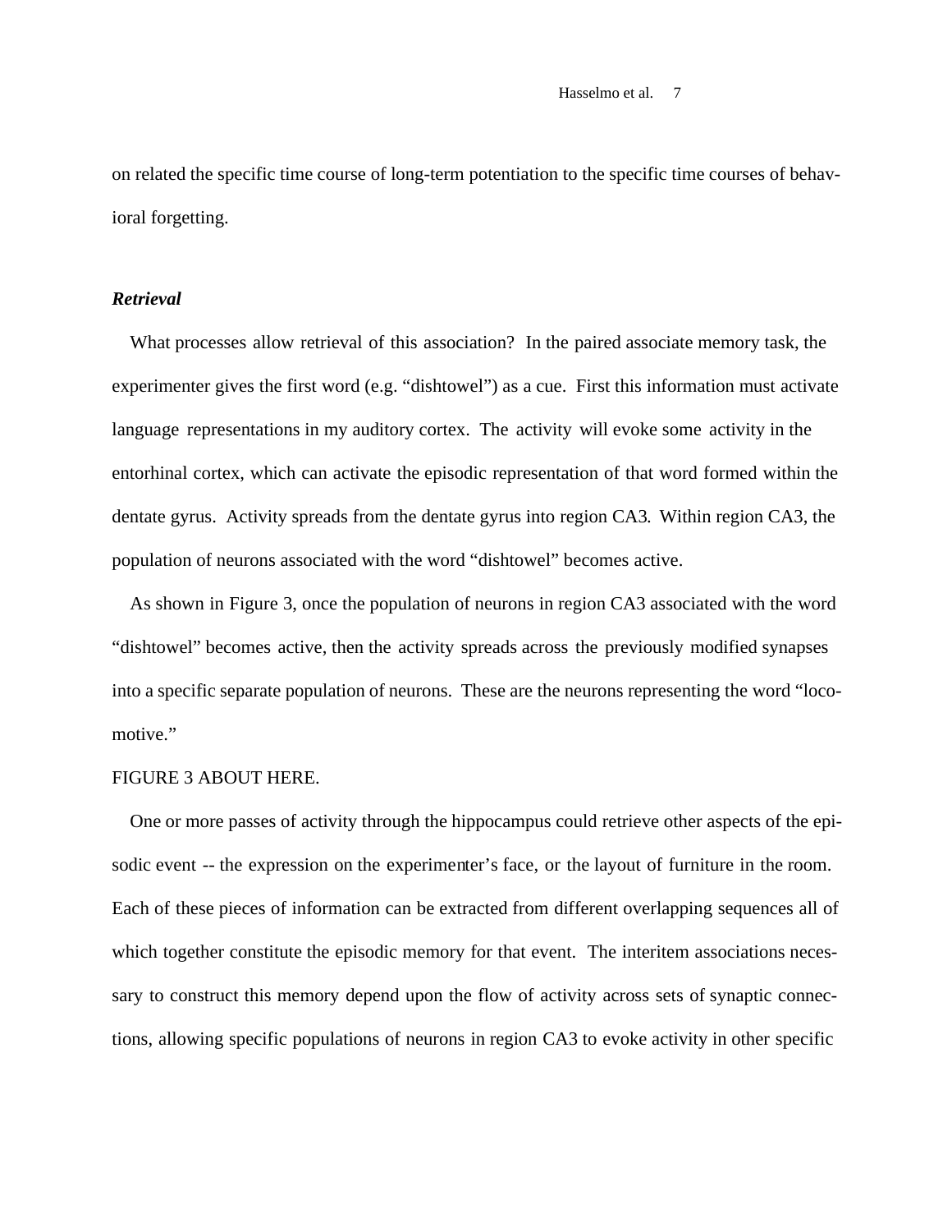on related the specific time course of long-term potentiation to the specific time courses of behavioral forgetting.

### *Retrieval*

What processes allow retrieval of this association? In the paired associate memory task, the experimenter gives the first word (e.g. "dishtowel") as a cue. First this information must activate language representations in my auditory cortex. The activity will evoke some activity in the entorhinal cortex, which can activate the episodic representation of that word formed within the dentate gyrus. Activity spreads from the dentate gyrus into region CA3. Within region CA3, the population of neurons associated with the word "dishtowel" becomes active.

As shown in Figure 3, once the population of neurons in region CA3 associated with the word "dishtowel" becomes active, then the activity spreads across the previously modified synapses into a specific separate population of neurons. These are the neurons representing the word "locomotive."

FIGURE 3 ABOUT HERE.

One or more passes of activity through the hippocampus could retrieve other aspects of the episodic event -- the expression on the experimenter's face, or the layout of furniture in the room. Each of these pieces of information can be extracted from different overlapping sequences all of which together constitute the episodic memory for that event. The interitem associations necessary to construct this memory depend upon the flow of activity across sets of synaptic connections, allowing specific populations of neurons in region CA3 to evoke activity in other specific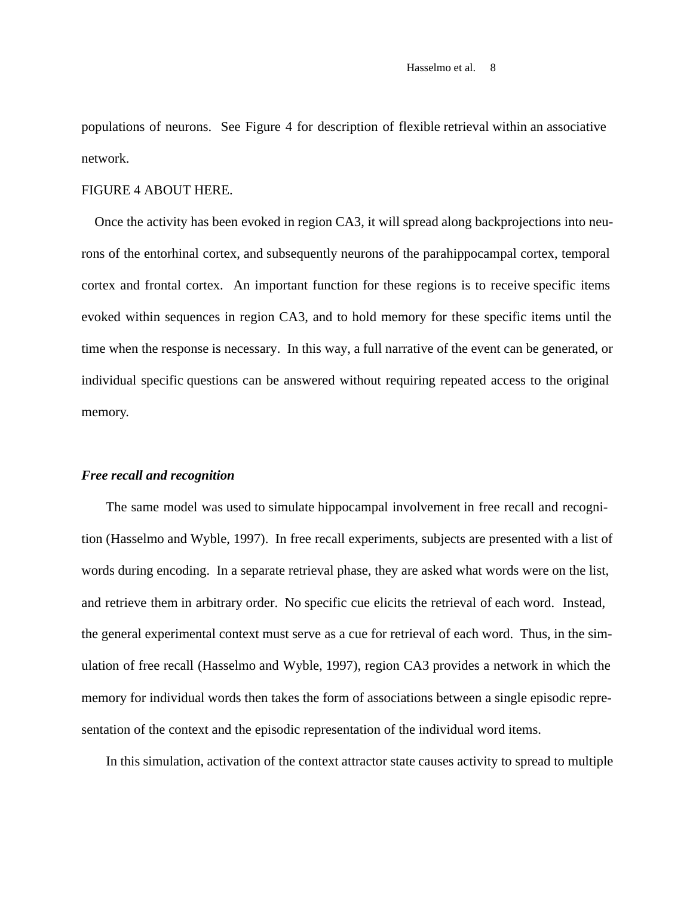populations of neurons. See Figure 4 for description of flexible retrieval within an associative network.

FIGURE 4 ABOUT HERE.

Once the activity has been evoked in region CA3, it will spread along backprojections into neurons of the entorhinal cortex, and subsequently neurons of the parahippocampal cortex, temporal cortex and frontal cortex. An important function for these regions is to receive specific items evoked within sequences in region CA3, and to hold memory for these specific items until the time when the response is necessary. In this way, a full narrative of the event can be generated, or individual specific questions can be answered without requiring repeated access to the original memory.

### *Free recall and recognition*

The same model was used to simulate hippocampal involvement in free recall and recognition (Hasselmo and Wyble, 1997). In free recall experiments, subjects are presented with a list of words during encoding. In a separate retrieval phase, they are asked what words were on the list, and retrieve them in arbitrary order. No specific cue elicits the retrieval of each word. Instead, the general experimental context must serve as a cue for retrieval of each word. Thus, in the simulation of free recall (Hasselmo and Wyble, 1997), region CA3 provides a network in which the memory for individual words then takes the form of associations between a single episodic representation of the context and the episodic representation of the individual word items.

In this simulation, activation of the context attractor state causes activity to spread to multiple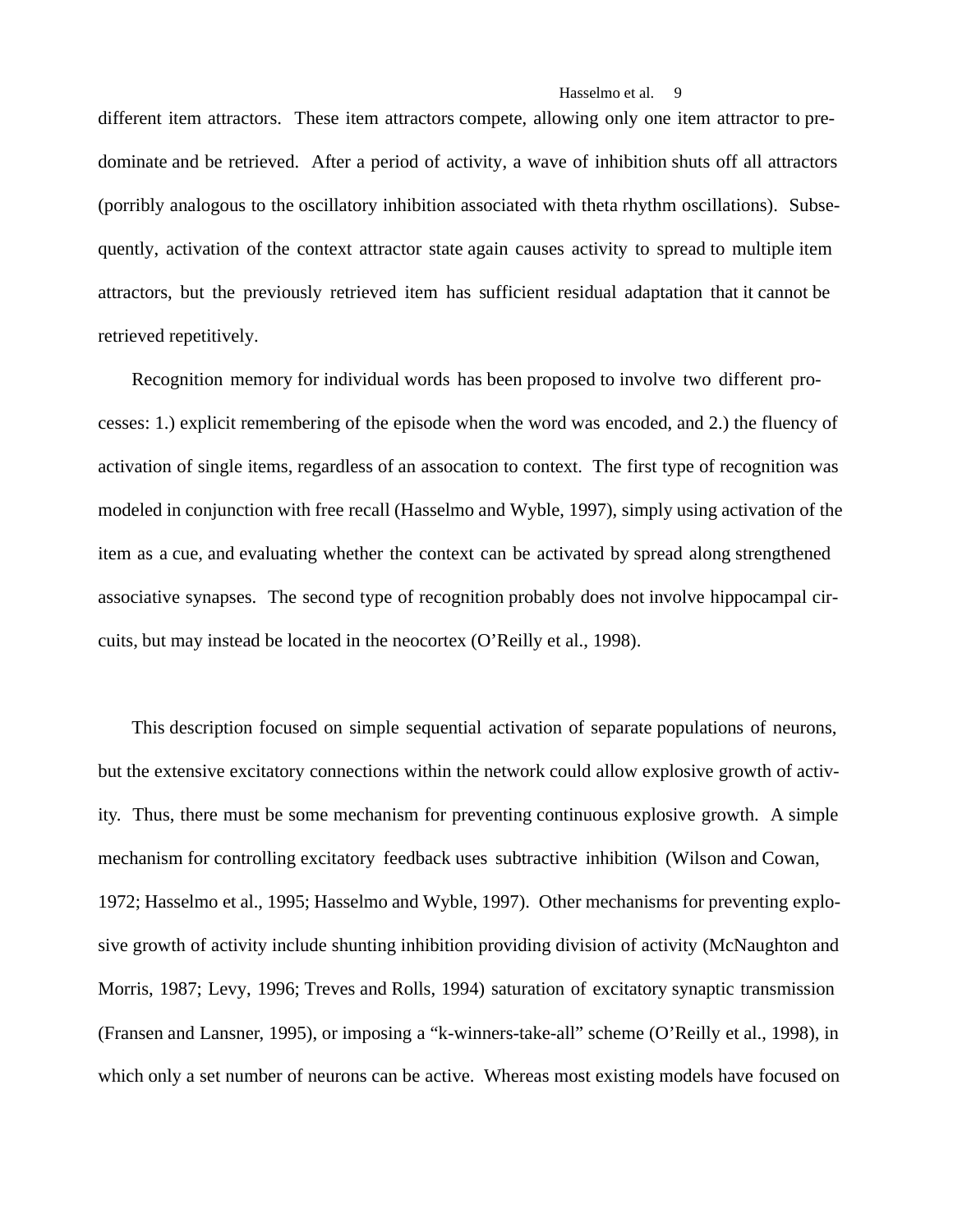different item attractors. These item attractors compete, allowing only one item attractor to predominate and be retrieved. After a period of activity, a wave of inhibition shuts off all attractors (porribly analogous to the oscillatory inhibition associated with theta rhythm oscillations). Subsequently, activation of the context attractor state again causes activity to spread to multiple item attractors, but the previously retrieved item has sufficient residual adaptation that it cannot be retrieved repetitively.

Recognition memory for individual words has been proposed to involve two different processes: 1.) explicit remembering of the episode when the word was encoded, and 2.) the fluency of activation of single items, regardless of an assocation to context. The first type of recognition was modeled in conjunction with free recall (Hasselmo and Wyble, 1997), simply using activation of the item as a cue, and evaluating whether the context can be activated by spread along strengthened associative synapses. The second type of recognition probably does not involve hippocampal circuits, but may instead be located in the neocortex (O'Reilly et al., 1998).

This description focused on simple sequential activation of separate populations of neurons, but the extensive excitatory connections within the network could allow explosive growth of activity. Thus, there must be some mechanism for preventing continuous explosive growth. A simple mechanism for controlling excitatory feedback uses subtractive inhibition (Wilson and Cowan, 1972; Hasselmo et al., 1995; Hasselmo and Wyble, 1997). Other mechanisms for preventing explosive growth of activity include shunting inhibition providing division of activity (McNaughton and Morris, 1987; Levy, 1996; Treves and Rolls, 1994) saturation of excitatory synaptic transmission (Fransen and Lansner, 1995), or imposing a "k-winners-take-all" scheme (O'Reilly et al., 1998), in which only a set number of neurons can be active. Whereas most existing models have focused on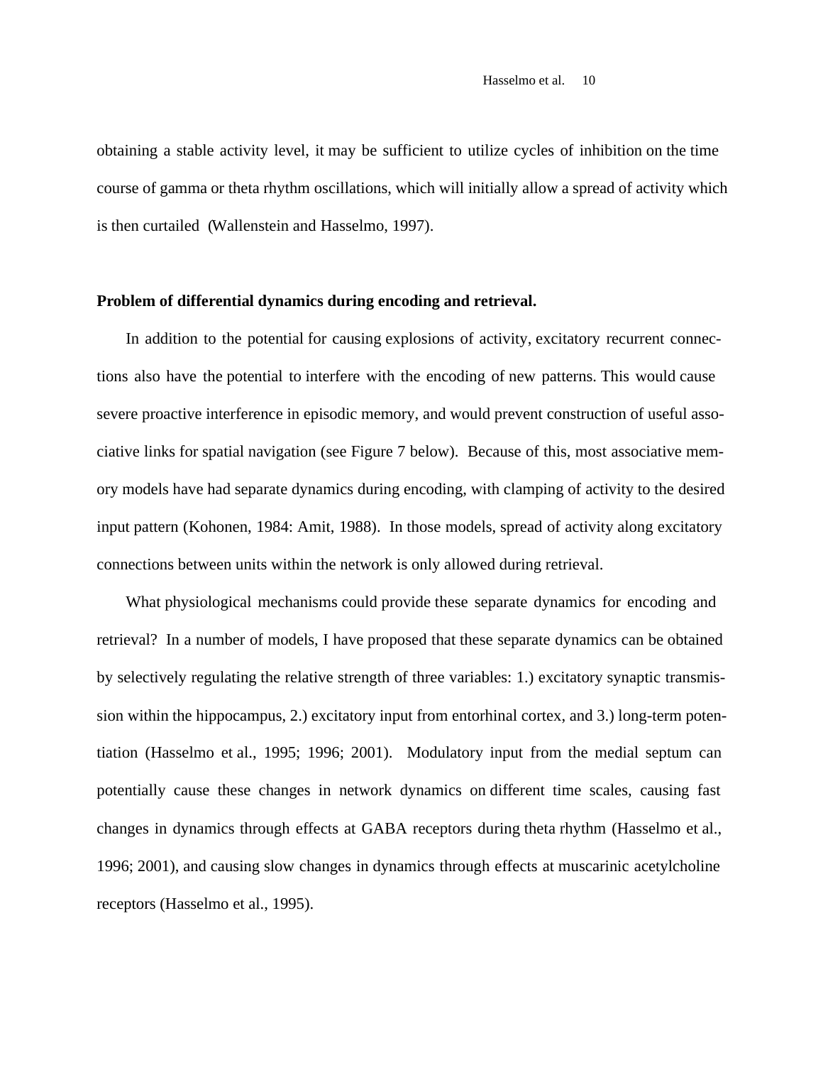obtaining a stable activity level, it may be sufficient to utilize cycles of inhibition on the time course of gamma or theta rhythm oscillations, which will initially allow a spread of activity which is then curtailed (Wallenstein and Hasselmo, 1997).

**Problem of differential dynamics during encoding and retrieval.**

In addition to the potential for causing explosions of activity, excitatory recurrent connections also have the potential to interfere with the encoding of new patterns. This would cause severe proactive interference in episodic memory, and would prevent construction of useful associative links for spatial navigation (see Figure 7 below). Because of this, most associative memory models have had separate dynamics during encoding, with clamping of activity to the desired input pattern (Kohonen, 1984: Amit, 1988). In those models, spread of activity along excitatory connections between units within the network is only allowed during retrieval.

What physiological mechanisms could provide these separate dynamics for encoding and retrieval? In a number of models, I have proposed that these separate dynamics can be obtained by selectively regulating the relative strength of three variables: 1.) excitatory synaptic transmission within the hippocampus, 2.) excitatory input from entorhinal cortex, and 3.) long-term potentiation (Hasselmo et al., 1995; 1996; 2001). Modulatory input from the medial septum can potentially cause these changes in network dynamics on different time scales, causing fast changes in dynamics through effects at GABA receptors during theta rhythm (Hasselmo et al., 1996; 2001), and causing slow changes in dynamics through effects at muscarinic acetylcholine receptors (Hasselmo et al., 1995).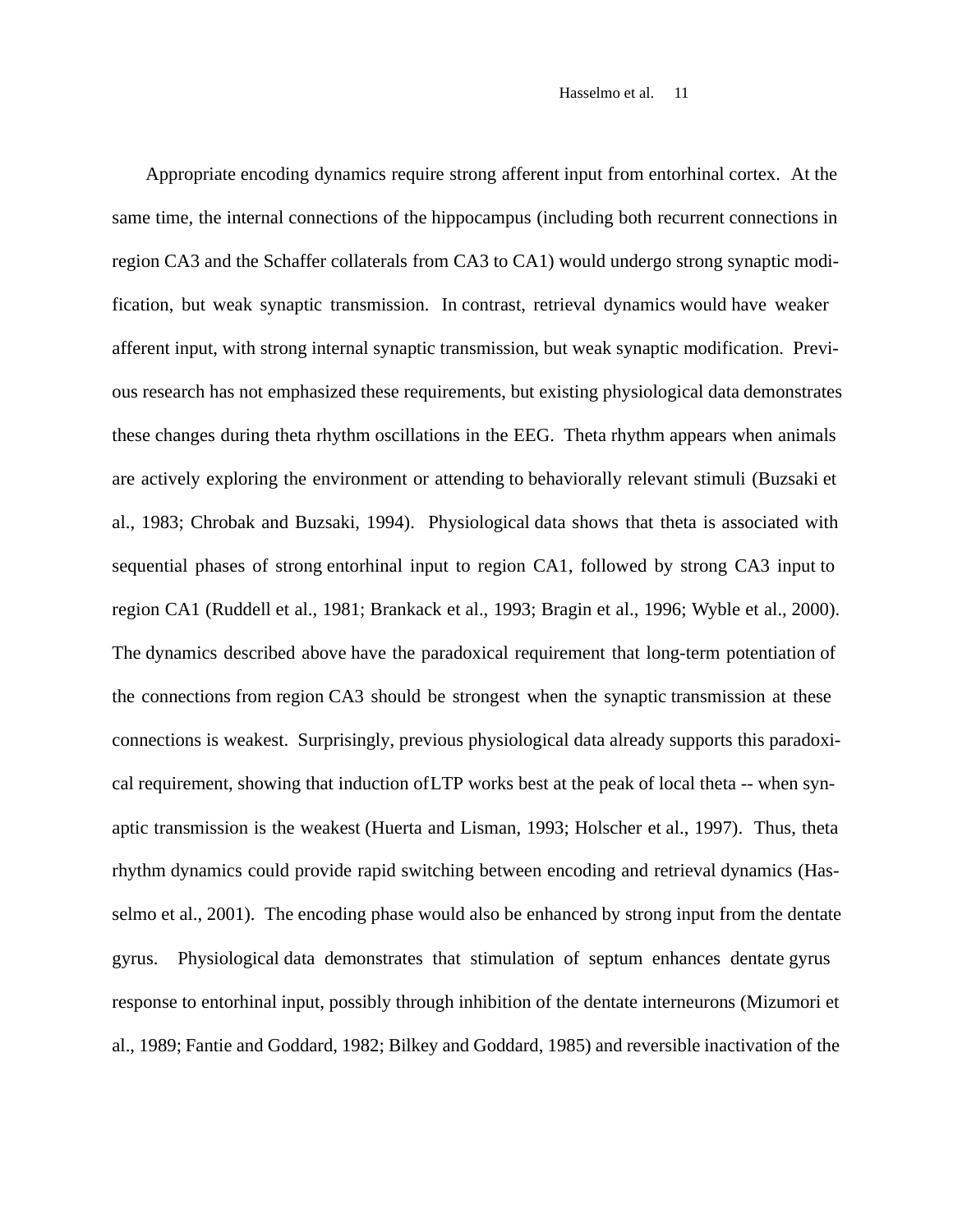Appropriate encoding dynamics require strong afferent input from entorhinal cortex. At the same time, the internal connections of the hippocampus (including both recurrent connections in region CA3 and the Schaffer collaterals from CA3 to CA1) would undergo strong synaptic modification, but weak synaptic transmission. In contrast, retrieval dynamics would have weaker afferent input, with strong internal synaptic transmission, but weak synaptic modification. Previous research has not emphasized these requirements, but existing physiological data demonstrates these changes during theta rhythm oscillations in the EEG. Theta rhythm appears when animals are actively exploring the environment or attending to behaviorally relevant stimuli (Buzsaki et al., 1983; Chrobak and Buzsaki, 1994). Physiological data shows that theta is associated with sequential phases of strong entorhinal input to region CA1, followed by strong CA3 input to region CA1 (Ruddell et al., 1981; Brankack et al., 1993; Bragin et al., 1996; Wyble et al., 2000). The dynamics described above have the paradoxical requirement that long-term potentiation of the connections from region CA3 should be strongest when the synaptic transmission at these connections is weakest. Surprisingly, previous physiological data already supports this paradoxical requirement, showing that induction of LTP works best at the peak of local theta -- when synaptic transmission is the weakest (Huerta and Lisman, 1993; Holscher et al., 1997). Thus, theta rhythm dynamics could provide rapid switching between encoding and retrieval dynamics (Hasselmo et al., 2001). The encoding phase would also be enhanced by strong input from the dentate gyrus. Physiological data demonstrates that stimulation of septum enhances dentate gyrus response to entorhinal input, possibly through inhibition of the dentate interneurons (Mizumori et al., 1989; Fantie and Goddard, 1982; Bilkey and Goddard, 1985) and reversible inactivation of the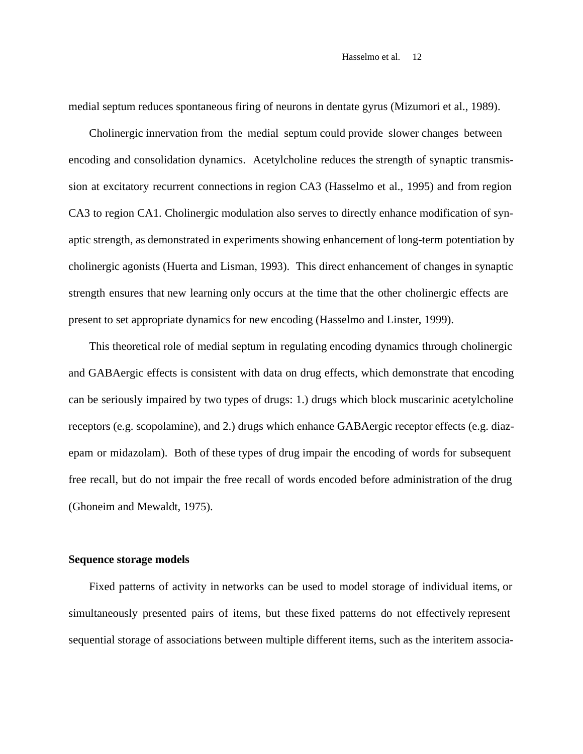medial septum reduces spontaneous firing of neurons in dentate gyrus (Mizumori et al., 1989).

Cholinergic innervation from the medial septum could provide slower changes between encoding and consolidation dynamics. Acetylcholine reduces the strength of synaptic transmission at excitatory recurrent connections in region CA3 (Hasselmo et al., 1995) and from region CA3 to region CA1. Cholinergic modulation also serves to directly enhance modification of synaptic strength, as demonstrated in experiments showing enhancement of long-term potentiation by cholinergic agonists (Huerta and Lisman, 1993). This direct enhancement of changes in synaptic strength ensures that new learning only occurs at the time that the other cholinergic effects are present to set appropriate dynamics for new encoding (Hasselmo and Linster, 1999).

This theoretical role of medial septum in regulating encoding dynamics through cholinergic and GABAergic effects is consistent with data on drug effects, which demonstrate that encoding can be seriously impaired by two types of drugs: 1.) drugs which block muscarinic acetylcholine receptors (e.g. scopolamine), and 2.) drugs which enhance GABAergic receptor effects (e.g. diazepam or midazolam). Both of these types of drug impair the encoding of words for subsequent free recall, but do not impair the free recall of words encoded before administration of the drug (Ghoneim and Mewaldt, 1975).

**Sequence storage models**

Fixed patterns of activity in networks can be used to model storage of individual items, or simultaneously presented pairs of items, but these fixed patterns do not effectively represent sequential storage of associations between multiple different items, such as the interitem associa-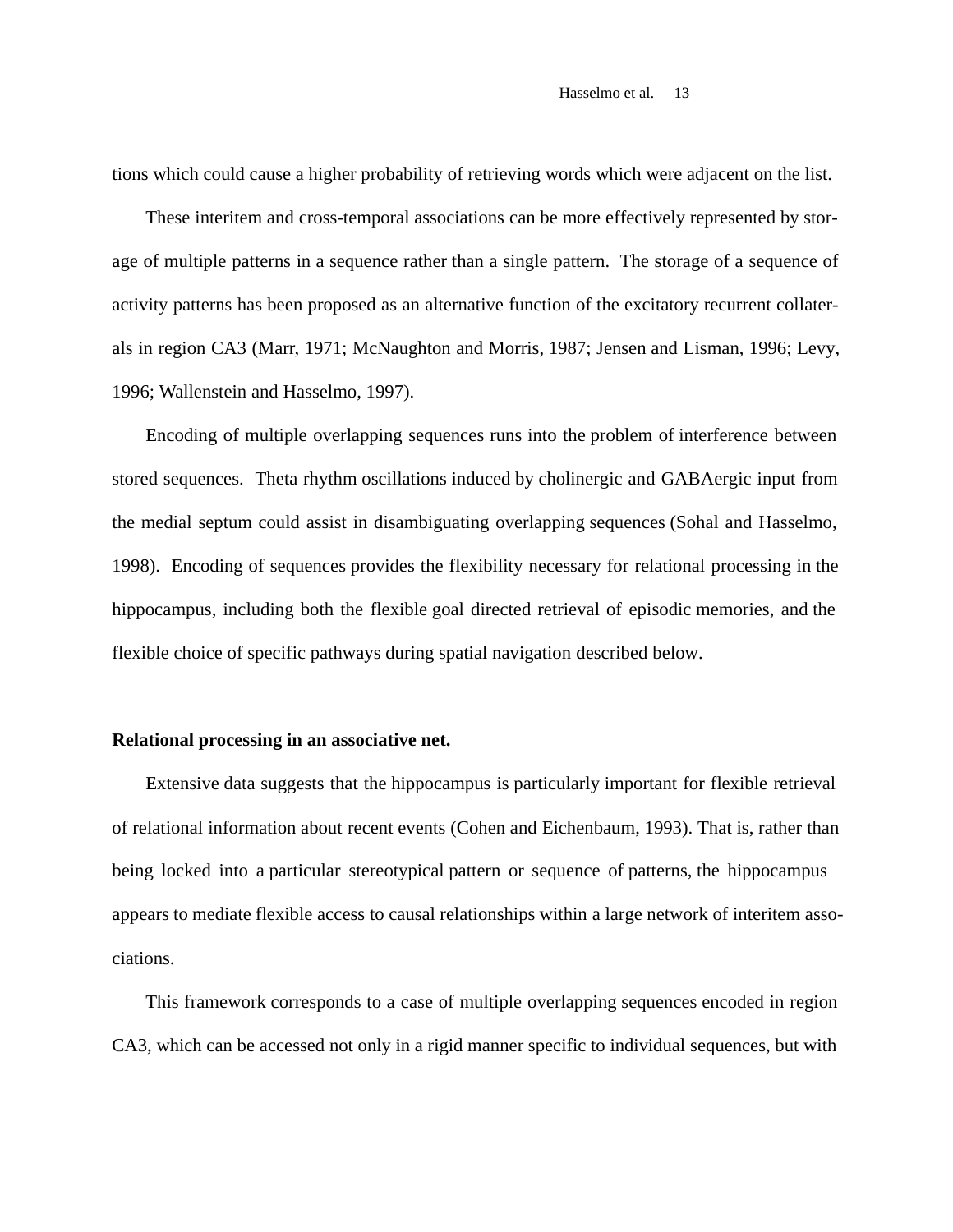tions which could cause a higher probability of retrieving words which were adjacent on the list.

These interitem and cross-temporal associations can be more effectively represented by storage of multiple patterns in a sequence rather than a single pattern. The storage of a sequence of activity patterns has been proposed as an alternative function of the excitatory recurrent collaterals in region CA3 (Marr, 1971; McNaughton and Morris, 1987; Jensen and Lisman, 1996; Levy, 1996; Wallenstein and Hasselmo, 1997).

Encoding of multiple overlapping sequences runs into the problem of interference between stored sequences. Theta rhythm oscillations induced by cholinergic and GABAergic input from the medial septum could assist in disambiguating overlapping sequences (Sohal and Hasselmo, 1998). Encoding of sequences provides the flexibility necessary for relational processing in the hippocampus, including both the flexible goal directed retrieval of episodic memories, and the flexible choice of specific pathways during spatial navigation described below.

**Relational processing in an associative net.**

Extensive data suggests that the hippocampus is particularly important for flexible retrieval of relational information about recent events (Cohen and Eichenbaum, 1993). That is, rather than being locked into a particular stereotypical pattern or sequence of patterns, the hippocampus appears to mediate flexible access to causal relationships within a large network of interitem associations.

This framework corresponds to a case of multiple overlapping sequences encoded in region CA3, which can be accessed not only in a rigid manner specific to individual sequences, but with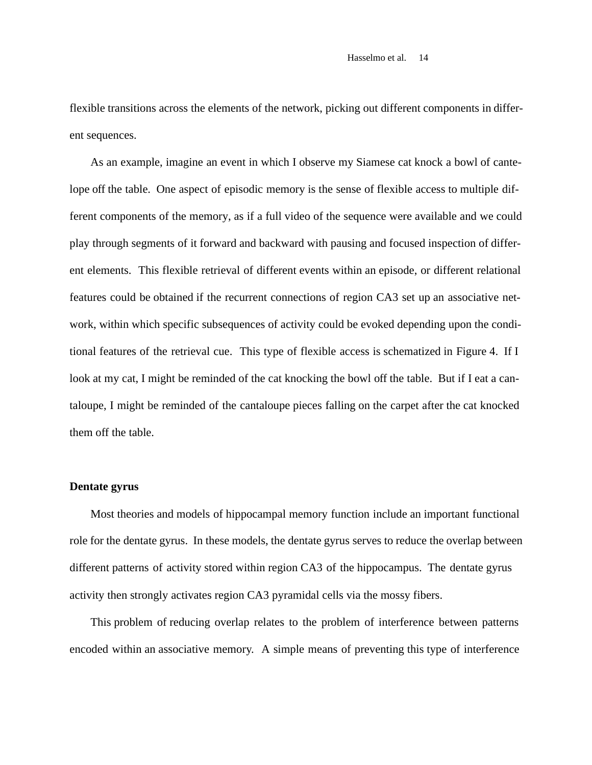flexible transitions across the elements of the network, picking out different components in different sequences.

As an example, imagine an event in which I observe my Siamese cat knock a bowl of cantelope off the table. One aspect of episodic memory is the sense of flexible access to multiple different components of the memory, as if a full video of the sequence were available and we could play through segments of it forward and backward with pausing and focused inspection of different elements. This flexible retrieval of different events within an episode, or different relational features could be obtained if the recurrent connections of region CA3 set up an associative network, within which specific subsequences of activity could be evoked depending upon the conditional features of the retrieval cue. This type of flexible access is schematized in Figure 4. If I look at my cat, I might be reminded of the cat knocking the bowl off the table. But if I eat a cantaloupe, I might be reminded of the cantaloupe pieces falling on the carpet after the cat knocked them off the table.

**Dentate gyrus**

Most theories and models of hippocampal memory function include an important functional role for the dentate gyrus. In these models, the dentate gyrus serves to reduce the overlap between different patterns of activity stored within region CA3 of the hippocampus. The dentate gyrus activity then strongly activates region CA3 pyramidal cells via the mossy fibers.

This problem of reducing overlap relates to the problem of interference between patterns encoded within an associative memory. A simple means of preventing this type of interference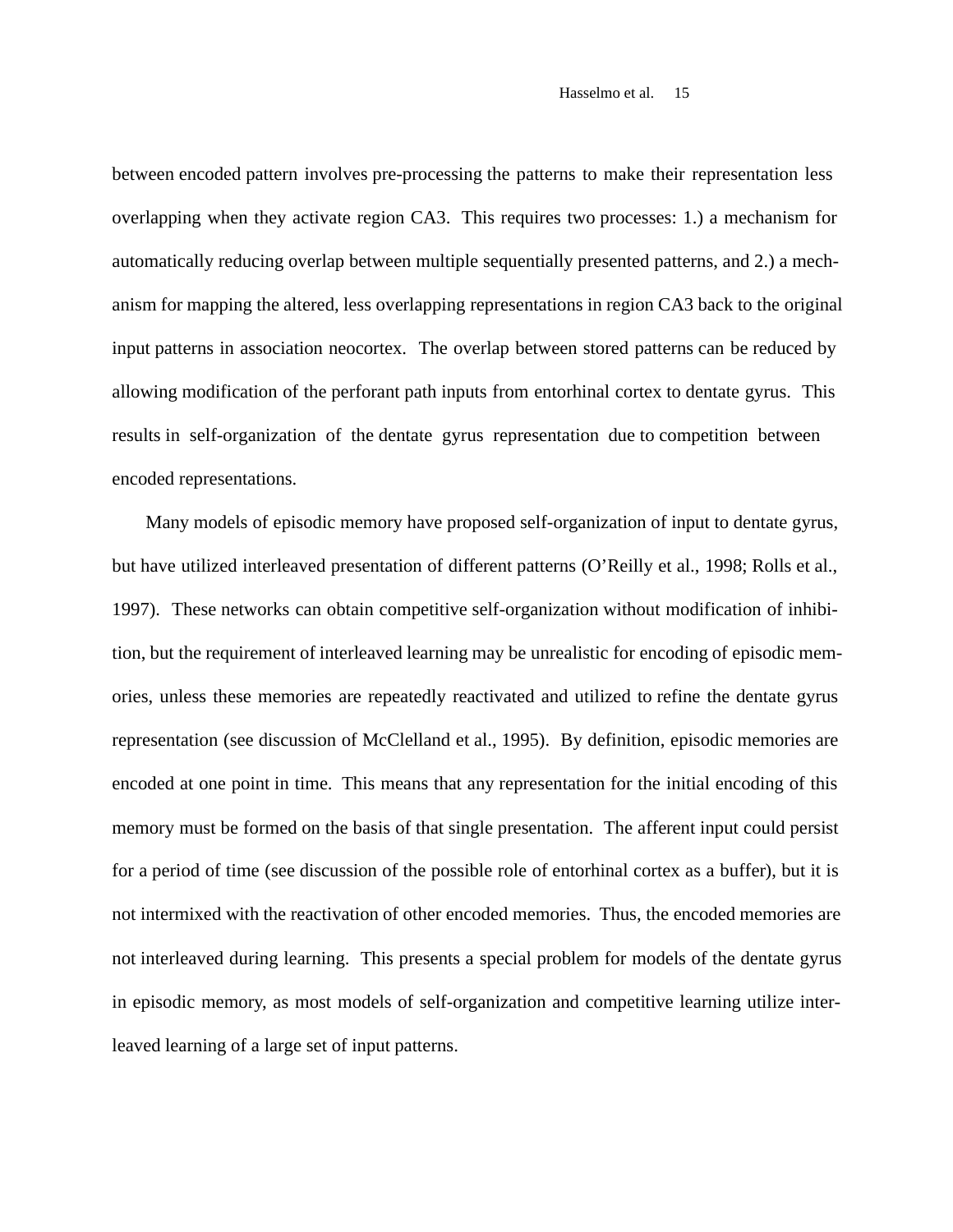between encoded pattern involves pre-processing the patterns to make their representation less overlapping when they activate region CA3. This requires two processes: 1.) a mechanism for automatically reducing overlap between multiple sequentially presented patterns, and 2.) a mechanism for mapping the altered, less overlapping representations in region CA3 back to the original input patterns in association neocortex. The overlap between stored patterns can be reduced by allowing modification of the perforant path inputs from entorhinal cortex to dentate gyrus. This results in self-organization of the dentate gyrus representation due to competition between encoded representations.

Many models of episodic memory have proposed self-organization of input to dentate gyrus, but have utilized interleaved presentation of different patterns (O'Reilly et al., 1998; Rolls et al., 1997). These networks can obtain competitive self-organization without modification of inhibition, but the requirement of interleaved learning may be unrealistic for encoding of episodic memories, unless these memories are repeatedly reactivated and utilized to refine the dentate gyrus representation (see discussion of McClelland et al., 1995). By definition, episodic memories are encoded at one point in time. This means that any representation for the initial encoding of this memory must be formed on the basis of that single presentation. The afferent input could persist for a period of time (see discussion of the possible role of entorhinal cortex as a buffer), but it is not intermixed with the reactivation of other encoded memories. Thus, the encoded memories are not interleaved during learning. This presents a special problem for models of the dentate gyrus in episodic memory, as most models of self-organization and competitive learning utilize interleaved learning of a large set of input patterns.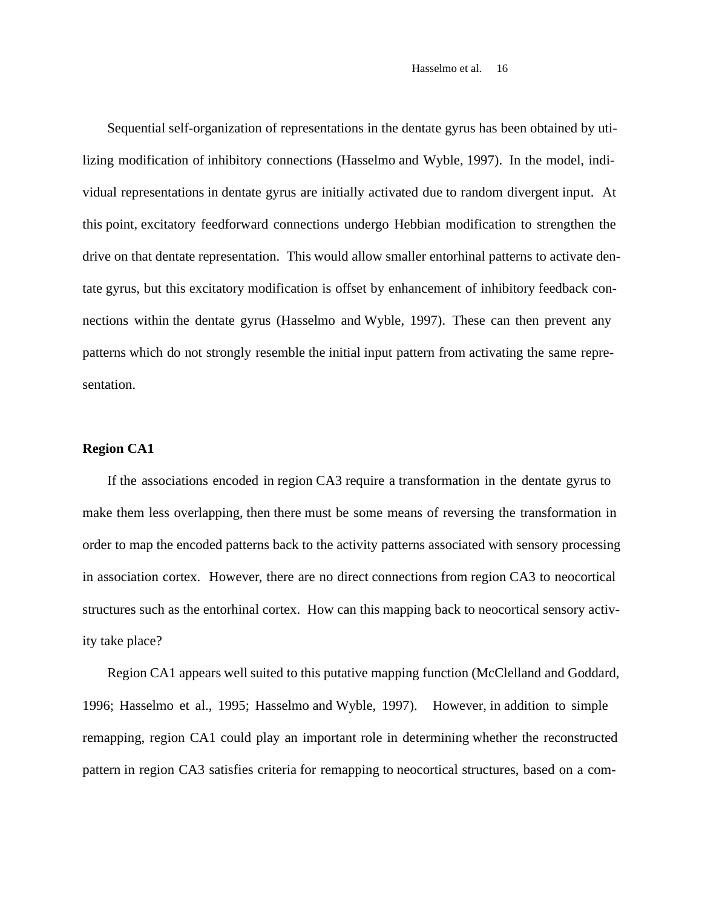Sequential self-organization of representations in the dentate gyrus has been obtained by utilizing modification of inhibitory connections (Hasselmo and Wyble, 1997). In the model, individual representations in dentate gyrus are initially activated due to random divergent input. At this point, excitatory feedforward connections undergo Hebbian modification to strengthen the drive on that dentate representation. This would allow smaller entorhinal patterns to activate dentate gyrus, but this excitatory modification is offset by enhancement of inhibitory feedback connections within the dentate gyrus (Hasselmo and Wyble, 1997). These can then prevent any patterns which do not strongly resemble the initial input pattern from activating the same representation.

## Region CA1

If the associations encoded in region CA3 require a transformation in the dentate gyrus to make them less overlapping, then there must be some means of reversing the transformation in order to map the encoded patterns back to the activity patterns associated with sensory processing in association cortex. However, there are no direct connections from region CA3 to neocortical structures such as the entorhinal cortex. How can this mapping back to neocortical sensory activity take place?

Region CA1 appears well suited to this putative mapping function (McClelland and Goddard, 1996; Hasselmo et al., 1995; Hasselmo and Wyble, 1997). However, in addition to simple remapping, region CA1 could play an important role in determining whether the reconstructed pattern in region CA3 satisfies criteria for remapping to neocortical structures, based on a com-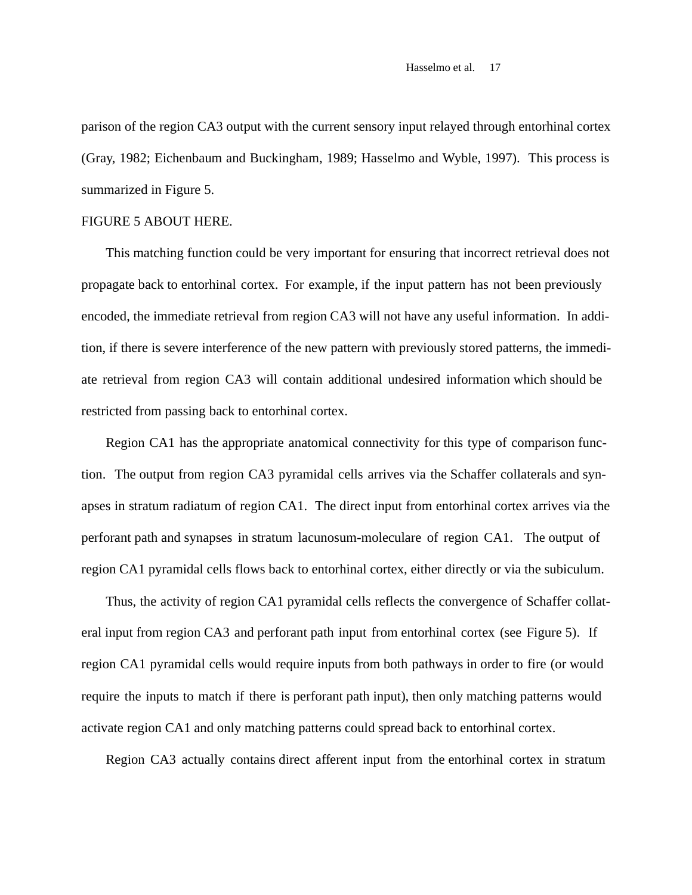parison of the region CA3 output with the current sensory input relayed through entorhinal cortex (Gray, 1982; Eichenbaum and Buckingham, 1989; Hasselmo and Wyble, 1997). This process is summarized in Figure 5.

FIGURE 5 ABOUT HERE.

This matching function could be very important for ensuring that incorrect retrieval does not propagate back to entorhinal cortex. For example, if the input pattern has not been previously encoded, the immediate retrieval from region CA3 will not have any useful information. In addition, if there is severe interference of the new pattern with previously stored patterns, the immediate retrieval from region CA3 will contain additional undesired information which should be restricted from passing back to entorhinal cortex.

Region CA1 has the appropriate anatomical connectivity for this type of comparison function. The output from region CA3 pyramidal cells arrives via the Schaffer collaterals and synapses in stratum radiatum of region CA1. The direct input from entorhinal cortex arrives via the perforant path and synapses in stratum lacunosum-moleculare of region CA1. The output of region CA1 pyramidal cells flows back to entorhinal cortex, either directly or via the subiculum.

Thus, the activity of region CA1 pyramidal cells reflects the convergence of Schaffer collateral input from region CA3 and perforant path input from entorhinal cortex (see Figure 5). If region CA1 pyramidal cells would require inputs from both pathways in order to fire (or would require the inputs to match if there is perforant path input), then only matching patterns would activate region CA1 and only matching patterns could spread back to entorhinal cortex.

Region CA3 actually contains direct afferent input from the entorhinal cortex in stratum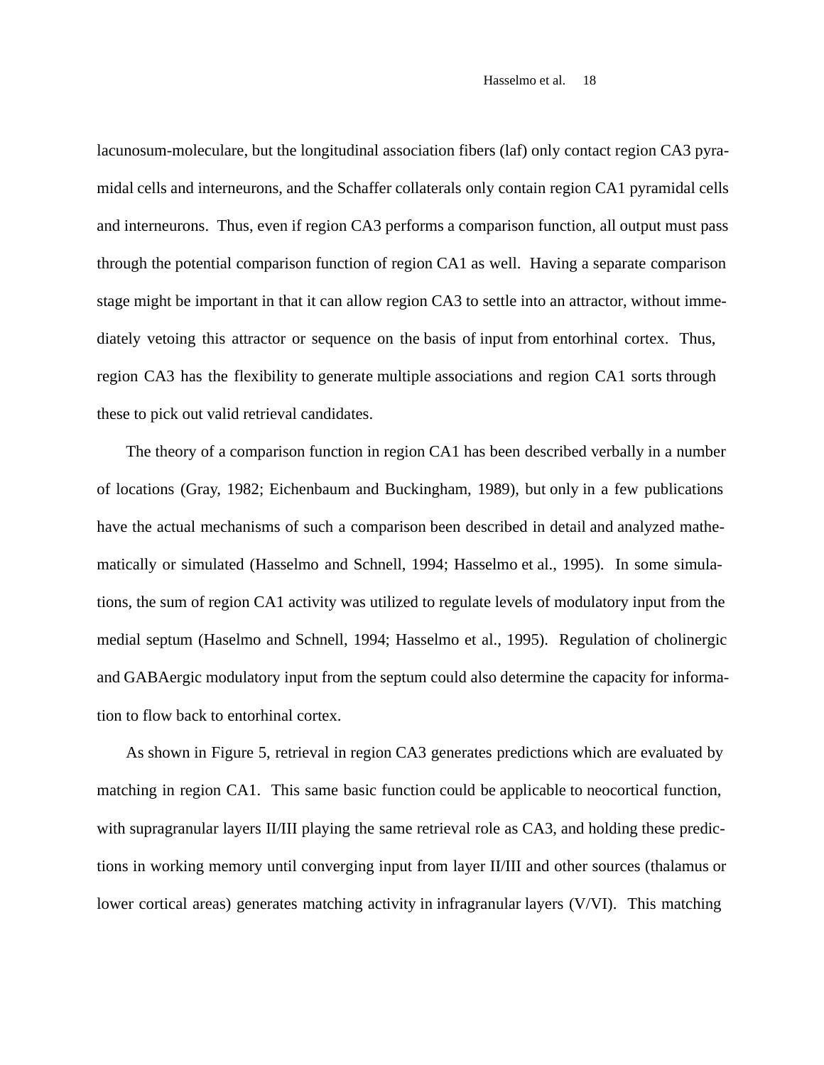lacunosum-moleculare, but the longitudinal association fibers (laf) only contact region CA3 pyramidal cells and interneurons, and the Schaffer collaterals only contain region CA1 pyramidal cells and interneurons. Thus, even if region CA3 performs a comparison function, all output must pass through the potential comparison function of region CA1 as well. Having a separate comparison stage might be important in that it can allow region CA3 to settle into an attractor, without immediately vetoing this attractor or sequence on the basis of input from entorhinal cortex. Thus, region CA3 has the flexibility to generate multiple associations and region CA1 sorts through these to pick out valid retrieval candidates.

The theory of a comparison function in region CA1 has been described verbally in a number of locations (Gray, 1982; Eichenbaum and Buckingham, 1989), but only in a few publications have the actual mechanisms of such a comparison been described in detail and analyzed mathematically or simulated (Hasselmo and Schnell, 1994; Hasselmo et al., 1995). In some simulations, the sum of region CA1 activity was utilized to regulate levels of modulatory input from the medial septum (Haselmo and Schnell, 1994; Hasselmo et al., 1995). Regulation of cholinergic and GABAergic modulatory input from the septum could also determine the capacity for information to flow back to entorhinal cortex.

As shown in Figure 5, retrieval in region CA3 generates predictions which are evaluated by matching in region CA1. This same basic function could be applicable to neocortical function, with supragranular layers II/III playing the same retrieval role as CA3, and holding these predictions in working memory until converging input from layer II/III and other sources (thalamus or lower cortical areas) generates matching activity in infragranular layers (V/VI). This matching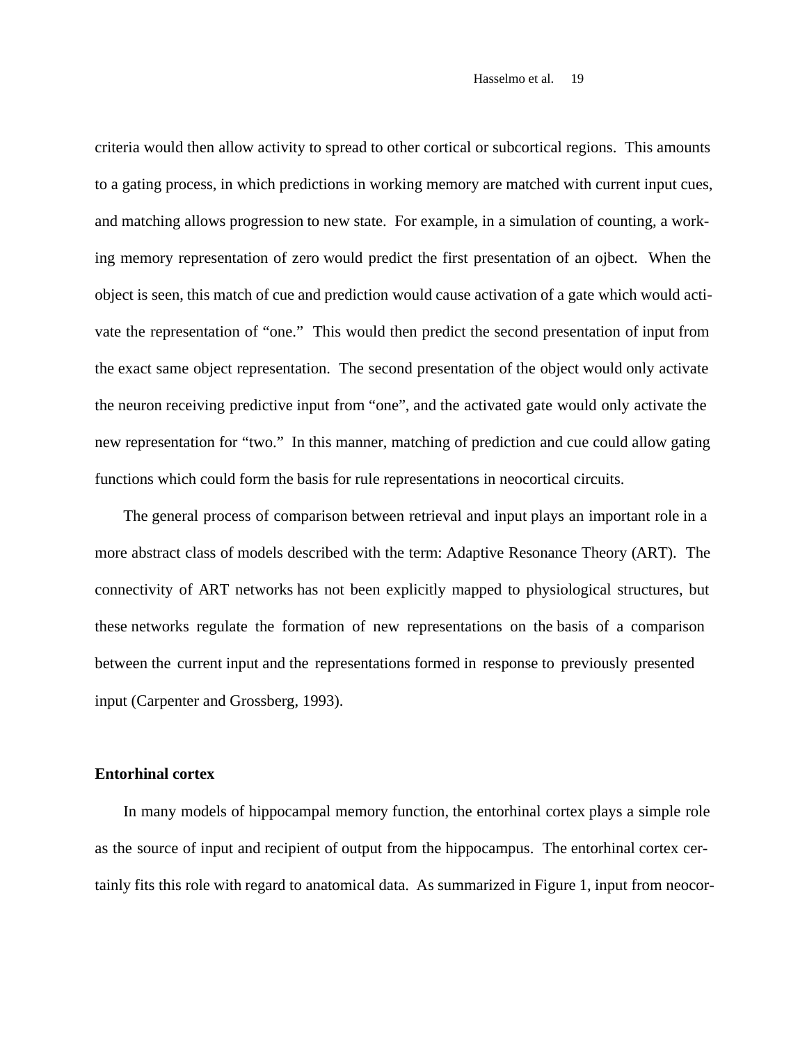criteria would then allow activity to spread to other cortical or subcortical regions. This amounts to a gating process, in which predictions in working memory are matched with current input cues, and matching allows progression to new state. For example, in a simulation of counting, a working memory representation of zero would predict the first presentation of an ojbect. When the object is seen, this match of cue and prediction would cause activation of a gate which would activate the representation of "one." This would then predict the second presentation of input from the exact same object representation. The second presentation of the object would only activate the neuron receiving predictive input from "one", and the activated gate would only activate the new representation for "two." In this manner, matching of prediction and cue could allow gating functions which could form the basis for rule representations in neocortical circuits.

The general process of comparison between retrieval and input plays an important role in a more abstract class of models described with the term: Adaptive Resonance Theory (ART). The connectivity of ART networks has not been explicitly mapped to physiological structures, but these networks regulate the formation of new representations on the basis of a comparison between the current input and the representations formed in response to previously presented input (Carpenter and Grossberg, 1993).

**Entorhinal cortex**

In many models of hippocampal memory function, the entorhinal cortex plays a simple role as the source of input and recipient of output from the hippocampus. The entorhinal cortex certainly fits this role with regard to anatomical data. As summarized in Figure 1, input from neocor-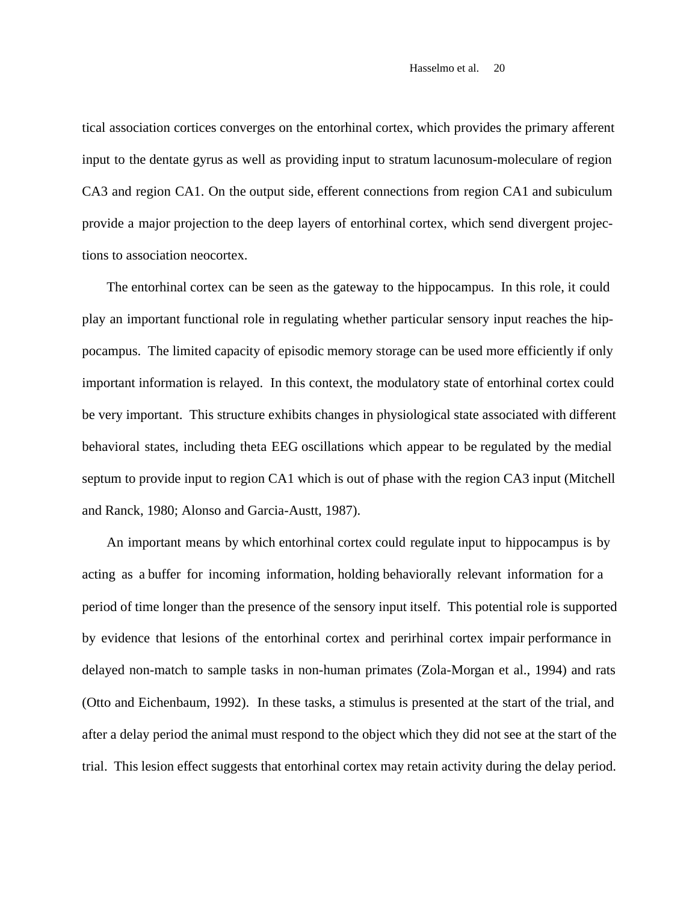tical association cortices converges on the entorhinal cortex, which provides the primary afferent input to the dentate gyrus as well as providing input to stratum lacunosum-moleculare of region CA3 and region CA1. On the output side, efferent connections from region CA1 and subiculum provide a major projection to the deep layers of entorhinal cortex, which send divergent projections to association neocortex.

The entorhinal cortex can be seen as the gateway to the hippocampus. In this role, it could play an important functional role in regulating whether particular sensory input reaches the hippocampus. The limited capacity of episodic memory storage can be used more efficiently if only important information is relayed. In this context, the modulatory state of entorhinal cortex could be very important. This structure exhibits changes in physiological state associated with different behavioral states, including theta EEG oscillations which appear to be regulated by the medial septum to provide input to region CA1 which is out of phase with the region CA3 input (Mitchell and Ranck, 1980; Alonso and Garcia-Austt, 1987).

An important means by which entorhinal cortex could regulate input to hippocampus is by acting as a buffer for incoming information, holding behaviorally relevant information for a period of time longer than the presence of the sensory input itself. This potential role is supported by evidence that lesions of the entorhinal cortex and perirhinal cortex impair performance in delayed non-match to sample tasks in non-human primates (Zola-Morgan et al., 1994) and rats (Otto and Eichenbaum, 1992). In these tasks, a stimulus is presented at the start of the trial, and after a delay period the animal must respond to the object which they did not see at the start of the trial. This lesion effect suggests that entorhinal cortex may retain activity during the delay period.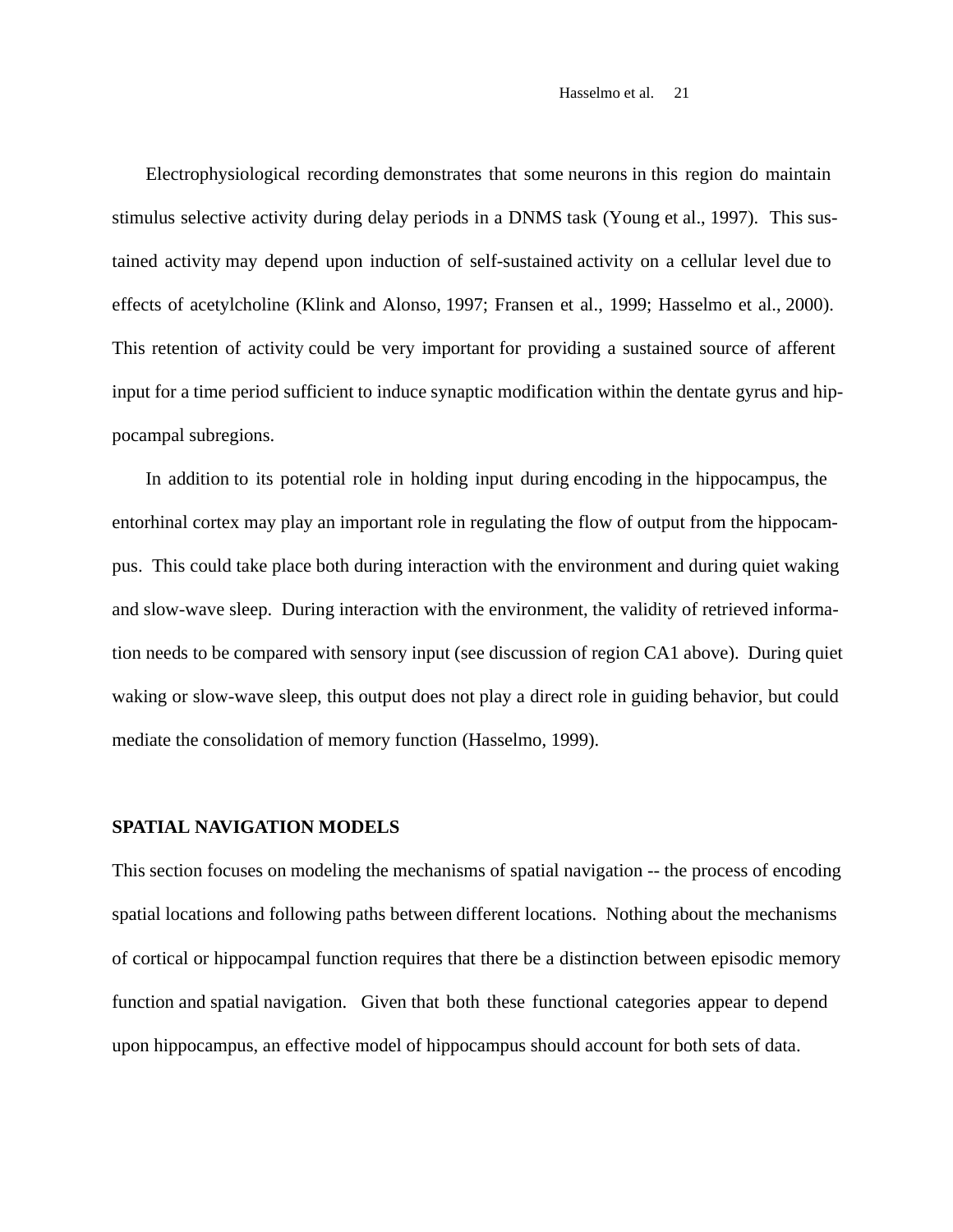Electrophysiological recording demonstrates that some neurons in this region do maintain stimulus selective activity during delay periods in a DNMS task (Young et al., 1997). This sustained activity may depend upon induction of self-sustained activity on a cellular level due to effects of acetylcholine (Klink and Alonso, 1997; Fransen et al., 1999; Hasselmo et al., 2000). This retention of activity could be very important for providing a sustained source of afferent input for a time period sufficient to induce synaptic modification within the dentate gyrus and hippocampal subregions.

In addition to its potential role in holding input during encoding in the hippocampus, the entorhinal cortex may play an important role in regulating the flow of output from the hippocampus. This could take place both during interaction with the environment and during quiet waking and slow-wave sleep. During interaction with the environment, the validity of retrieved information needs to be compared with sensory input (see discussion of region CA1 above). During quiet waking or slow-wave sleep, this output does not play a direct role in guiding behavior, but could mediate the consolidation of memory function (Hasselmo, 1999).

## SPATIAL NAVIGATION MODELS

This section focuses on modeling the mechanisms of spatial navigation -- the process of encoding spatial locations and following paths between different locations. Nothing about the mechanisms of cortical or hippocampal function requires that there be a distinction between episodic memory function and spatial navigation. Given that both these functional categories appear to depend upon hippocampus, an effective model of hippocampus should account for both sets of data.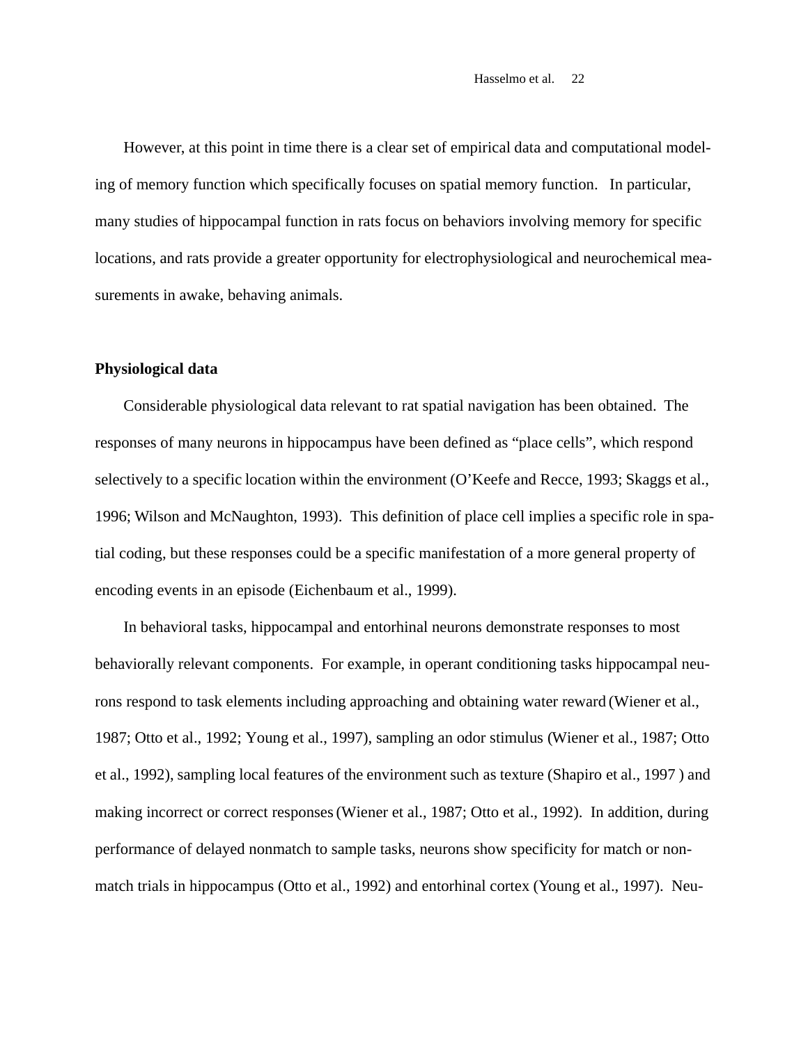However, at this point in time there is a clear set of empirical data and computational modeling of memory function which specifically focuses on spatial memory function. In particular, many studies of hippocampal function in rats focus on behaviors involving memory for specific locations, and rats provide a greater opportunity for electrophysiological and neurochemical measurements in awake, behaving animals.

**Physiological data**

Considerable physiological data relevant to rat spatial navigation has been obtained. The responses of many neurons in hippocampus have been defined as “place cells”, which respond selectively to a specific location within the environment (O’Keefe and Recce, 1993; Skaggs et al., 1996; Wilson and McNaughton, 1993). This definition of place cell implies a specific role in spatial coding, but these responses could be a specific manifestation of a more general property of encoding events in an episode (Eichenbaum et al., 1999).

In behavioral tasks, hippocampal and entorhinal neurons demonstrate responses to most behaviorally relevant components. For example, in operant conditioning tasks hippocampal neurons respond to task elements including approaching and obtaining water reward (Wiener et al., 1987; Otto et al., 1992; Young et al., 1997), sampling an odor stimulus (Wiener et al., 1987; Otto et al., 1992), sampling local features of the environment such as texture (Shapiro et al., 1997 ) and making incorrect or correct responses (Wiener et al., 1987; Otto et al., 1992). In addition, during performance of delayed nonmatch to sample tasks, neurons show specificity for match or nonmatch trials in hippocampus (Otto et al., 1992) and entorhinal cortex (Young et al., 1997). Neu-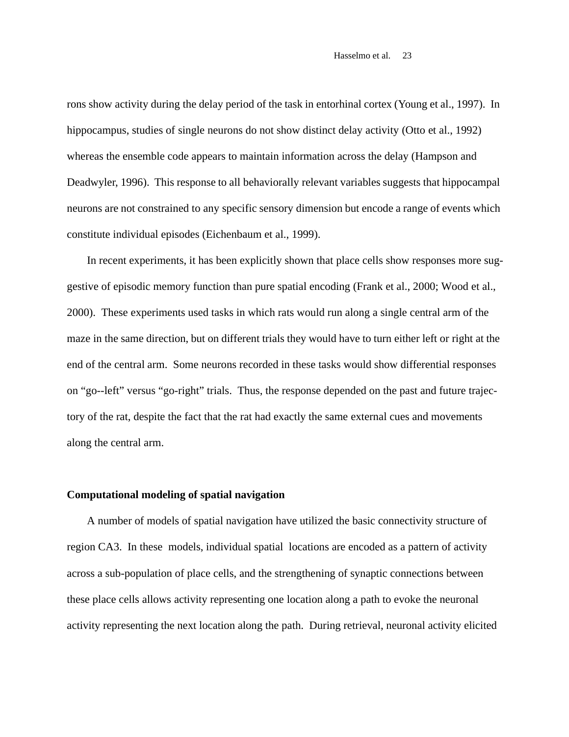rons show activity during the delay period of the task in entorhinal cortex (Young et al., 1997). In hippocampus, studies of single neurons do not show distinct delay activity (Otto et al., 1992) whereas the ensemble code appears to maintain information across the delay (Hampson and Deadwyler, 1996). This response to all behaviorally relevant variables suggests that hippocampal neurons are not constrained to any specific sensory dimension but encode a range of events which constitute individual episodes (Eichenbaum et al., 1999).

In recent experiments, it has been explicitly shown that place cells show responses more suggestive of episodic memory function than pure spatial encoding (Frank et al., 2000; Wood et al., 2000). These experiments used tasks in which rats would run along a single central arm of the maze in the same direction, but on different trials they would have to turn either left or right at the end of the central arm. Some neurons recorded in these tasks would show differential responses on "go--left" versus "go-right" trials. Thus, the response depended on the past and future trajectory of the rat, despite the fact that the rat had exactly the same external cues and movements along the central arm.

**Computational modeling of spatial navigation**

A number of models of spatial navigation have utilized the basic connectivity structure of region CA3. In these models, individual spatial locations are encoded as a pattern of activity across a sub-population of place cells, and the strengthening of synaptic connections between these place cells allows activity representing one location along a path to evoke the neuronal activity representing the next location along the path. During retrieval, neuronal activity elicited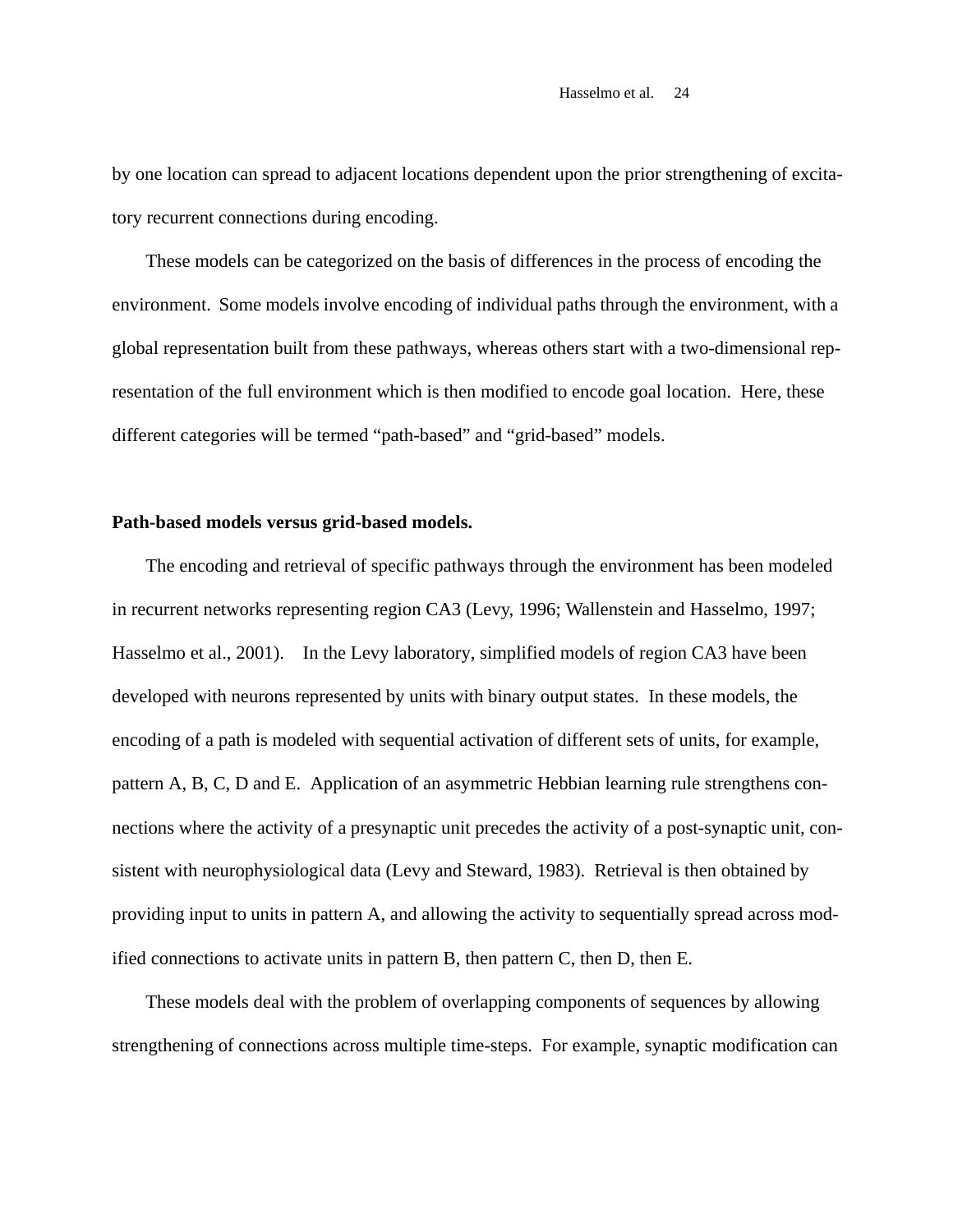by one location can spread to adjacent locations dependent upon the prior strengthening of excitatory recurrent connections during encoding.

These models can be categorized on the basis of differences in the process of encoding the environment. Some models involve encoding of individual paths through the environment, with a global representation built from these pathways, whereas others start with a two-dimensional representation of the full environment which is then modified to encode goal location. Here, these different categories will be termed "path-based" and "grid-based" models.

**Path-based models versus grid-based models.**

The encoding and retrieval of specific pathways through the environment has been modeled in recurrent networks representing region CA3 (Levy, 1996; Wallenstein and Hasselmo, 1997; Hasselmo et al., 2001). In the Levy laboratory, simplified models of region CA3 have been developed with neurons represented by units with binary output states. In these models, the encoding of a path is modeled with sequential activation of different sets of units, for example, pattern A, B, C, D and E. Application of an asymmetric Hebbian learning rule strengthens connections where the activity of a presynaptic unit precedes the activity of a post-synaptic unit, consistent with neurophysiological data (Levy and Steward, 1983). Retrieval is then obtained by providing input to units in pattern A, and allowing the activity to sequentially spread across modified connections to activate units in pattern B, then pattern C, then D, then E.

These models deal with the problem of overlapping components of sequences by allowing strengthening of connections across multiple time-steps. For example, synaptic modification can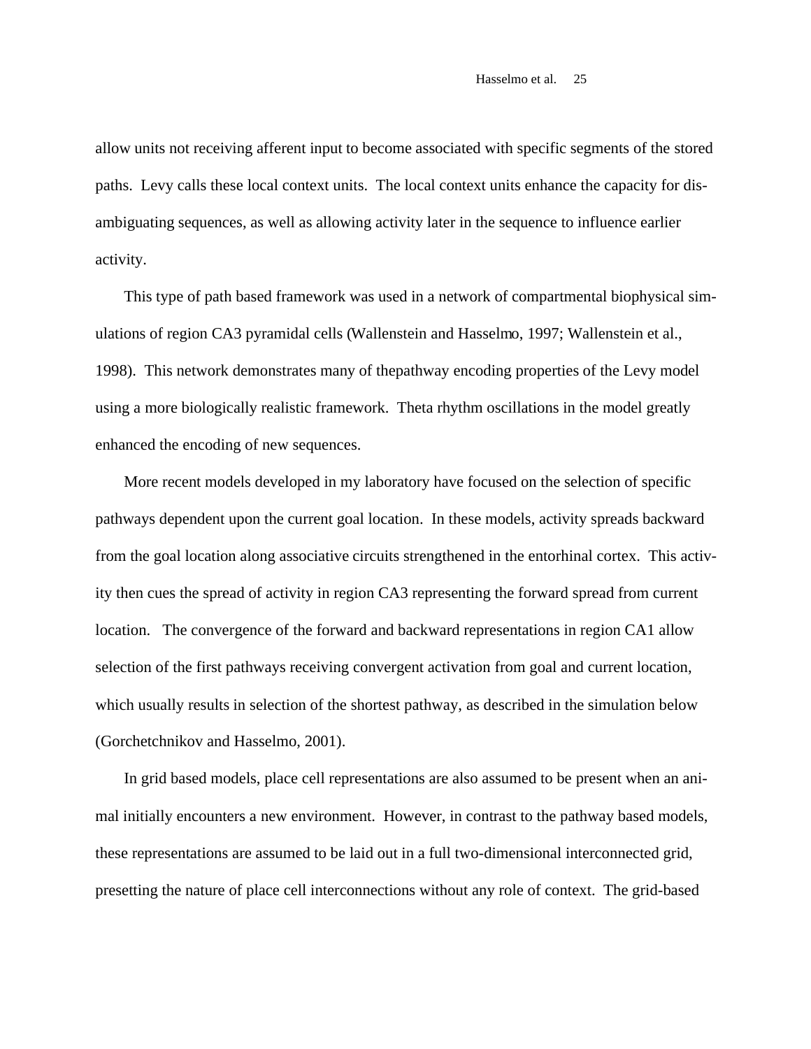allow units not receiving afferent input to become associated with specific segments of the stored paths. Levy calls these local context units. The local context units enhance the capacity for disambiguating sequences, as well as allowing activity later in the sequence to influence earlier activity.

This type of path based framework was used in a network of compartmental biophysical simulations of region CA3 pyramidal cells (Wallenstein and Hasselmo, 1997; Wallenstein et al., 1998). This network demonstrates many of thepathway encoding properties of the Levy model using a more biologically realistic framework. Theta rhythm oscillations in the model greatly enhanced the encoding of new sequences.

More recent models developed in my laboratory have focused on the selection of specific pathways dependent upon the current goal location. In these models, activity spreads backward from the goal location along associative circuits strengthened in the entorhinal cortex. This activity then cues the spread of activity in region CA3 representing the forward spread from current location. The convergence of the forward and backward representations in region CA1 allow selection of the first pathways receiving convergent activation from goal and current location, which usually results in selection of the shortest pathway, as described in the simulation below (Gorchetchnikov and Hasselmo, 2001).

In grid based models, place cell representations are also assumed to be present when an animal initially encounters a new environment. However, in contrast to the pathway based models, these representations are assumed to be laid out in a full two-dimensional interconnected grid, presetting the nature of place cell interconnections without any role of context. The grid-based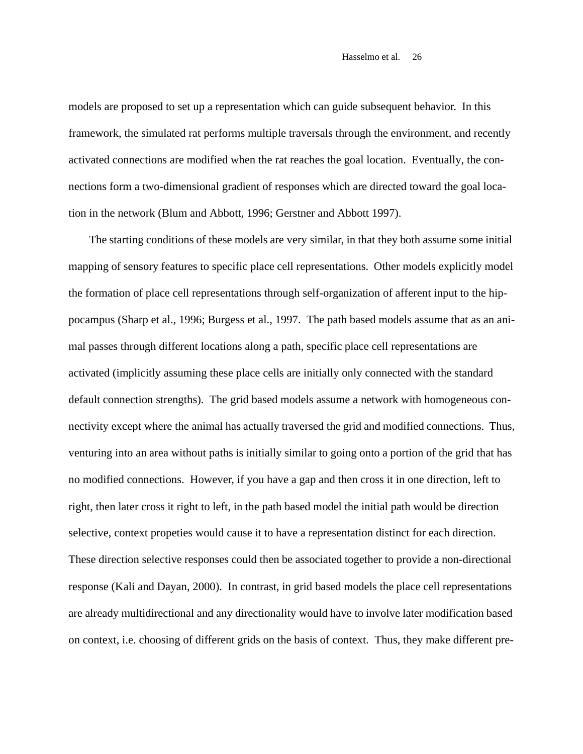models are proposed to set up a representation which can guide subsequent behavior. In this framework, the simulated rat performs multiple traversals through the environment, and recently activated connections are modified when the rat reaches the goal location. Eventually, the connections form a two-dimensional gradient of responses which are directed toward the goal location in the network (Blum and Abbott, 1996; Gerstner and Abbott 1997).

The starting conditions of these models are very similar, in that they both assume some initial mapping of sensory features to specific place cell representations. Other models explicitly model the formation of place cell representations through self-organization of afferent input to the hippocampus (Sharp et al., 1996; Burgess et al., 1997. The path based models assume that as an animal passes through different locations along a path, specific place cell representations are activated (implicitly assuming these place cells are initially only connected with the standard default connection strengths). The grid based models assume a network with homogeneous connectivity except where the animal has actually traversed the grid and modified connections. Thus, venturing into an area without paths is initially similar to going onto a portion of the grid that has no modified connections. However, if you have a gap and then cross it in one direction, left to right, then later cross it right to left, in the path based model the initial path would be direction selective, context propeties would cause it to have a representation distinct for each direction. These direction selective responses could then be associated together to provide a non-directional response (Kali and Dayan, 2000). In contrast, in grid based models the place cell representations are already multidirectional and any directionality would have to involve later modification based on context, i.e. choosing of different grids on the basis of context. Thus, they make different pre-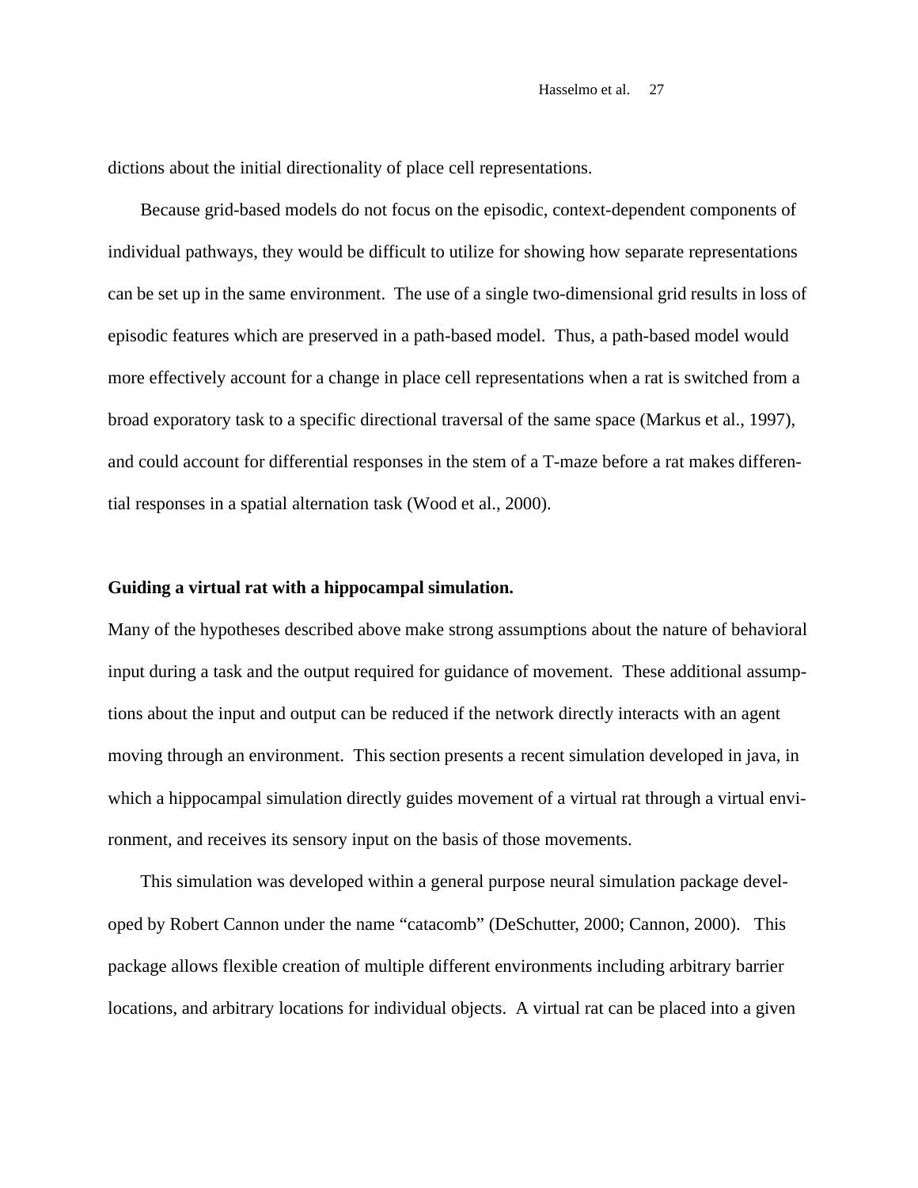dictions about the initial directionality of place cell representations.

Because grid-based models do not focus on the episodic, context-dependent components of individual pathways, they would be difficult to utilize for showing how separate representations can be set up in the same environment. The use of a single two-dimensional grid results in loss of episodic features which are preserved in a path-based model. Thus, a path-based model would more effectively account for a change in place cell representations when a rat is switched from a broad exporatory task to a specific directional traversal of the same space (Markus et al., 1997), and could account for differential responses in the stem of a T-maze before a rat makes differential responses in a spatial alternation task (Wood et al., 2000).

**Guiding a virtual rat with a hippocampal simulation.**

Many of the hypotheses described above make strong assumptions about the nature of behavioral input during a task and the output required for guidance of movement. These additional assumptions about the input and output can be reduced if the network directly interacts with an agent moving through an environment. This section presents a recent simulation developed in java, in which a hippocampal simulation directly guides movement of a virtual rat through a virtual environment, and receives its sensory input on the basis of those movements.

This simulation was developed within a general purpose neural simulation package developed by Robert Cannon under the name "catacomb" (DeSchutter, 2000; Cannon, 2000). This package allows flexible creation of multiple different environments including arbitrary barrier locations, and arbitrary locations for individual objects. A virtual rat can be placed into a given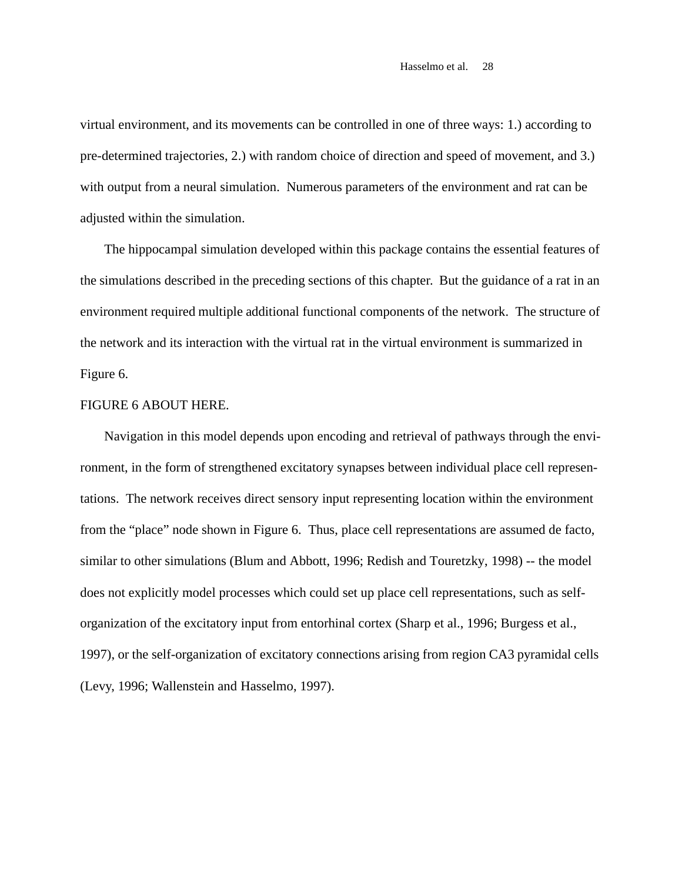virtual environment, and its movements can be controlled in one of three ways: 1.) according to pre-determined trajectories, 2.) with random choice of direction and speed of movement, and 3.) with output from a neural simulation. Numerous parameters of the environment and rat can be adjusted within the simulation.

The hippocampal simulation developed within this package contains the essential features of the simulations described in the preceding sections of this chapter. But the guidance of a rat in an environment required multiple additional functional components of the network. The structure of the network and its interaction with the virtual rat in the virtual environment is summarized in Figure 6.

FIGURE 6 ABOUT HERE.

Navigation in this model depends upon encoding and retrieval of pathways through the environment, in the form of strengthened excitatory synapses between individual place cell representations. The network receives direct sensory input representing location within the environment from the "place" node shown in Figure 6. Thus, place cell representations are assumed de facto, similar to other simulations (Blum and Abbott, 1996; Redish and Touretzky, 1998) -- the model does not explicitly model processes which could set up place cell representations, such as self-organization of the excitatory input from entorhinal cortex (Sharp et al., 1996; Burgess et al., 1997), or the self-organization of excitatory connections arising from region CA3 pyramidal cells (Levy, 1996; Wallenstein and Hasselmo, 1997).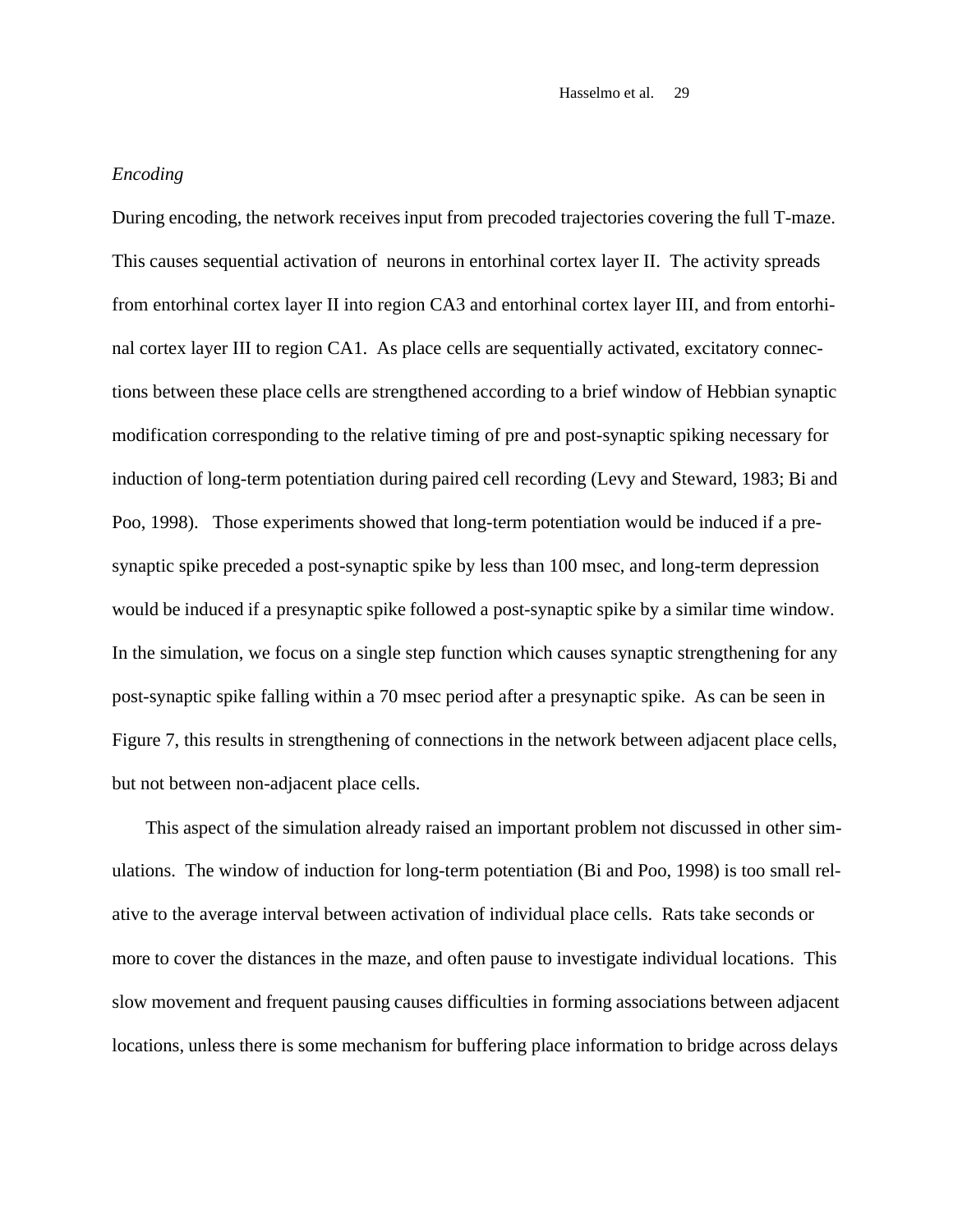*Encoding*

During encoding, the network receives input from precoded trajectories covering the full T-maze. This causes sequential activation of neurons in entorhinal cortex layer II. The activity spreads from entorhinal cortex layer II into region CA3 and entorhinal cortex layer III, and from entorhinal cortex layer III to region CA1. As place cells are sequentially activated, excitatory connections between these place cells are strengthened according to a brief window of Hebbian synaptic modification corresponding to the relative timing of pre and post-synaptic spiking necessary for induction of long-term potentiation during paired cell recording (Levy and Steward, 1983; Bi and Poo, 1998). Those experiments showed that long-term potentiation would be induced if a presynaptic spike preceded a post-synaptic spike by less than 100 msec, and long-term depression would be induced if a presynaptic spike followed a post-synaptic spike by a similar time window. In the simulation, we focus on a single step function which causes synaptic strengthening for any post-synaptic spike falling within a 70 msec period after a presynaptic spike. As can be seen in Figure 7, this results in strengthening of connections in the network between adjacent place cells, but not between non-adjacent place cells.

This aspect of the simulation already raised an important problem not discussed in other simulations. The window of induction for long-term potentiation (Bi and Poo, 1998) is too small relative to the average interval between activation of individual place cells. Rats take seconds or more to cover the distances in the maze, and often pause to investigate individual locations. This slow movement and frequent pausing causes difficulties in forming associations between adjacent locations, unless there is some mechanism for buffering place information to bridge across delays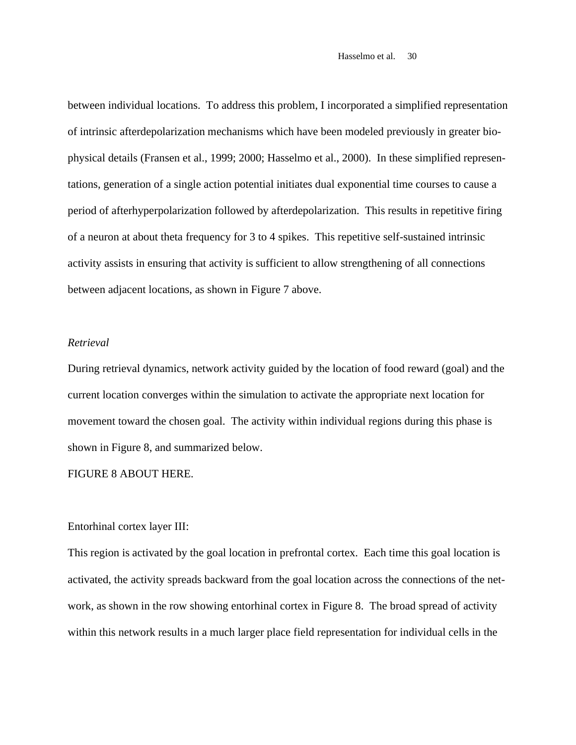between individual locations. To address this problem, I incorporated a simplified representation of intrinsic afterdepolarization mechanisms which have been modeled previously in greater biophysical details (Fransen et al., 1999; 2000; Hasselmo et al., 2000). In these simplified representations, generation of a single action potential initiates dual exponential time courses to cause a period of afterhyperpolarization followed by afterdepolarization. This results in repetitive firing of a neuron at about theta frequency for 3 to 4 spikes. This repetitive self-sustained intrinsic activity assists in ensuring that activity is sufficient to allow strengthening of all connections between adjacent locations, as shown in Figure 7 above.

*Retrieval*

During retrieval dynamics, network activity guided by the location of food reward (goal) and the current location converges within the simulation to activate the appropriate next location for movement toward the chosen goal. The activity within individual regions during this phase is shown in Figure 8, and summarized below.

FIGURE 8 ABOUT HERE.

Entorhinal cortex layer III:

This region is activated by the goal location in prefrontal cortex. Each time this goal location is activated, the activity spreads backward from the goal location across the connections of the network, as shown in the row showing entorhinal cortex in Figure 8. The broad spread of activity within this network results in a much larger place field representation for individual cells in the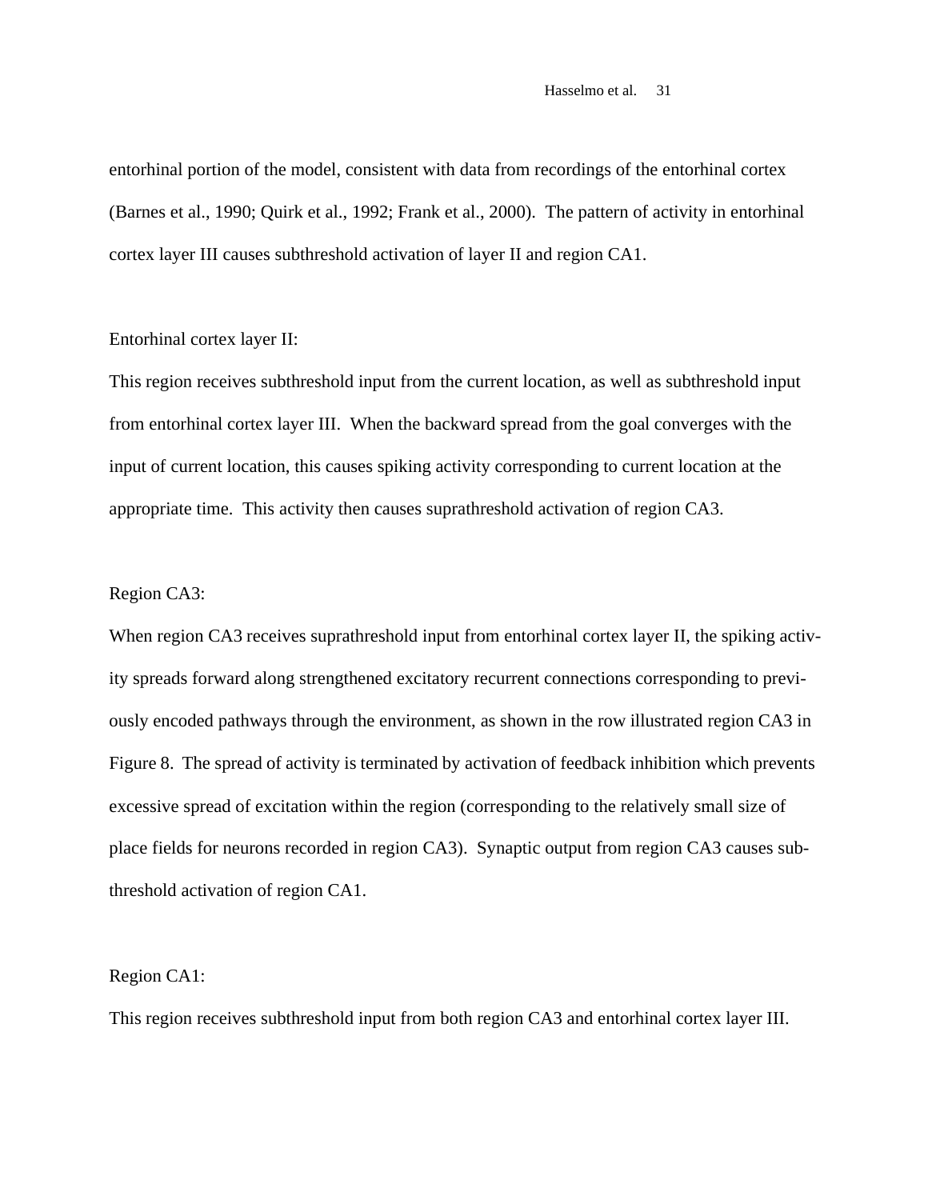entorhinal portion of the model, consistent with data from recordings of the entorhinal cortex (Barnes et al., 1990; Quirk et al., 1992; Frank et al., 2000). The pattern of activity in entorhinal cortex layer III causes subthreshold activation of layer II and region CA1.

Entorhinal cortex layer II:

This region receives subthreshold input from the current location, as well as subthreshold input from entorhinal cortex layer III. When the backward spread from the goal converges with the input of current location, this causes spiking activity corresponding to current location at the appropriate time. This activity then causes suprathreshold activation of region CA3.

Region CA3:

When region CA3 receives suprathreshold input from entorhinal cortex layer II, the spiking activity spreads forward along strengthened excitatory recurrent connections corresponding to previously encoded pathways through the environment, as shown in the row illustrated region CA3 in Figure 8. The spread of activity is terminated by activation of feedback inhibition which prevents excessive spread of excitation within the region (corresponding to the relatively small size of place fields for neurons recorded in region CA3). Synaptic output from region CA3 causes subthreshold activation of region CA1.

Region CA1:

This region receives subthreshold input from both region CA3 and entorhinal cortex layer III.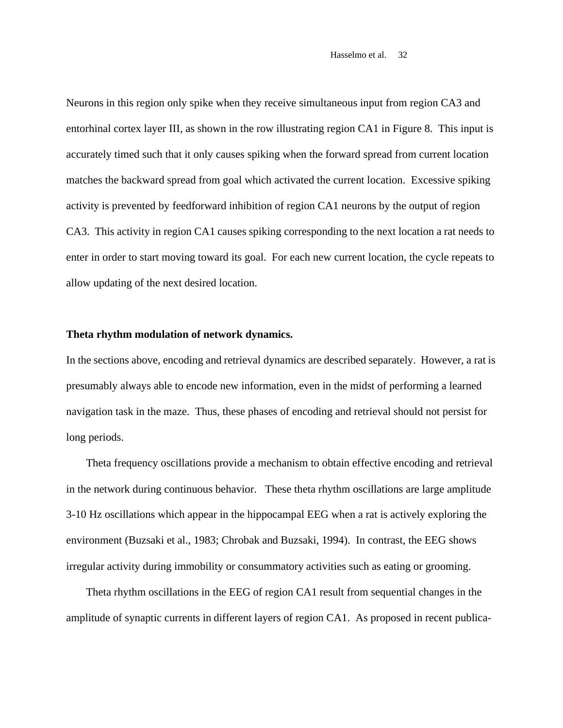Neurons in this region only spike when they receive simultaneous input from region CA3 and entorhinal cortex layer III, as shown in the row illustrating region CA1 in Figure 8. This input is accurately timed such that it only causes spiking when the forward spread from current location matches the backward spread from goal which activated the current location. Excessive spiking activity is prevented by feedforward inhibition of region CA1 neurons by the output of region CA3. This activity in region CA1 causes spiking corresponding to the next location a rat needs to enter in order to start moving toward its goal. For each new current location, the cycle repeats to allow updating of the next desired location.

**Theta rhythm modulation of network dynamics.**

In the sections above, encoding and retrieval dynamics are described separately. However, a rat is presumably always able to encode new information, even in the midst of performing a learned navigation task in the maze. Thus, these phases of encoding and retrieval should not persist for long periods.

Theta frequency oscillations provide a mechanism to obtain effective encoding and retrieval in the network during continuous behavior. These theta rhythm oscillations are large amplitude 3-10 Hz oscillations which appear in the hippocampal EEG when a rat is actively exploring the environment (Buzsaki et al., 1983; Chrobak and Buzsaki, 1994). In contrast, the EEG shows irregular activity during immobility or consummatory activities such as eating or grooming.

Theta rhythm oscillations in the EEG of region CA1 result from sequential changes in the amplitude of synaptic currents in different layers of region CA1. As proposed in recent publica-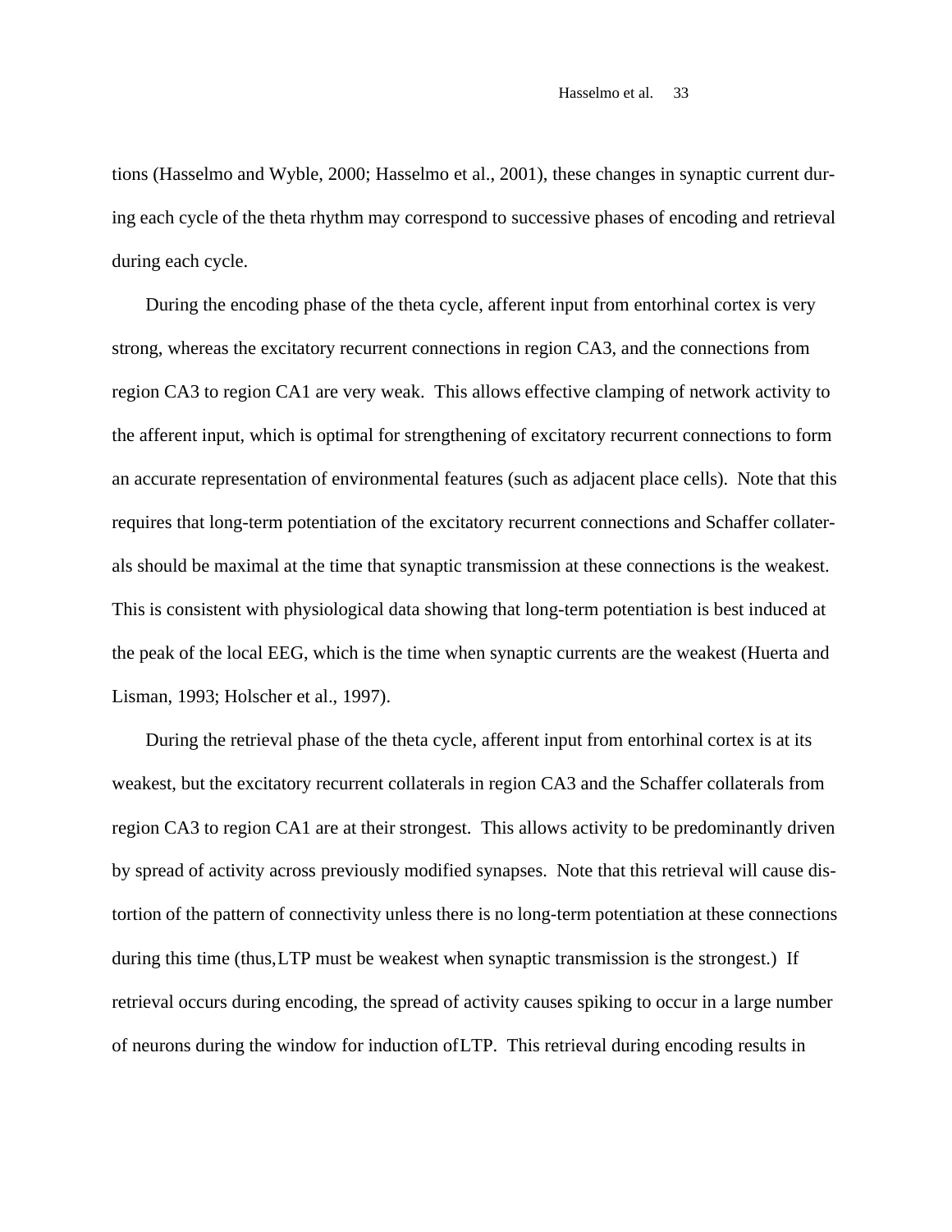tions (Hasselmo and Wyble, 2000; Hasselmo et al., 2001), these changes in synaptic current during each cycle of the theta rhythm may correspond to successive phases of encoding and retrieval during each cycle.

During the encoding phase of the theta cycle, afferent input from entorhinal cortex is very strong, whereas the excitatory recurrent connections in region CA3, and the connections from region CA3 to region CA1 are very weak. This allows effective clamping of network activity to the afferent input, which is optimal for strengthening of excitatory recurrent connections to form an accurate representation of environmental features (such as adjacent place cells). Note that this requires that long-term potentiation of the excitatory recurrent connections and Schaffer collaterals should be maximal at the time that synaptic transmission at these connections is the weakest. This is consistent with physiological data showing that long-term potentiation is best induced at the peak of the local EEG, which is the time when synaptic currents are the weakest (Huerta and Lisman, 1993; Holscher et al., 1997).

During the retrieval phase of the theta cycle, afferent input from entorhinal cortex is at its weakest, but the excitatory recurrent collaterals in region CA3 and the Schaffer collaterals from region CA3 to region CA1 are at their strongest. This allows activity to be predominantly driven by spread of activity across previously modified synapses. Note that this retrieval will cause distortion of the pattern of connectivity unless there is no long-term potentiation at these connections during this time (thus, LTP must be weakest when synaptic transmission is the strongest.) If retrieval occurs during encoding, the spread of activity causes spiking to occur in a large number of neurons during the window for induction of LTP. This retrieval during encoding results in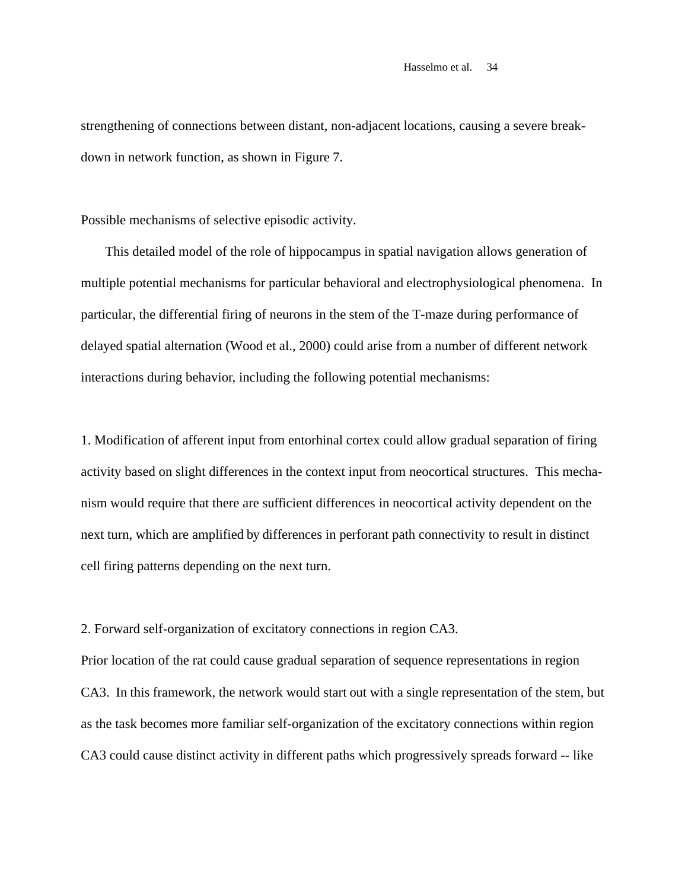strengthening of connections between distant, non-adjacent locations, causing a severe breakdown in network function, as shown in Figure 7.

Possible mechanisms of selective episodic activity.

This detailed model of the role of hippocampus in spatial navigation allows generation of multiple potential mechanisms for particular behavioral and electrophysiological phenomena. In particular, the differential firing of neurons in the stem of the T-maze during performance of delayed spatial alternation (Wood et al., 2000) could arise from a number of different network interactions during behavior, including the following potential mechanisms:

1. Modification of afferent input from entorhinal cortex could allow gradual separation of firing activity based on slight differences in the context input from neocortical structures. This mechanism would require that there are sufficient differences in neocortical activity dependent on the next turn, which are amplified by differences in perforant path connectivity to result in distinct cell firing patterns depending on the next turn.

2. Forward self-organization of excitatory connections in region CA3.
Prior location of the rat could cause gradual separation of sequence representations in region CA3. In this framework, the network would start out with a single representation of the stem, but as the task becomes more familiar self-organization of the excitatory connections within region CA3 could cause distinct activity in different paths which progressively spreads forward -- like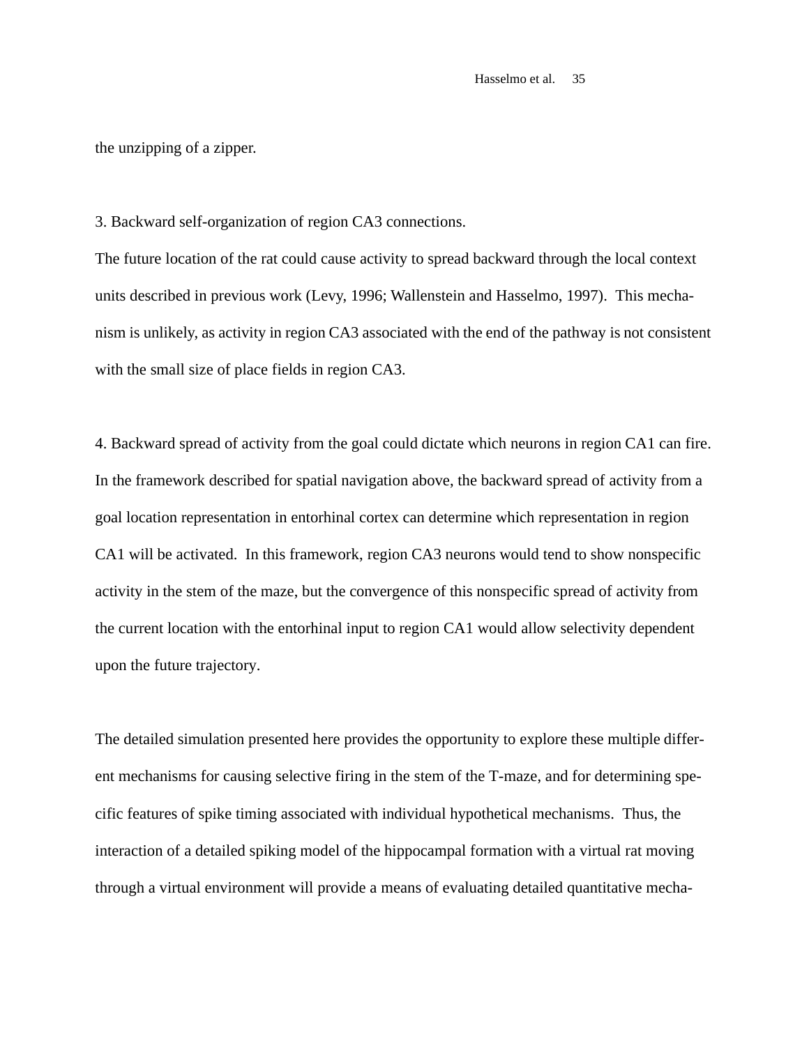the unzipping of a zipper.

3. Backward self-organization of region CA3 connections.

The future location of the rat could cause activity to spread backward through the local context units described in previous work (Levy, 1996; Wallenstein and Hasselmo, 1997). This mechanism is unlikely, as activity in region CA3 associated with the end of the pathway is not consistent with the small size of place fields in region CA3.

4. Backward spread of activity from the goal could dictate which neurons in region CA1 can fire. In the framework described for spatial navigation above, the backward spread of activity from a goal location representation in entorhinal cortex can determine which representation in region CA1 will be activated. In this framework, region CA3 neurons would tend to show nonspecific activity in the stem of the maze, but the convergence of this nonspecific spread of activity from the current location with the entorhinal input to region CA1 would allow selectivity dependent upon the future trajectory.

The detailed simulation presented here provides the opportunity to explore these multiple different mechanisms for causing selective firing in the stem of the T-maze, and for determining specific features of spike timing associated with individual hypothetical mechanisms. Thus, the interaction of a detailed spiking model of the hippocampal formation with a virtual rat moving through a virtual environment will provide a means of evaluating detailed quantitative mecha-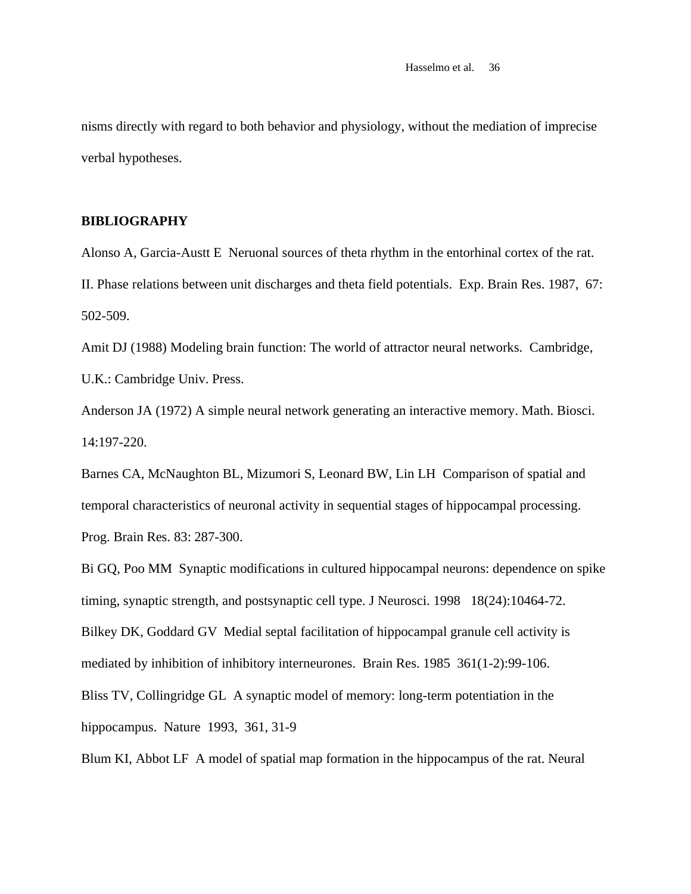nisms directly with regard to both behavior and physiology, without the mediation of imprecise verbal hypotheses.

## BIBLIOGRAPHY

Alonso A, Garcia-Austt E  Neruonal sources of theta rhythm in the entorhinal cortex of the rat. II. Phase relations between unit discharges and theta field potentials.  Exp. Brain Res. 1987,  67: 502-509.

Amit DJ (1988) Modeling brain function: The world of attractor neural networks.  Cambridge, U.K.: Cambridge Univ. Press.

Anderson JA (1972) A simple neural network generating an interactive memory. Math. Biosci. 14:197-220.

Barnes CA, McNaughton BL, Mizumori S, Leonard BW, Lin LH  Comparison of spatial and temporal characteristics of neuronal activity in sequential stages of hippocampal processing. Prog. Brain Res. 83: 287-300.

Bi GQ, Poo MM  Synaptic modifications in cultured hippocampal neurons: dependence on spike timing, synaptic strength, and postsynaptic cell type. J Neurosci. 1998   18(24):10464-72.

Bilkey DK, Goddard GV  Medial septal facilitation of hippocampal granule cell activity is mediated by inhibition of inhibitory interneurones.  Brain Res. 1985  361(1-2):99-106.

Bliss TV, Collingridge GL  A synaptic model of memory: long-term potentiation in the hippocampus.  Nature  1993,  361, 31-9

Blum KI, Abbot LF  A model of spatial map formation in the hippocampus of the rat. Neural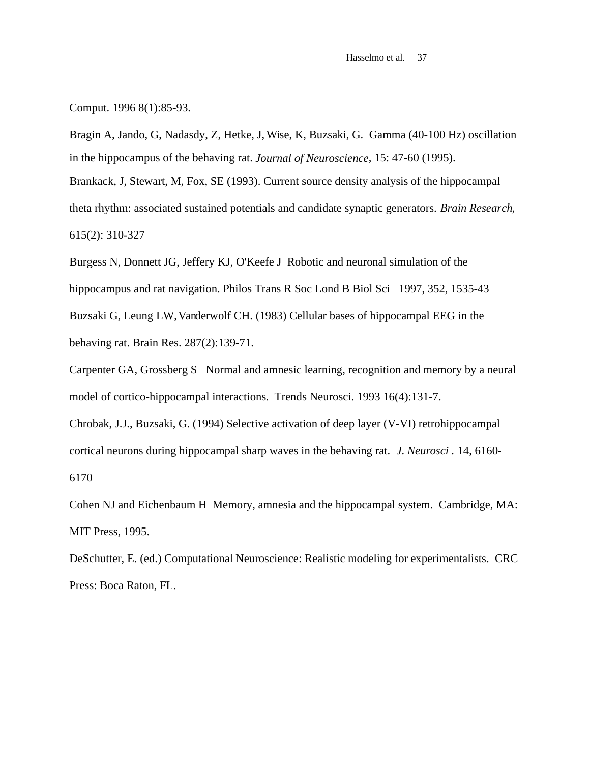Comput. 1996 8(1):85-93.

Bragin A, Jando, G, Nadasdy, Z, Hetke, J, Wise, K, Buzsaki, G. Gamma (40-100 Hz) oscillation in the hippocampus of the behaving rat. *Journal of Neuroscience*, 15: 47-60 (1995).

Brankack, J, Stewart, M, Fox, SE (1993). Current source density analysis of the hippocampal theta rhythm: associated sustained potentials and candidate synaptic generators. *Brain Research*, 615(2): 310-327

Burgess N, Donnett JG, Jeffery KJ, O'Keefe J Robotic and neuronal simulation of the hippocampus and rat navigation. Philos Trans R Soc Lond B Biol Sci 1997, 352, 1535-43

Buzsaki G, Leung LW, Vanderwolf CH. (1983) Cellular bases of hippocampal EEG in the behaving rat. Brain Res. 287(2):139-71.

Carpenter GA, Grossberg S Normal and amnesic learning, recognition and memory by a neural model of cortico-hippocampal interactions. Trends Neurosci. 1993 16(4):131-7.

Chrobak, J.J., Buzsaki, G. (1994) Selective activation of deep layer (V-VI) retrohippocampal cortical neurons during hippocampal sharp waves in the behaving rat. *J. Neurosci* . 14, 6160-6170

Cohen NJ and Eichenbaum H Memory, amnesia and the hippocampal system. Cambridge, MA: MIT Press, 1995.

DeSchutter, E. (ed.) Computational Neuroscience: Realistic modeling for experimentalists. CRC Press: Boca Raton, FL.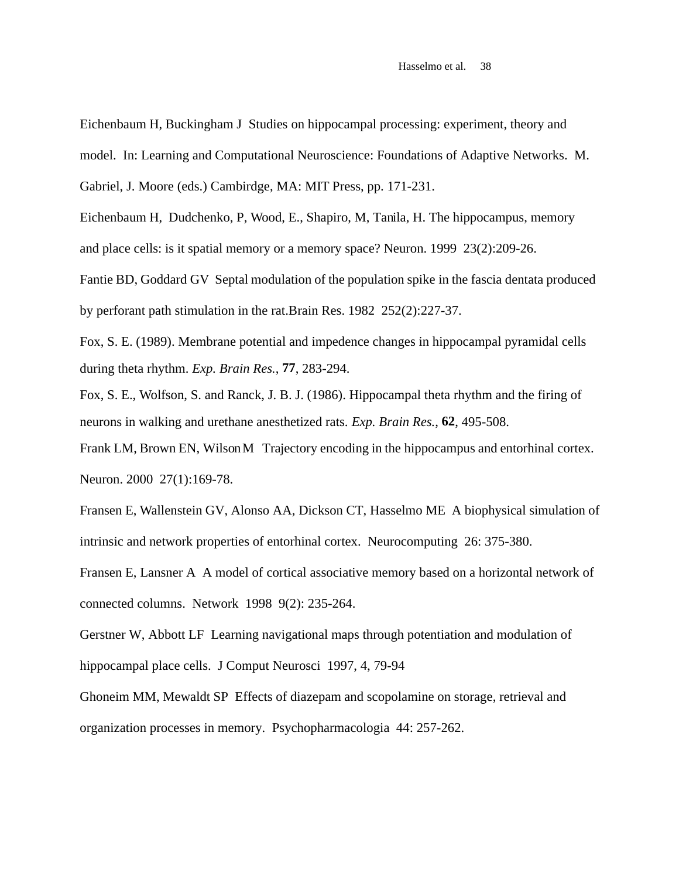Eichenbaum H, Buckingham J Studies on hippocampal processing: experiment, theory and model. In: Learning and Computational Neuroscience: Foundations of Adaptive Networks. M. Gabriel, J. Moore (eds.) Cambirdge, MA: MIT Press, pp. 171-231.

Eichenbaum H, Dudchenko, P, Wood, E., Shapiro, M, Tanila, H. The hippocampus, memory and place cells: is it spatial memory or a memory space? Neuron. 1999 23(2):209-26.

Fantie BD, Goddard GV Septal modulation of the population spike in the fascia dentata produced by perforant path stimulation in the rat.Brain Res. 1982 252(2):227-37.

Fox, S. E. (1989). Membrane potential and impedence changes in hippocampal pyramidal cells during theta rhythm. *Exp. Brain Res.*, **77**, 283-294.

Fox, S. E., Wolfson, S. and Ranck, J. B. J. (1986). Hippocampal theta rhythm and the firing of neurons in walking and urethane anesthetized rats. *Exp. Brain Res.*, **62**, 495-508.

Frank LM, Brown EN, Wilson M Trajectory encoding in the hippocampus and entorhinal cortex. Neuron. 2000 27(1):169-78.

Fransen E, Wallenstein GV, Alonso AA, Dickson CT, Hasselmo ME A biophysical simulation of intrinsic and network properties of entorhinal cortex. Neurocomputing 26: 375-380.

Fransen E, Lansner A A model of cortical associative memory based on a horizontal network of connected columns. Network 1998 9(2): 235-264.

Gerstner W, Abbott LF Learning navigational maps through potentiation and modulation of hippocampal place cells. J Comput Neurosci 1997, 4, 79-94

Ghoneim MM, Mewaldt SP Effects of diazepam and scopolamine on storage, retrieval and organization processes in memory. Psychopharmacologia 44: 257-262.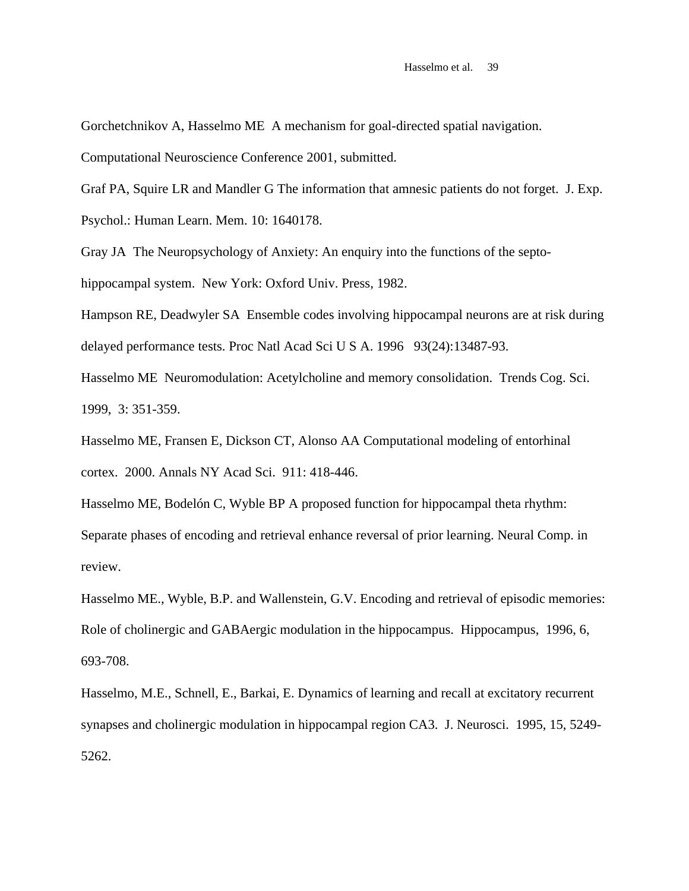Gorchetchnikov A, Hasselmo ME A mechanism for goal-directed spatial navigation. Computational Neuroscience Conference 2001, submitted.

Graf PA, Squire LR and Mandler G The information that amnesic patients do not forget. J. Exp. Psychol.: Human Learn. Mem. 10: 1640178.

Gray JA The Neuropsychology of Anxiety: An enquiry into the functions of the septo-hippocampal system. New York: Oxford Univ. Press, 1982.

Hampson RE, Deadwyler SA Ensemble codes involving hippocampal neurons are at risk during delayed performance tests. Proc Natl Acad Sci U S A. 1996 93(24):13487-93.

Hasselmo ME Neuromodulation: Acetylcholine and memory consolidation. Trends Cog. Sci. 1999, 3: 351-359.

Hasselmo ME, Fransen E, Dickson CT, Alonso AA Computational modeling of entorhinal cortex. 2000. Annals NY Acad Sci. 911: 418-446.

Hasselmo ME, Bodelón C, Wyble BP A proposed function for hippocampal theta rhythm: Separate phases of encoding and retrieval enhance reversal of prior learning. Neural Comp. in review.

Hasselmo ME., Wyble, B.P. and Wallenstein, G.V. Encoding and retrieval of episodic memories: Role of cholinergic and GABAergic modulation in the hippocampus. Hippocampus, 1996, 6, 693-708.

Hasselmo, M.E., Schnell, E., Barkai, E. Dynamics of learning and recall at excitatory recurrent synapses and cholinergic modulation in hippocampal region CA3. J. Neurosci. 1995, 15, 5249-5262.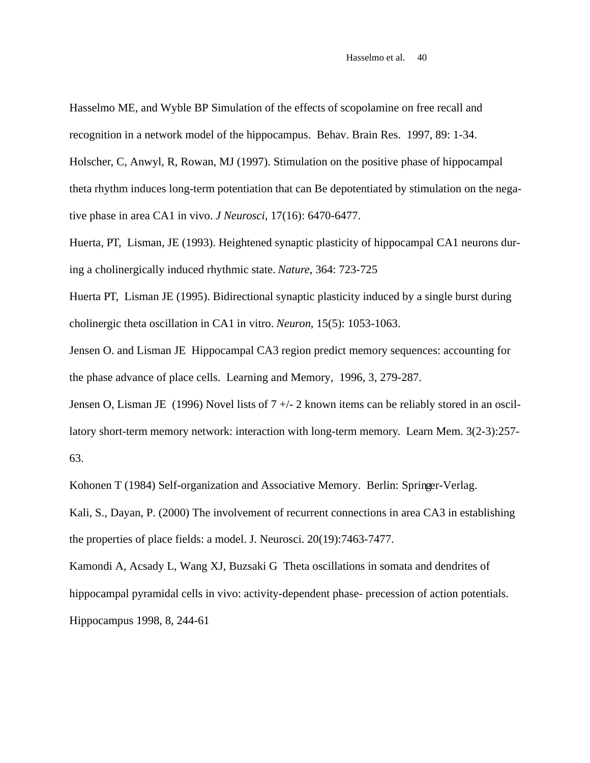Hasselmo ME, and Wyble BP Simulation of the effects of scopolamine on free recall and recognition in a network model of the hippocampus.  Behav. Brain Res.  1997, 89: 1-34.

Holscher, C, Anwyl, R, Rowan, MJ (1997). Stimulation on the positive phase of hippocampal theta rhythm induces long-term potentiation that can Be depotentiated by stimulation on the negative phase in area CA1 in vivo. *J Neurosci*, 17(16): 6470-6477.

Huerta, PT,  Lisman, JE (1993). Heightened synaptic plasticity of hippocampal CA1 neurons during a cholinergically induced rhythmic state. *Nature*, 364: 723-725

Huerta PT,  Lisman JE (1995). Bidirectional synaptic plasticity induced by a single burst during cholinergic theta oscillation in CA1 in vitro. *Neuron*, 15(5): 1053-1063.

Jensen O. and Lisman JE  Hippocampal CA3 region predict memory sequences: accounting for the phase advance of place cells.  Learning and Memory,  1996, 3, 279-287.

Jensen O, Lisman JE  (1996) Novel lists of 7 +/- 2 known items can be reliably stored in an oscillatory short-term memory network: interaction with long-term memory.  Learn Mem. 3(2-3):257-63.

Kohonen T (1984) Self-organization and Associative Memory.  Berlin: Springer-Verlag.

Kali, S., Dayan, P. (2000) The involvement of recurrent connections in area CA3 in establishing the properties of place fields: a model. J. Neurosci. 20(19):7463-7477.

Kamondi A, Acsady L, Wang XJ, Buzsaki G  Theta oscillations in somata and dendrites of hippocampal pyramidal cells in vivo: activity-dependent phase- precession of action potentials. Hippocampus 1998, 8, 244-61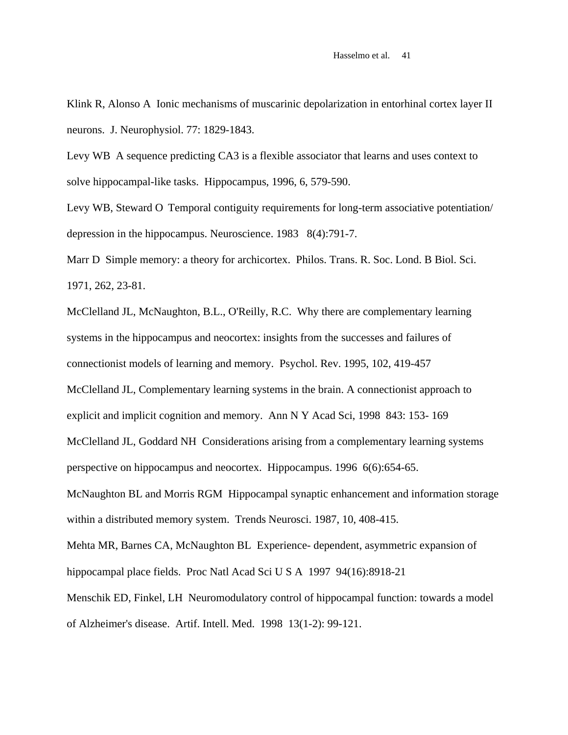Klink R, Alonso A  Ionic mechanisms of muscarinic depolarization in entorhinal cortex layer II neurons.  J. Neurophysiol. 77: 1829-1843.

Levy WB  A sequence predicting CA3 is a flexible associator that learns and uses context to solve hippocampal-like tasks.  Hippocampus, 1996, 6, 579-590.

Levy WB, Steward O  Temporal contiguity requirements for long-term associative potentiation/ depression in the hippocampus. Neuroscience. 1983   8(4):791-7.

Marr D  Simple memory: a theory for archicortex.  Philos. Trans. R. Soc. Lond. B Biol. Sci. 1971, 262, 23-81.

McClelland JL, McNaughton, B.L., O'Reilly, R.C.  Why there are complementary learning systems in the hippocampus and neocortex: insights from the successes and failures of connectionist models of learning and memory.  Psychol. Rev. 1995, 102, 419-457

McClelland JL, Complementary learning systems in the brain. A connectionist approach to explicit and implicit cognition and memory.  Ann N Y Acad Sci, 1998  843: 153- 169

McClelland JL, Goddard NH  Considerations arising from a complementary learning systems perspective on hippocampus and neocortex.  Hippocampus. 1996  6(6):654-65.

McNaughton BL and Morris RGM  Hippocampal synaptic enhancement and information storage within a distributed memory system.  Trends Neurosci. 1987, 10, 408-415.

Mehta MR, Barnes CA, McNaughton BL  Experience- dependent, asymmetric expansion of hippocampal place fields.  Proc Natl Acad Sci U S A  1997  94(16):8918-21

Menschik ED, Finkel, LH  Neuromodulatory control of hippocampal function: towards a model of Alzheimer's disease.  Artif. Intell. Med.  1998  13(1-2): 99-121.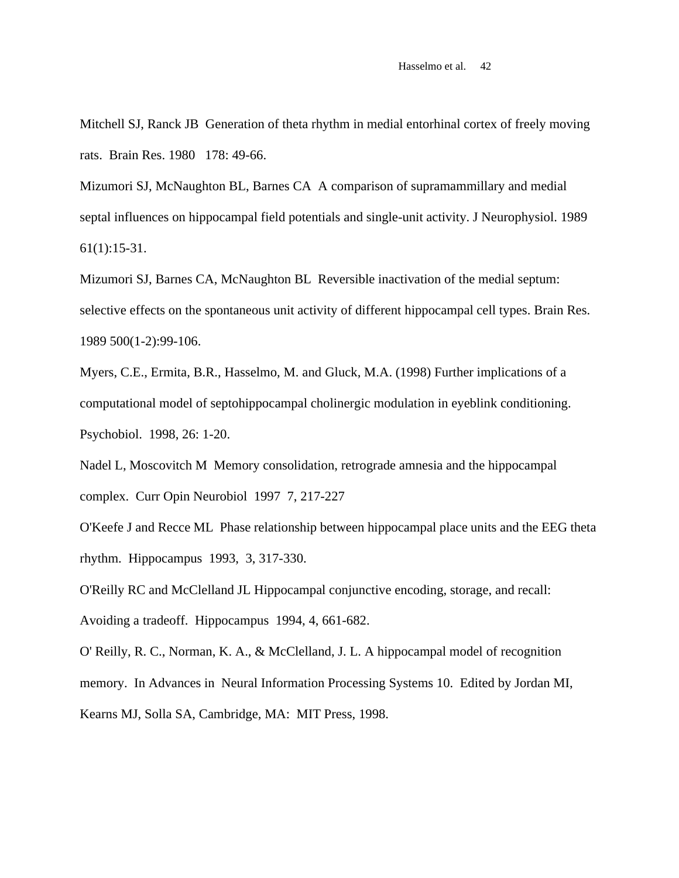Mitchell SJ, Ranck JB  Generation of theta rhythm in medial entorhinal cortex of freely moving rats.  Brain Res. 1980   178: 49-66.

Mizumori SJ, McNaughton BL, Barnes CA  A comparison of supramammillary and medial septal influences on hippocampal field potentials and single-unit activity. J Neurophysiol. 1989 61(1):15-31.

Mizumori SJ, Barnes CA, McNaughton BL  Reversible inactivation of the medial septum: selective effects on the spontaneous unit activity of different hippocampal cell types. Brain Res. 1989 500(1-2):99-106.

Myers, C.E., Ermita, B.R., Hasselmo, M. and Gluck, M.A. (1998) Further implications of a computational model of septohippocampal cholinergic modulation in eyeblink conditioning. Psychobiol.  1998, 26: 1-20.

Nadel L, Moscovitch M  Memory consolidation, retrograde amnesia and the hippocampal complex.  Curr Opin Neurobiol  1997  7, 217-227

O'Keefe J and Recce ML  Phase relationship between hippocampal place units and the EEG theta rhythm.  Hippocampus  1993,  3, 317-330.

O'Reilly RC and McClelland JL Hippocampal conjunctive encoding, storage, and recall: Avoiding a tradeoff.  Hippocampus  1994, 4, 661-682.

O' Reilly, R. C., Norman, K. A., & McClelland, J. L. A hippocampal model of recognition memory.  In Advances in  Neural Information Processing Systems 10.  Edited by Jordan MI, Kearns MJ, Solla SA, Cambridge, MA:  MIT Press, 1998.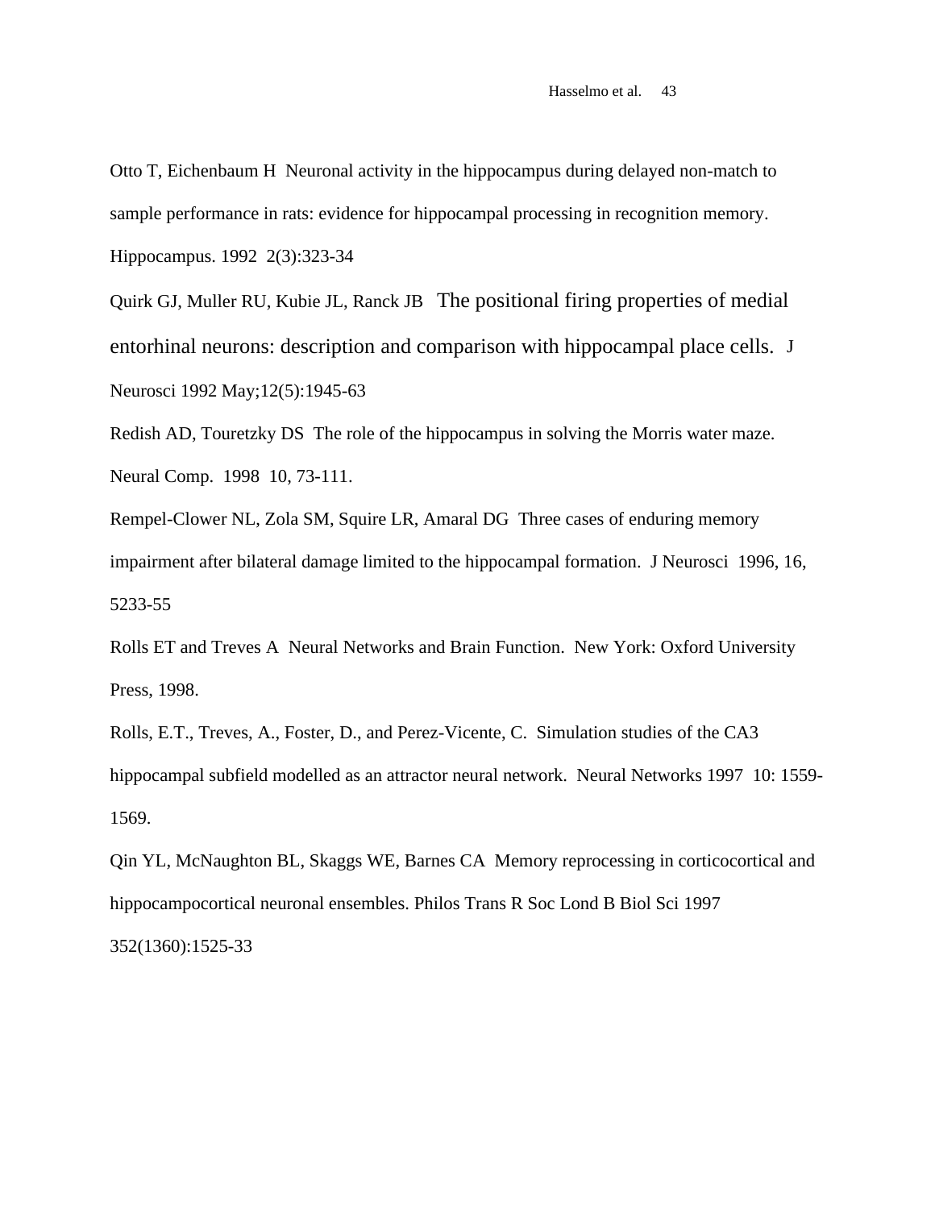Otto T, Eichenbaum H  Neuronal activity in the hippocampus during delayed non-match to sample performance in rats: evidence for hippocampal processing in recognition memory. Hippocampus. 1992  2(3):323-34

Quirk GJ, Muller RU, Kubie JL, Ranck JB   The positional firing properties of medial entorhinal neurons: description and comparison with hippocampal place cells.   J Neurosci 1992 May;12(5):1945-63

Redish AD, Touretzky DS  The role of the hippocampus in solving the Morris water maze. Neural Comp.  1998  10, 73-111.

Rempel-Clower NL, Zola SM, Squire LR, Amaral DG  Three cases of enduring memory impairment after bilateral damage limited to the hippocampal formation.  J Neurosci  1996, 16, 5233-55

Rolls ET and Treves A  Neural Networks and Brain Function.  New York: Oxford University Press, 1998.

Rolls, E.T., Treves, A., Foster, D., and Perez-Vicente, C.  Simulation studies of the CA3 hippocampal subfield modelled as an attractor neural network.  Neural Networks 1997  10: 1559-1569.

Qin YL, McNaughton BL, Skaggs WE, Barnes CA  Memory reprocessing in corticocortical and hippocampocortical neuronal ensembles. Philos Trans R Soc Lond B Biol Sci 1997 352(1360):1525-33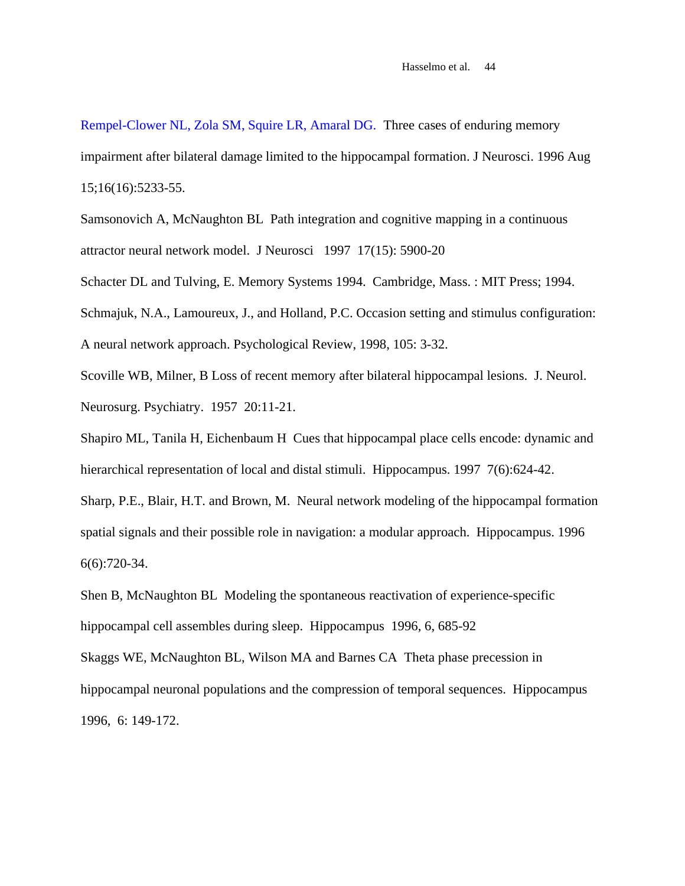Rempel-Clower NL, Zola SM, Squire LR, Amaral DG. Three cases of enduring memory impairment after bilateral damage limited to the hippocampal formation. J Neurosci. 1996 Aug 15;16(16):5233-55.

Samsonovich A, McNaughton BL Path integration and cognitive mapping in a continuous attractor neural network model. J Neurosci 1997 17(15): 5900-20

Schacter DL and Tulving, E. Memory Systems 1994. Cambridge, Mass. : MIT Press; 1994.

Schmajuk, N.A., Lamoureux, J., and Holland, P.C. Occasion setting and stimulus configuration: A neural network approach. Psychological Review, 1998, 105: 3-32.

Scoville WB, Milner, B Loss of recent memory after bilateral hippocampal lesions. J. Neurol. Neurosurg. Psychiatry. 1957 20:11-21.

Shapiro ML, Tanila H, Eichenbaum H Cues that hippocampal place cells encode: dynamic and hierarchical representation of local and distal stimuli. Hippocampus. 1997 7(6):624-42.

Sharp, P.E., Blair, H.T. and Brown, M. Neural network modeling of the hippocampal formation spatial signals and their possible role in navigation: a modular approach. Hippocampus. 1996 6(6):720-34.

Shen B, McNaughton BL Modeling the spontaneous reactivation of experience-specific hippocampal cell assembles during sleep. Hippocampus 1996, 6, 685-92

Skaggs WE, McNaughton BL, Wilson MA and Barnes CA Theta phase precession in hippocampal neuronal populations and the compression of temporal sequences. Hippocampus 1996, 6: 149-172.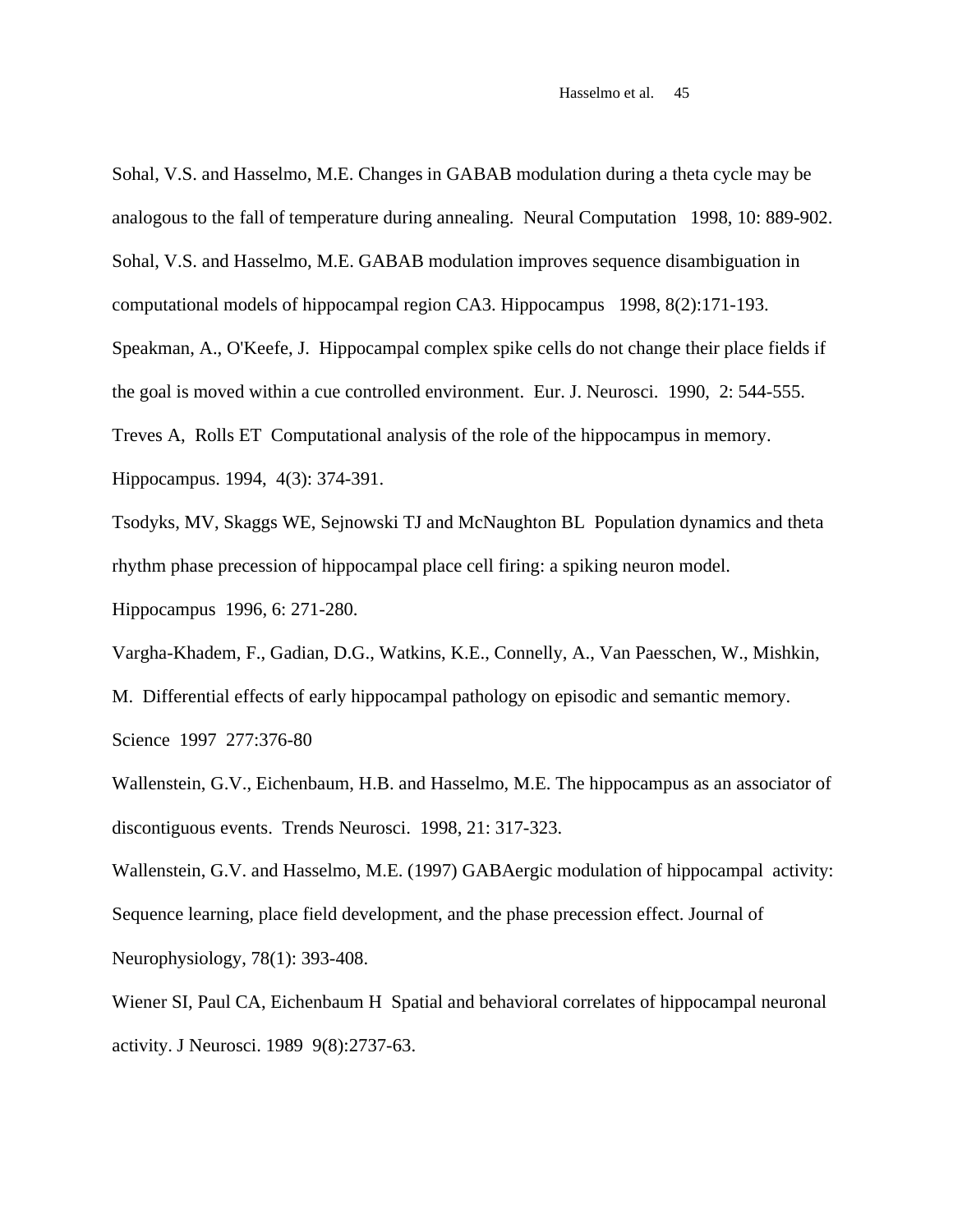Sohal, V.S. and Hasselmo, M.E. Changes in GABAB modulation during a theta cycle may be analogous to the fall of temperature during annealing. Neural Computation 1998, 10: 889-902.

Sohal, V.S. and Hasselmo, M.E. GABAB modulation improves sequence disambiguation in computational models of hippocampal region CA3. Hippocampus 1998, 8(2):171-193.

Speakman, A., O'Keefe, J. Hippocampal complex spike cells do not change their place fields if the goal is moved within a cue controlled environment. Eur. J. Neurosci. 1990, 2: 544-555.

Treves A, Rolls ET Computational analysis of the role of the hippocampus in memory. Hippocampus. 1994, 4(3): 374-391.

Tsodyks, MV, Skaggs WE, Sejnowski TJ and McNaughton BL Population dynamics and theta rhythm phase precession of hippocampal place cell firing: a spiking neuron model. Hippocampus 1996, 6: 271-280.

Vargha-Khadem, F., Gadian, D.G., Watkins, K.E., Connelly, A., Van Paesschen, W., Mishkin, M. Differential effects of early hippocampal pathology on episodic and semantic memory. Science 1997 277:376-80

Wallenstein, G.V., Eichenbaum, H.B. and Hasselmo, M.E. The hippocampus as an associator of discontiguous events. Trends Neurosci. 1998, 21: 317-323.

Wallenstein, G.V. and Hasselmo, M.E. (1997) GABAergic modulation of hippocampal activity: Sequence learning, place field development, and the phase precession effect. Journal of Neurophysiology, 78(1): 393-408.

Wiener SI, Paul CA, Eichenbaum H Spatial and behavioral correlates of hippocampal neuronal activity. J Neurosci. 1989 9(8):2737-63.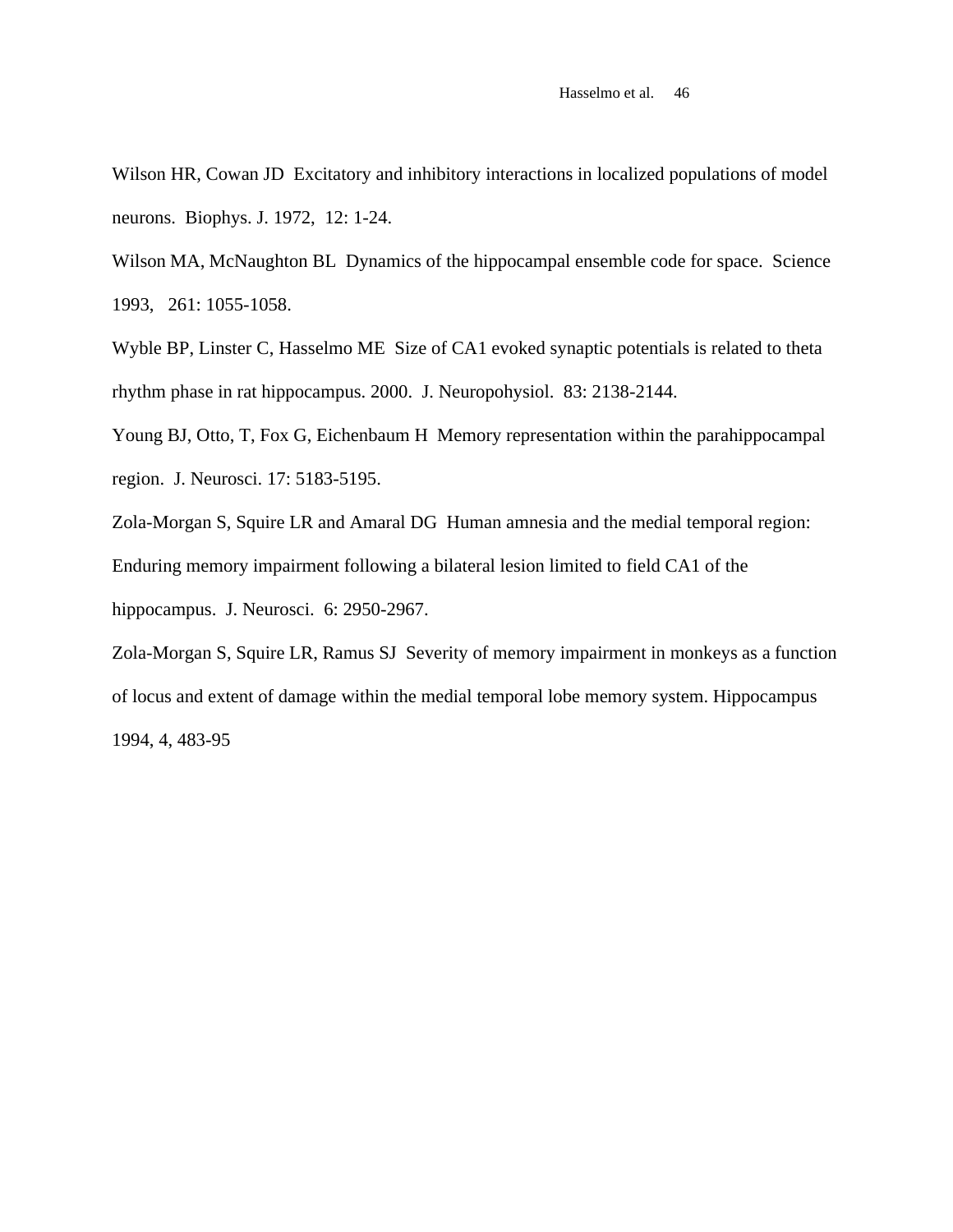Wilson HR, Cowan JD  Excitatory and inhibitory interactions in localized populations of model neurons.  Biophys. J. 1972,  12: 1-24.

Wilson MA, McNaughton BL  Dynamics of the hippocampal ensemble code for space.  Science 1993,   261: 1055-1058.

Wyble BP, Linster C, Hasselmo ME  Size of CA1 evoked synaptic potentials is related to theta rhythm phase in rat hippocampus. 2000.  J. Neuropohysiol.  83: 2138-2144.

Young BJ, Otto, T, Fox G, Eichenbaum H  Memory representation within the parahippocampal region.  J. Neurosci. 17: 5183-5195.

Zola-Morgan S, Squire LR and Amaral DG  Human amnesia and the medial temporal region: Enduring memory impairment following a bilateral lesion limited to field CA1 of the hippocampus.  J. Neurosci.  6: 2950-2967.

Zola-Morgan S, Squire LR, Ramus SJ  Severity of memory impairment in monkeys as a function of locus and extent of damage within the medial temporal lobe memory system. Hippocampus 1994, 4, 483-95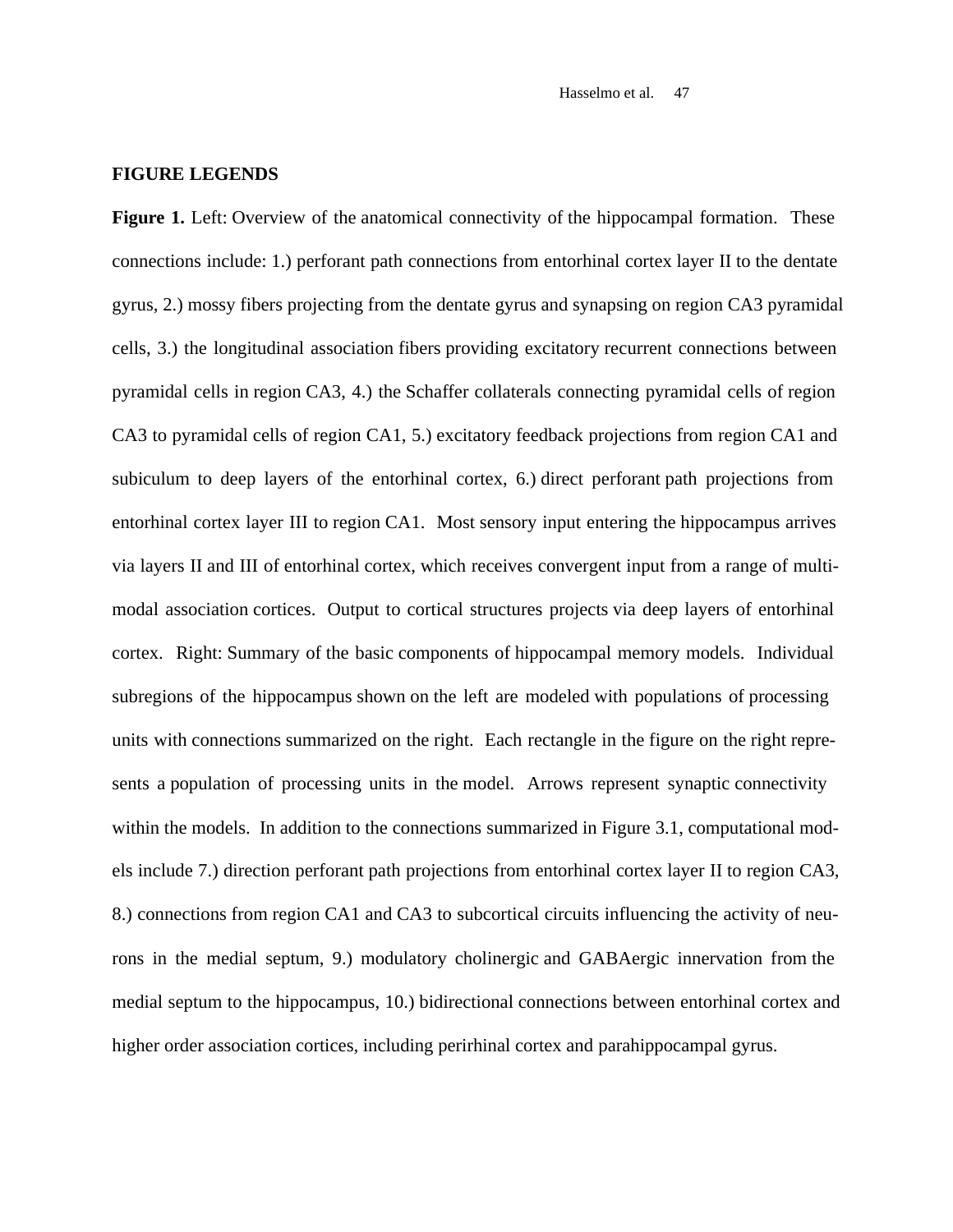## FIGURE LEGENDS

**Figure 1.** Left: Overview of the anatomical connectivity of the hippocampal formation. These connections include: 1.) perforant path connections from entorhinal cortex layer II to the dentate gyrus, 2.) mossy fibers projecting from the dentate gyrus and synapsing on region CA3 pyramidal cells, 3.) the longitudinal association fibers providing excitatory recurrent connections between pyramidal cells in region CA3, 4.) the Schaffer collaterals connecting pyramidal cells of region CA3 to pyramidal cells of region CA1, 5.) excitatory feedback projections from region CA1 and subiculum to deep layers of the entorhinal cortex, 6.) direct perforant path projections from entorhinal cortex layer III to region CA1. Most sensory input entering the hippocampus arrives via layers II and III of entorhinal cortex, which receives convergent input from a range of multi-modal association cortices. Output to cortical structures projects via deep layers of entorhinal cortex. Right: Summary of the basic components of hippocampal memory models. Individual subregions of the hippocampus shown on the left are modeled with populations of processing units with connections summarized on the right. Each rectangle in the figure on the right represents a population of processing units in the model. Arrows represent synaptic connectivity within the models. In addition to the connections summarized in Figure 3.1, computational models include 7.) direction perforant path projections from entorhinal cortex layer II to region CA3, 8.) connections from region CA1 and CA3 to subcortical circuits influencing the activity of neurons in the medial septum, 9.) modulatory cholinergic and GABAergic innervation from the medial septum to the hippocampus, 10.) bidirectional connections between entorhinal cortex and higher order association cortices, including perirhinal cortex and parahippocampal gyrus.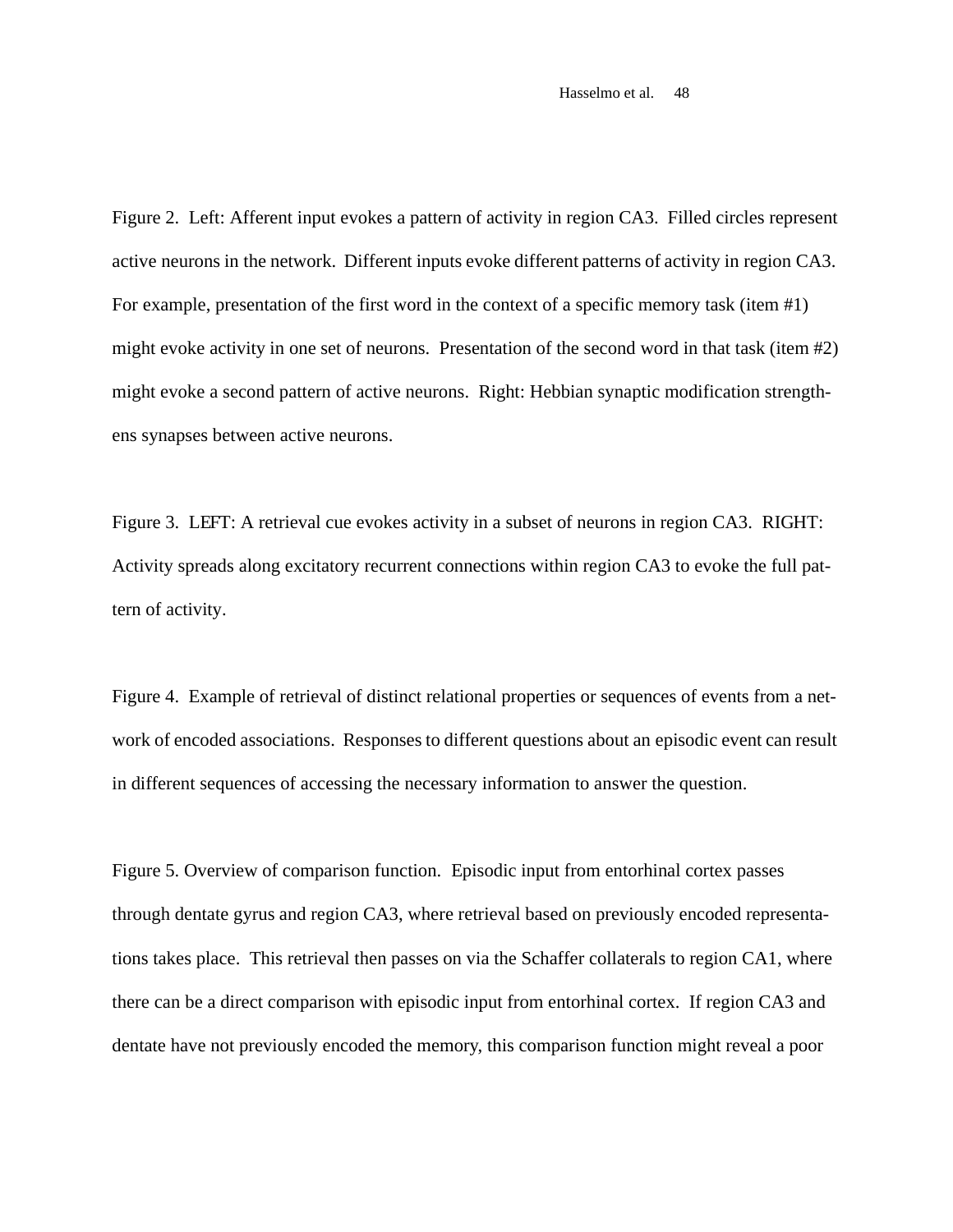Figure 2. Left: Afferent input evokes a pattern of activity in region CA3. Filled circles represent active neurons in the network. Different inputs evoke different patterns of activity in region CA3. For example, presentation of the first word in the context of a specific memory task (item #1) might evoke activity in one set of neurons. Presentation of the second word in that task (item #2) might evoke a second pattern of active neurons. Right: Hebbian synaptic modification strengthens synapses between active neurons.

Figure 3. LEFT: A retrieval cue evokes activity in a subset of neurons in region CA3. RIGHT: Activity spreads along excitatory recurrent connections within region CA3 to evoke the full pattern of activity.

Figure 4. Example of retrieval of distinct relational properties or sequences of events from a network of encoded associations. Responses to different questions about an episodic event can result in different sequences of accessing the necessary information to answer the question.

Figure 5. Overview of comparison function. Episodic input from entorhinal cortex passes through dentate gyrus and region CA3, where retrieval based on previously encoded representations takes place. This retrieval then passes on via the Schaffer collaterals to region CA1, where there can be a direct comparison with episodic input from entorhinal cortex. If region CA3 and dentate have not previously encoded the memory, this comparison function might reveal a poor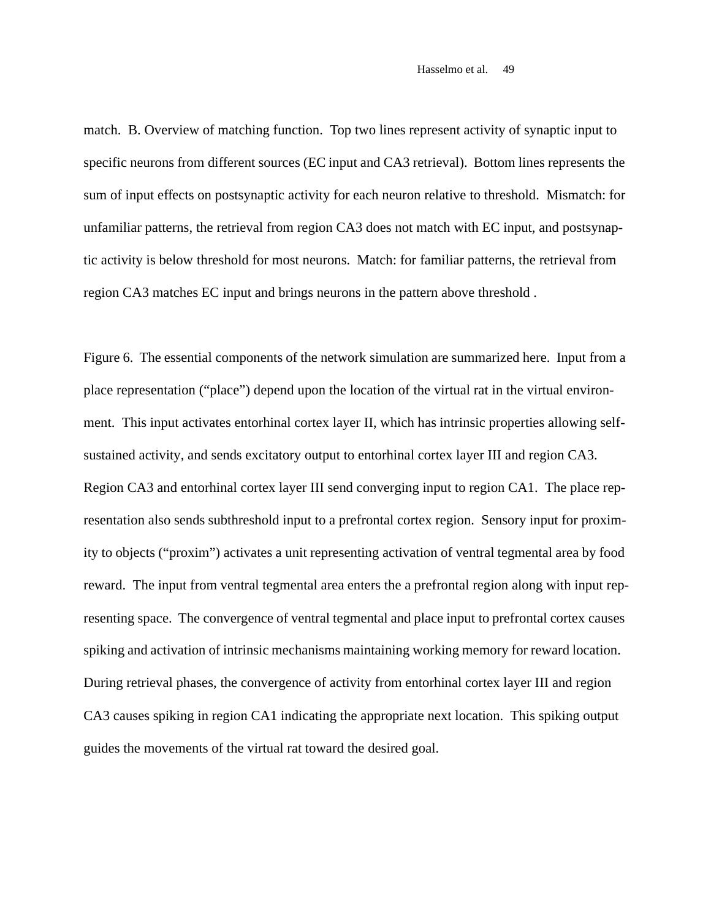match. B. Overview of matching function. Top two lines represent activity of synaptic input to specific neurons from different sources (EC input and CA3 retrieval). Bottom lines represents the sum of input effects on postsynaptic activity for each neuron relative to threshold. Mismatch: for unfamiliar patterns, the retrieval from region CA3 does not match with EC input, and postsynaptic activity is below threshold for most neurons. Match: for familiar patterns, the retrieval from region CA3 matches EC input and brings neurons in the pattern above threshold .

Figure 6. The essential components of the network simulation are summarized here. Input from a place representation ("place") depend upon the location of the virtual rat in the virtual environment. This input activates entorhinal cortex layer II, which has intrinsic properties allowing self-sustained activity, and sends excitatory output to entorhinal cortex layer III and region CA3. Region CA3 and entorhinal cortex layer III send converging input to region CA1. The place representation also sends subthreshold input to a prefrontal cortex region. Sensory input for proximity to objects ("proxim") activates a unit representing activation of ventral tegmental area by food reward. The input from ventral tegmental area enters the a prefrontal region along with input representing space. The convergence of ventral tegmental and place input to prefrontal cortex causes spiking and activation of intrinsic mechanisms maintaining working memory for reward location. During retrieval phases, the convergence of activity from entorhinal cortex layer III and region CA3 causes spiking in region CA1 indicating the appropriate next location. This spiking output guides the movements of the virtual rat toward the desired goal.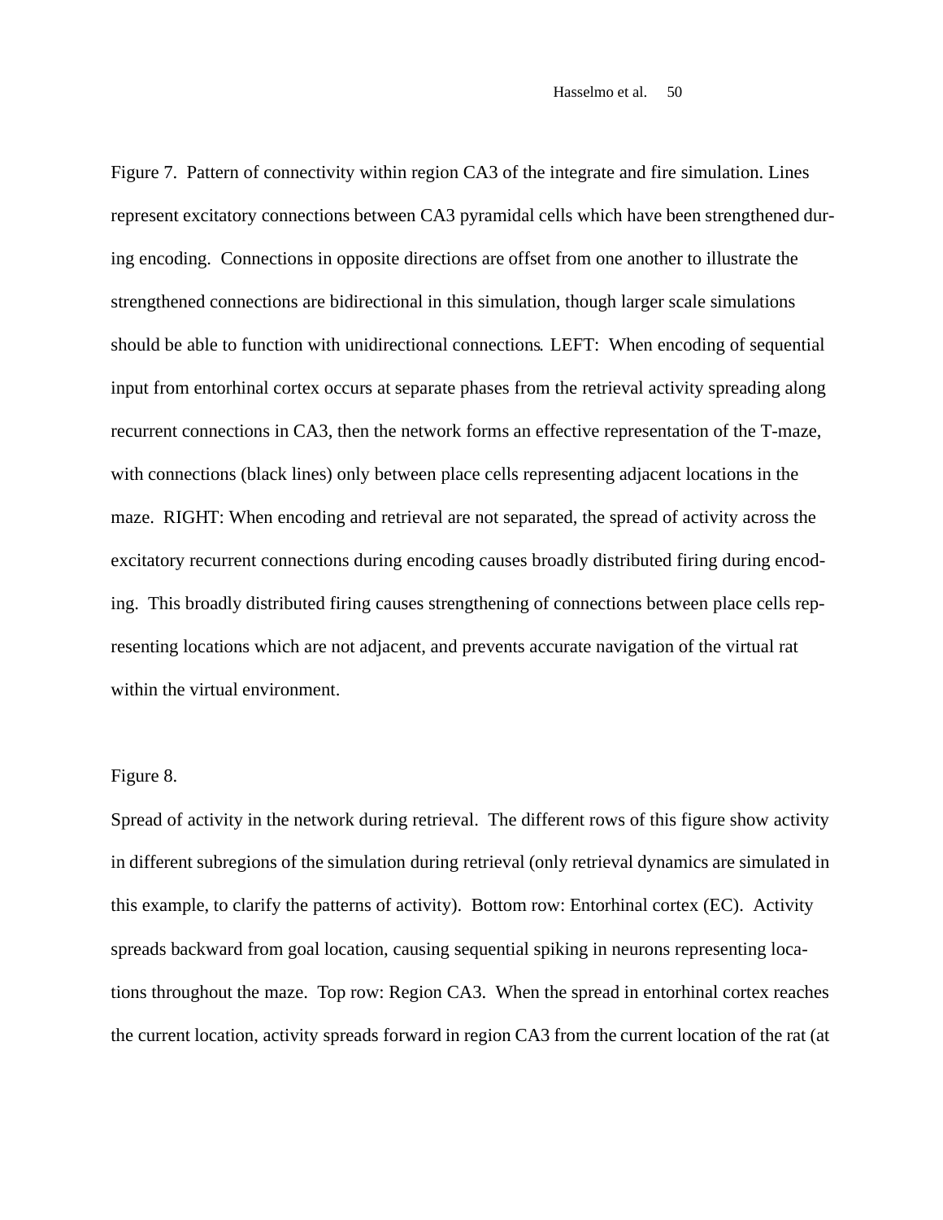Figure 7. Pattern of connectivity within region CA3 of the integrate and fire simulation. Lines represent excitatory connections between CA3 pyramidal cells which have been strengthened during encoding. Connections in opposite directions are offset from one another to illustrate the strengthened connections are bidirectional in this simulation, though larger scale simulations should be able to function with unidirectional connections. LEFT: When encoding of sequential input from entorhinal cortex occurs at separate phases from the retrieval activity spreading along recurrent connections in CA3, then the network forms an effective representation of the T-maze, with connections (black lines) only between place cells representing adjacent locations in the maze. RIGHT: When encoding and retrieval are not separated, the spread of activity across the excitatory recurrent connections during encoding causes broadly distributed firing during encoding. This broadly distributed firing causes strengthening of connections between place cells representing locations which are not adjacent, and prevents accurate navigation of the virtual rat within the virtual environment.

Figure 8.

Spread of activity in the network during retrieval. The different rows of this figure show activity in different subregions of the simulation during retrieval (only retrieval dynamics are simulated in this example, to clarify the patterns of activity). Bottom row: Entorhinal cortex (EC). Activity spreads backward from goal location, causing sequential spiking in neurons representing locations throughout the maze. Top row: Region CA3. When the spread in entorhinal cortex reaches the current location, activity spreads forward in region CA3 from the current location of the rat (at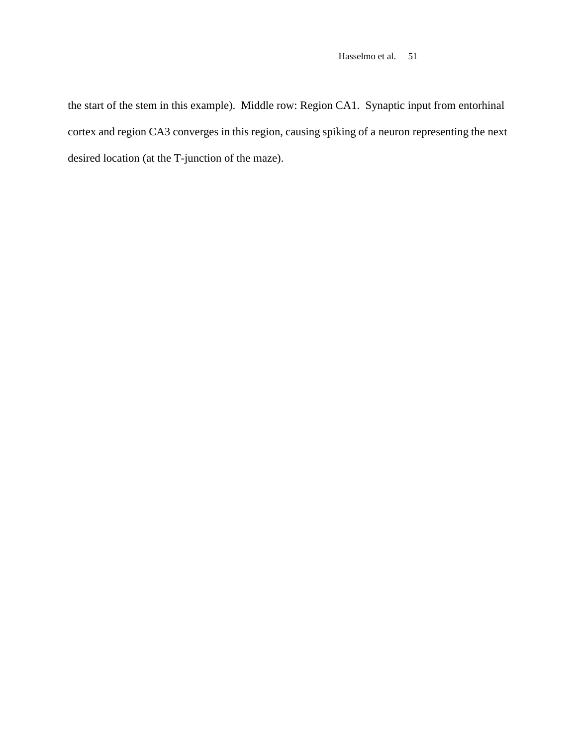the start of the stem in this example). Middle row: Region CA1. Synaptic input from entorhinal cortex and region CA3 converges in this region, causing spiking of a neuron representing the next desired location (at the T-junction of the maze).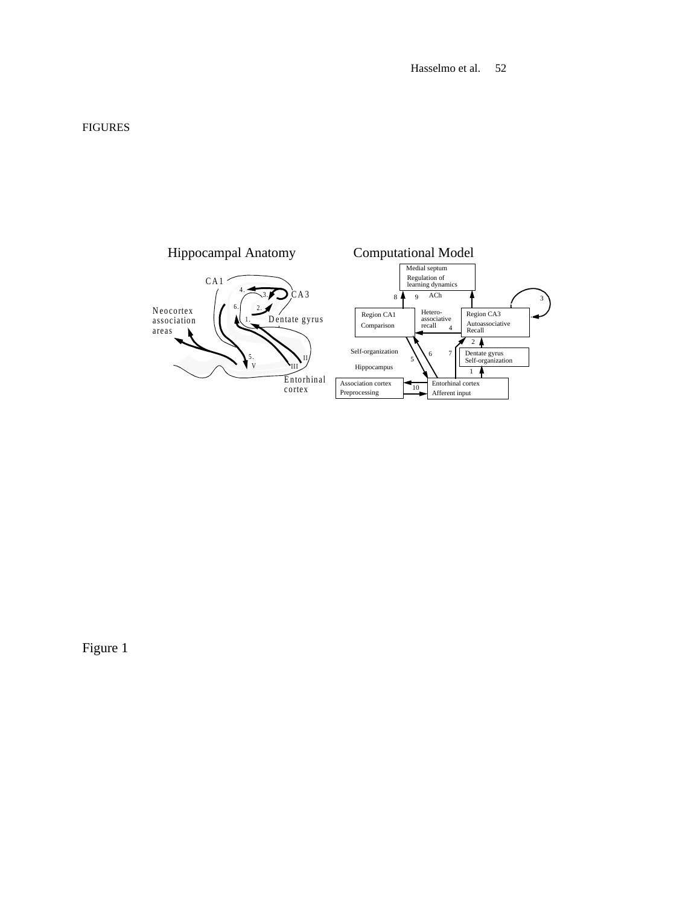FIGURES

Hippocampal Anatomy

CA1

CA3

Neocortex association areas

Dentate gyrus

Entorhinal cortex

Computational Model

Medial septum
Regulation of learning dynamics

ACh

Region CA1
Comparison

Hetero-associative recall

Region CA3
Autoassociative Recall

Self-organization

Hippocampus

Dentate gyrus
Self-organization

Association cortex
Preprocessing

Entorhinal cortex
Afferent input

Figure 1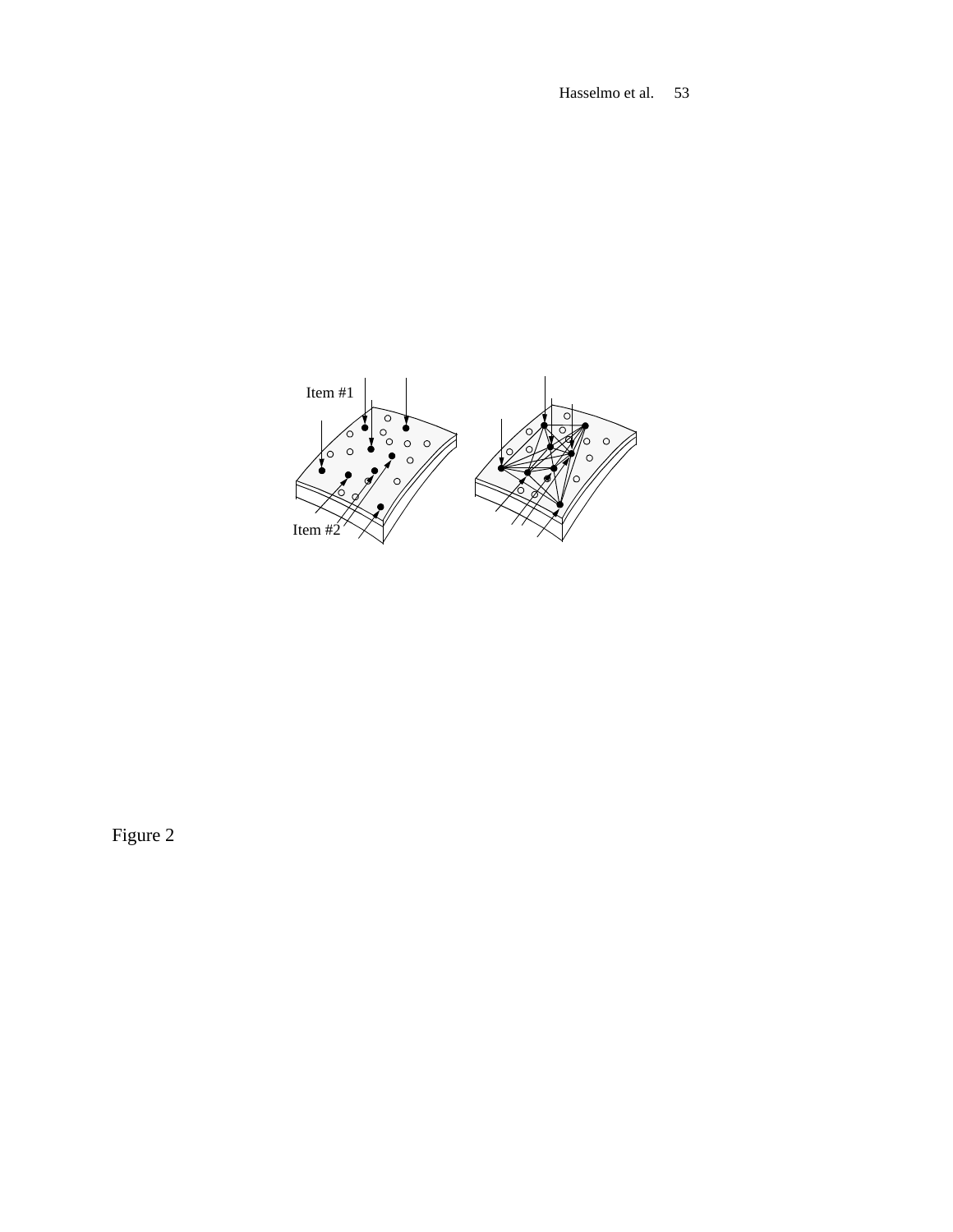Item #1

Item #2

Figure 2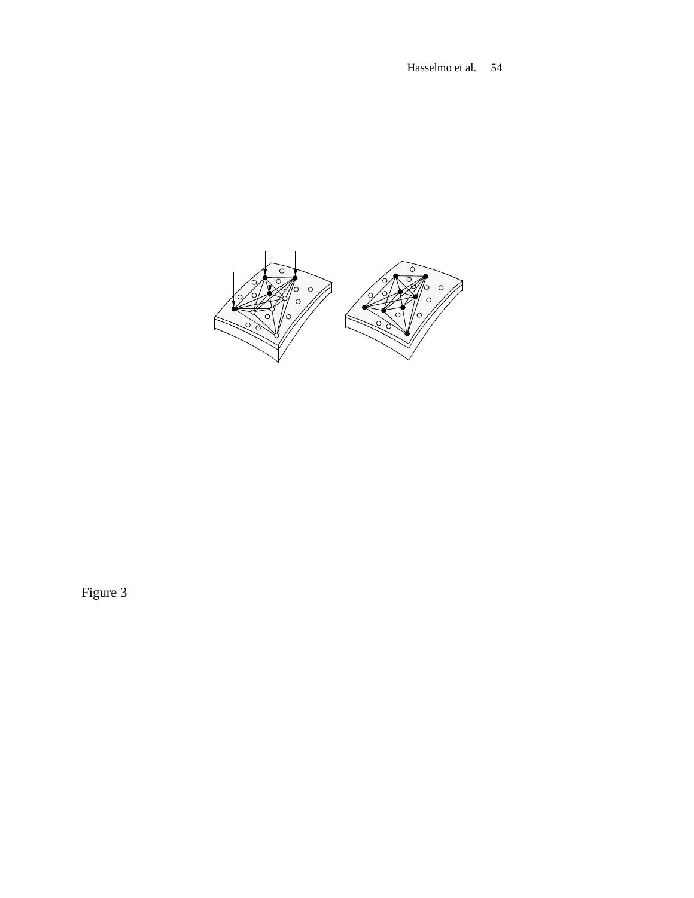Figure 3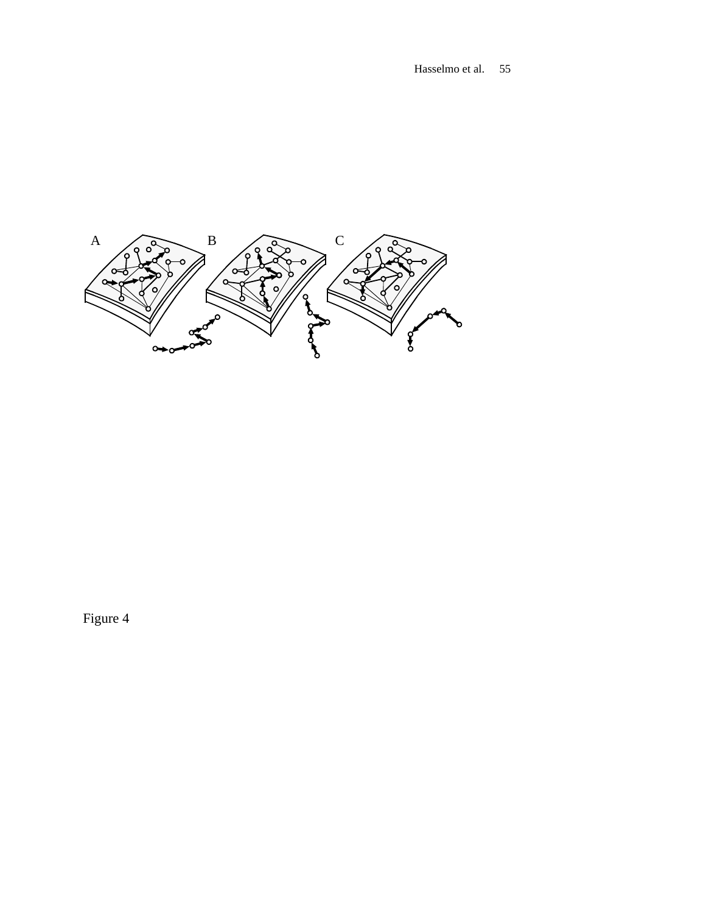A B C

Figure 4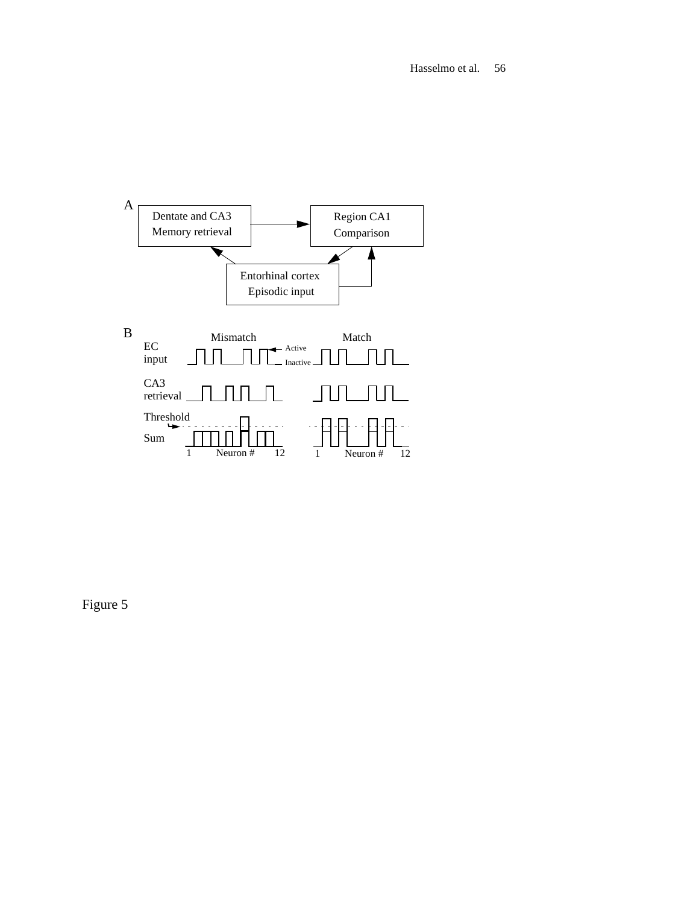A

Dentate and CA3
Memory retrieval

Region CA1
Comparison

Entorhinal cortex
Episodic input

B

Mismatch

Match

EC
input

Active

Inactive

CA3
retrieval

Threshold

Sum

1 Neuron # 12

1 Neuron # 12

Figure 5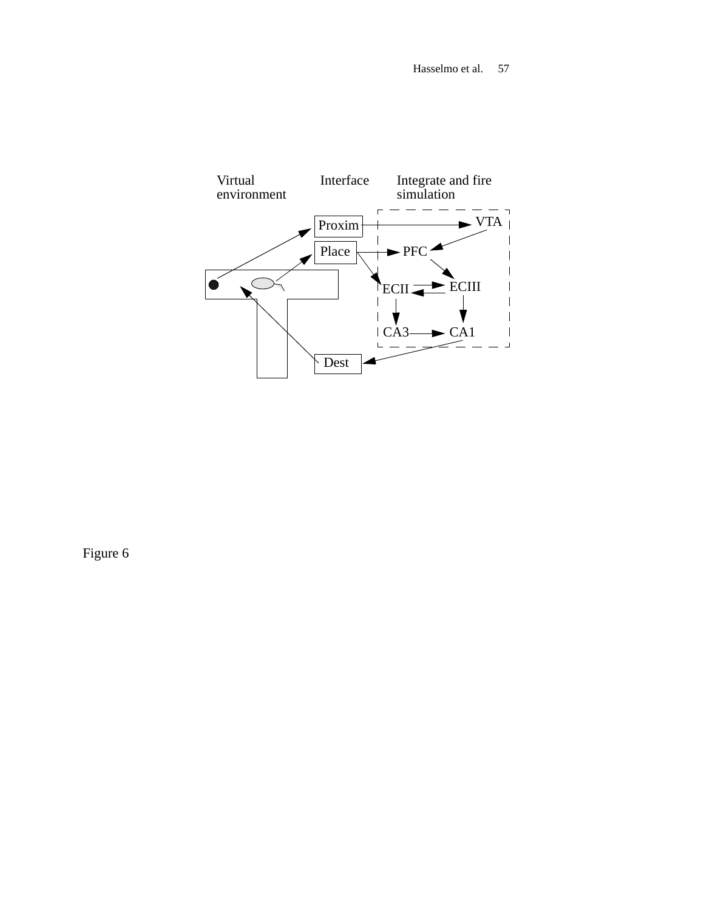Virtual environment

Interface

Integrate and fire simulation

Proxim

Place

Dest

VTA

PFC

ECII

ECIII

CA3

CA1

Figure 6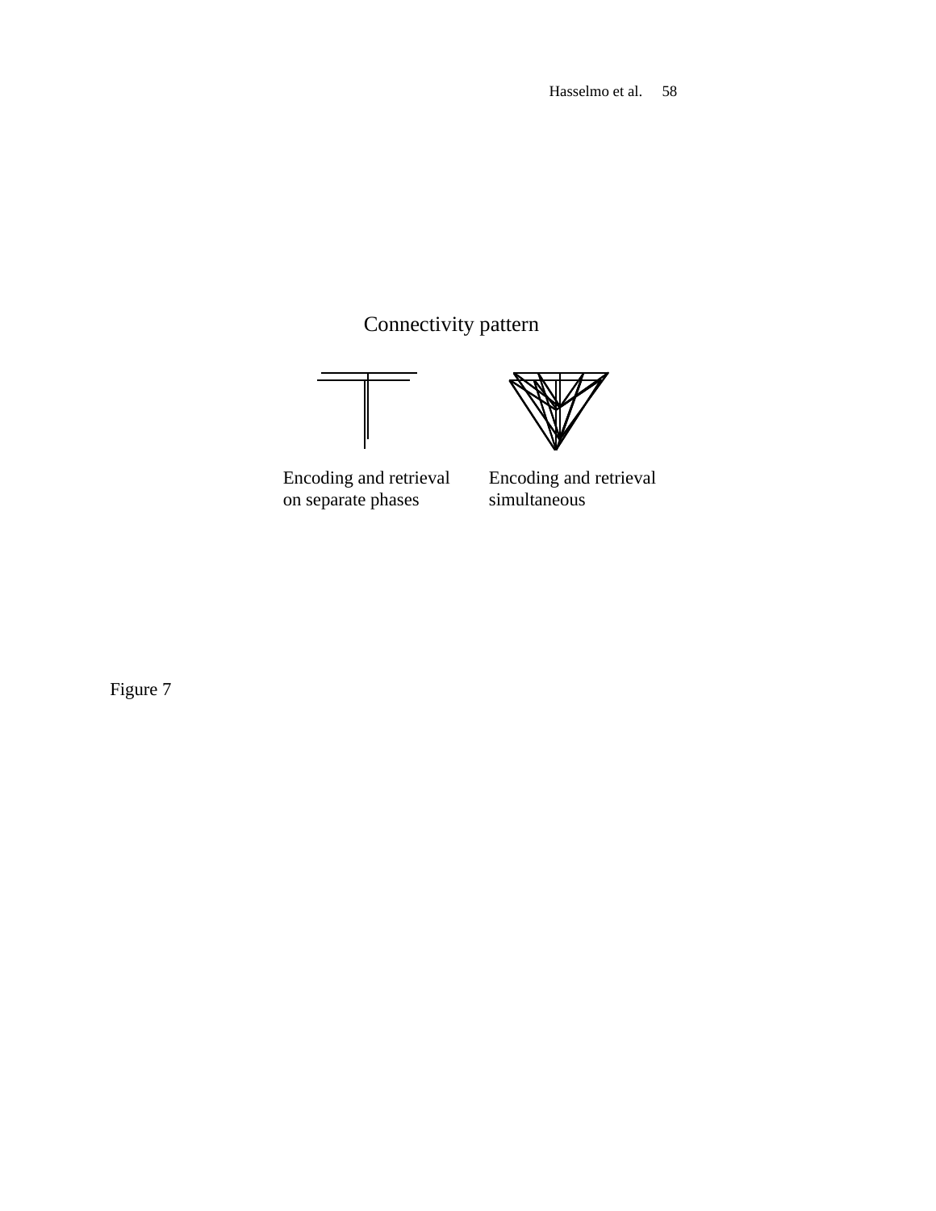Connectivity pattern

Encoding and retrieval on separate phases

Encoding and retrieval simultaneous

Figure 7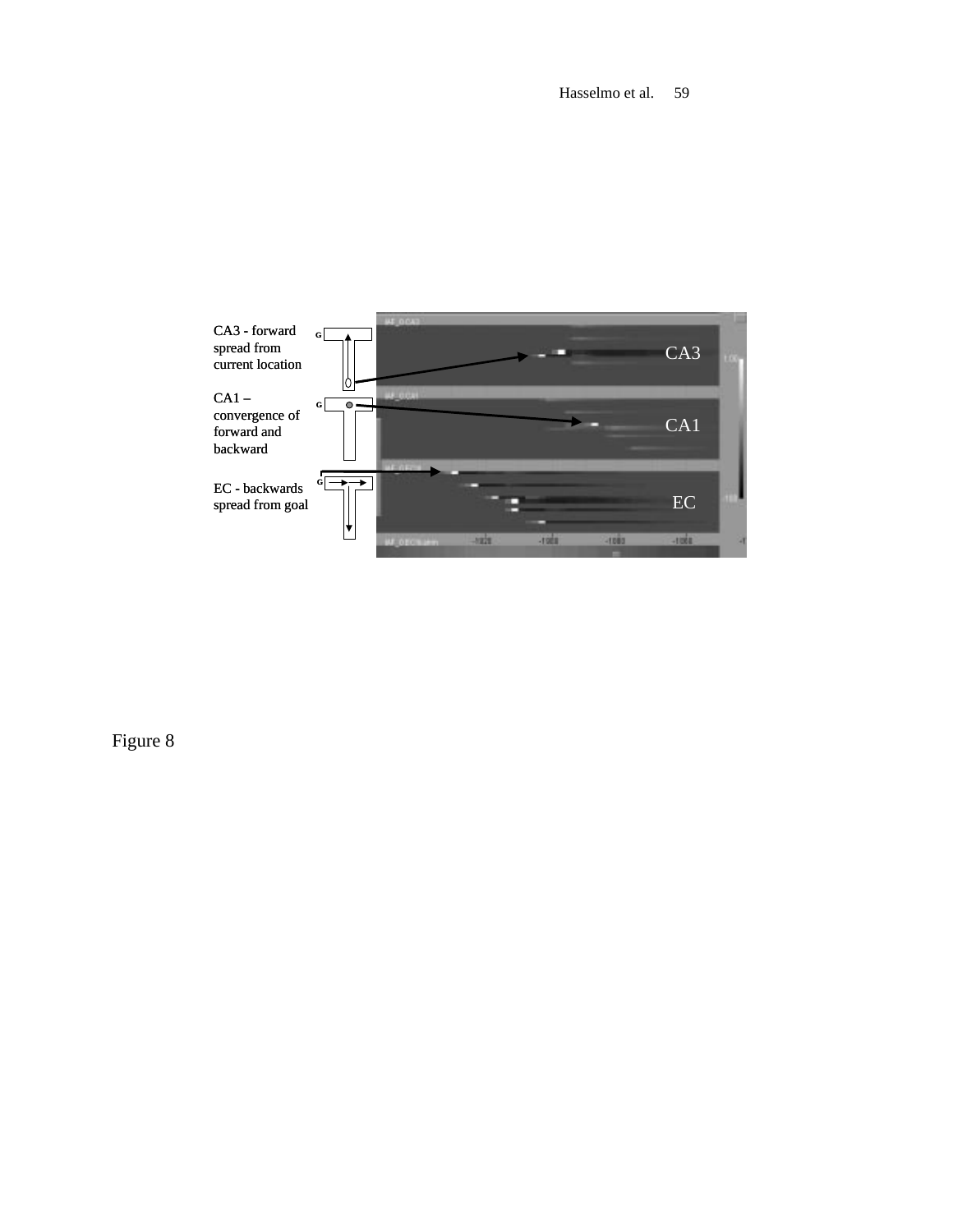CA3 - forward spread from current location

CA1 – convergence of forward and backward

EC - backwards spread from goal

Figure 8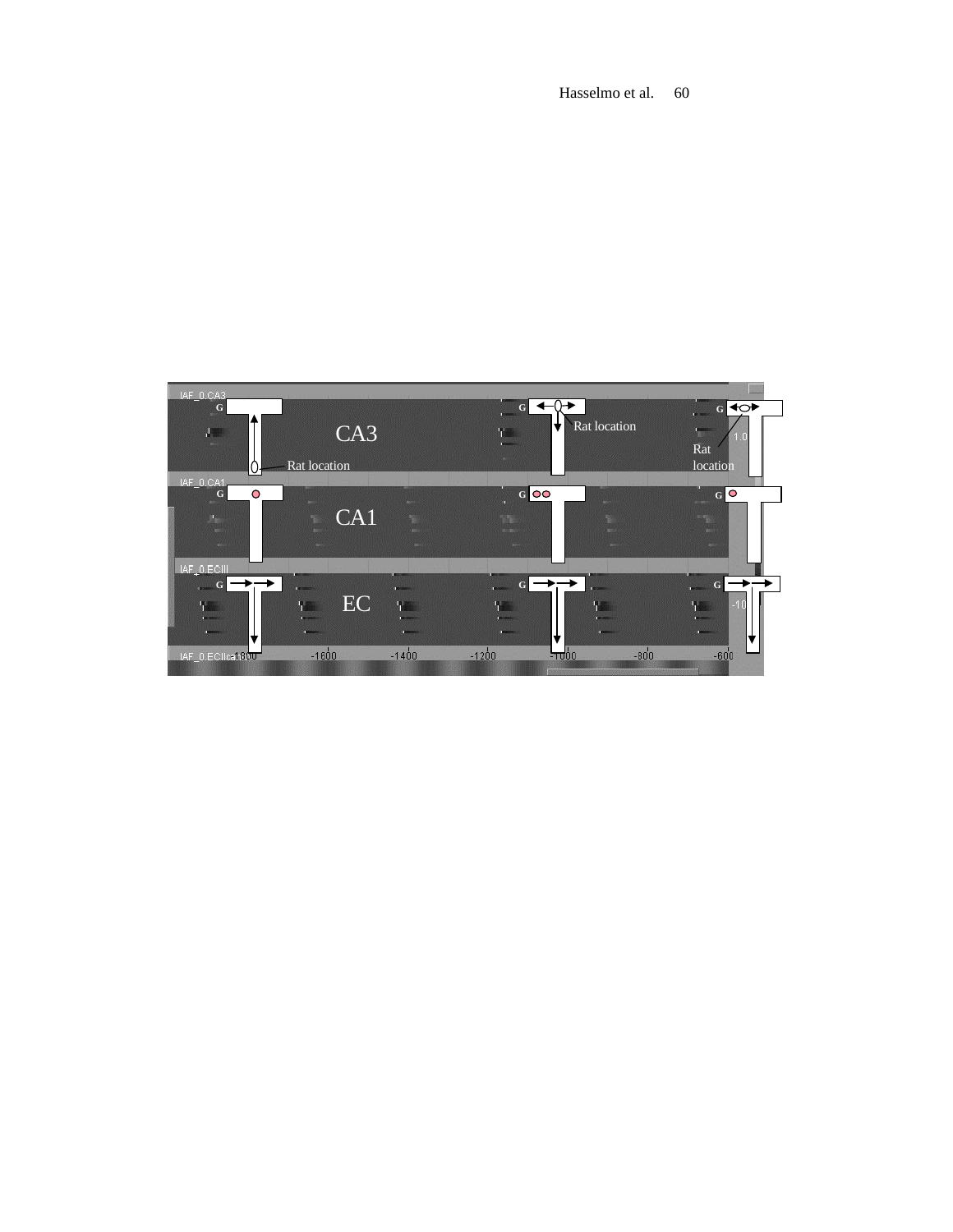IAF_0.CA3

G

CA3

Rat location

G

Rat location

G

Rat location

1.0

IAF_0.CA1

G

CA1

G

G

IAF_0.ECIII

G

EC

G

G

-10

IAF_0.ECIIcell -1800 -1600 -1400 -1200 -1000 -800 -600